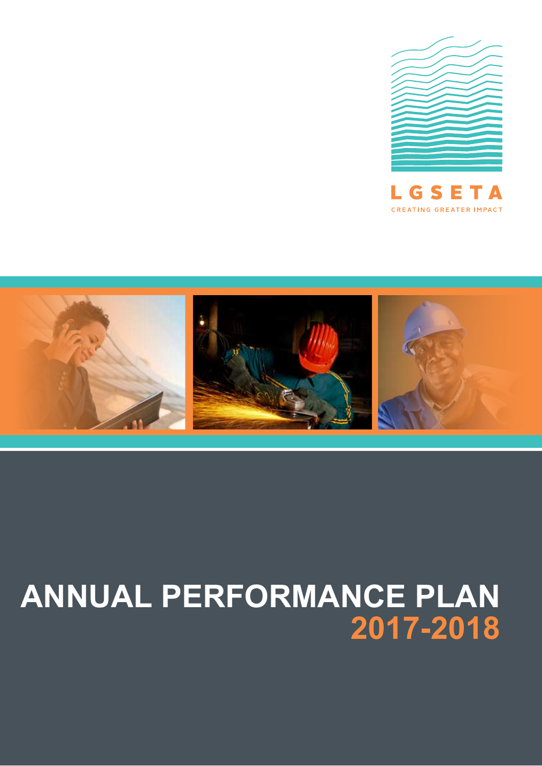LGSETA

CREATING GREATER IMPACT

# ANNUAL PERFORMANCE PLAN 2017-2018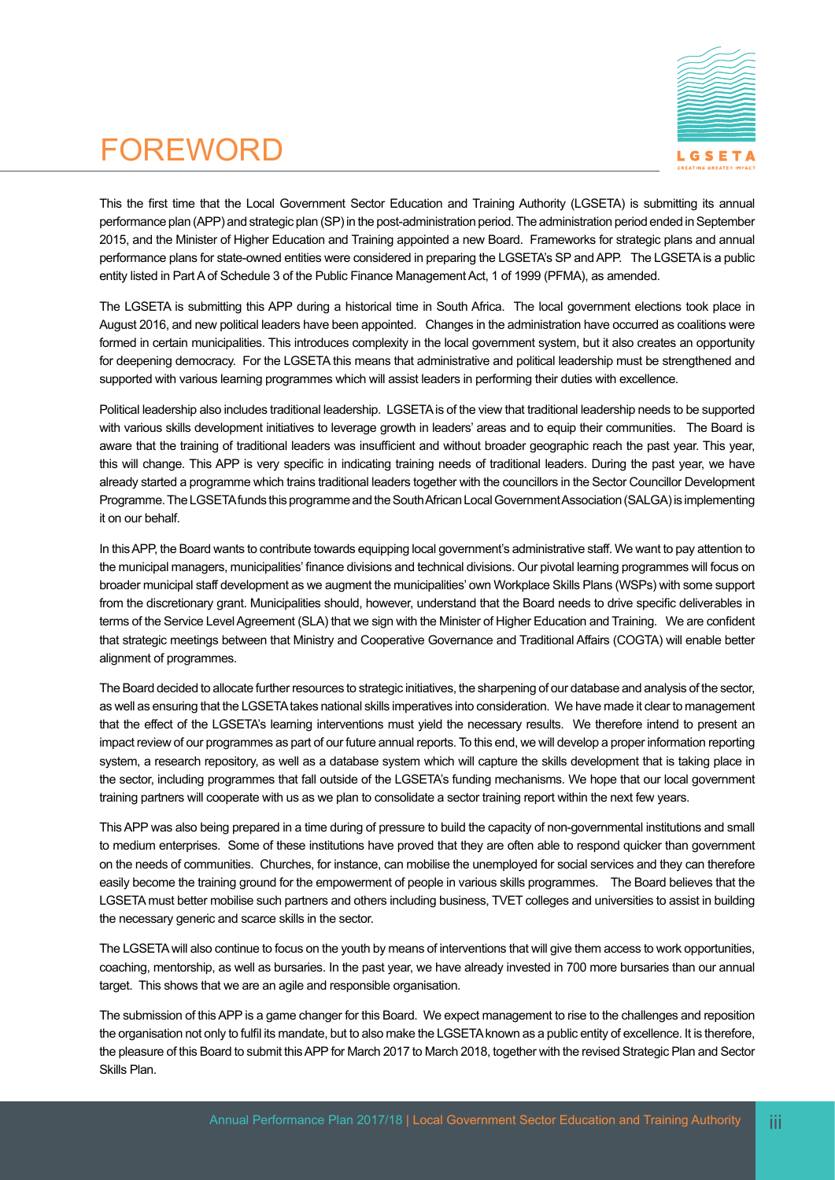# FOREWORD

This the first time that the Local Government Sector Education and Training Authority (LGSETA) is submitting its annual performance plan (APP) and strategic plan (SP) in the post-administration period. The administration period ended in September 2015, and the Minister of Higher Education and Training appointed a new Board. Frameworks for strategic plans and annual performance plans for state-owned entities were considered in preparing the LGSETA's SP and APP. The LGSETA is a public entity listed in Part A of Schedule 3 of the Public Finance Management Act, 1 of 1999 (PFMA), as amended.

The LGSETA is submitting this APP during a historical time in South Africa. The local government elections took place in August 2016, and new political leaders have been appointed. Changes in the administration have occurred as coalitions were formed in certain municipalities. This introduces complexity in the local government system, but it also creates an opportunity for deepening democracy. For the LGSETA this means that administrative and political leadership must be strengthened and supported with various learning programmes which will assist leaders in performing their duties with excellence.

Political leadership also includes traditional leadership. LGSETA is of the view that traditional leadership needs to be supported with various skills development initiatives to leverage growth in leaders' areas and to equip their communities. The Board is aware that the training of traditional leaders was insufficient and without broader geographic reach the past year. This year, this will change. This APP is very specific in indicating training needs of traditional leaders. During the past year, we have already started a programme which trains traditional leaders together with the councillors in the Sector Councillor Development Programme. The LGSETA funds this programme and the South African Local Government Association (SALGA) is implementing it on our behalf.

In this APP, the Board wants to contribute towards equipping local government's administrative staff. We want to pay attention to the municipal managers, municipalities' finance divisions and technical divisions. Our pivotal learning programmes will focus on broader municipal staff development as we augment the municipalities' own Workplace Skills Plans (WSPs) with some support from the discretionary grant. Municipalities should, however, understand that the Board needs to drive specific deliverables in terms of the Service Level Agreement (SLA) that we sign with the Minister of Higher Education and Training. We are confident that strategic meetings between that Ministry and Cooperative Governance and Traditional Affairs (COGTA) will enable better alignment of programmes.

The Board decided to allocate further resources to strategic initiatives, the sharpening of our database and analysis of the sector, as well as ensuring that the LGSETA takes national skills imperatives into consideration. We have made it clear to management that the effect of the LGSETA's learning interventions must yield the necessary results. We therefore intend to present an impact review of our programmes as part of our future annual reports. To this end, we will develop a proper information reporting system, a research repository, as well as a database system which will capture the skills development that is taking place in the sector, including programmes that fall outside of the LGSETA's funding mechanisms. We hope that our local government training partners will cooperate with us as we plan to consolidate a sector training report within the next few years.

This APP was also being prepared in a time during of pressure to build the capacity of non-governmental institutions and small to medium enterprises. Some of these institutions have proved that they are often able to respond quicker than government on the needs of communities. Churches, for instance, can mobilise the unemployed for social services and they can therefore easily become the training ground for the empowerment of people in various skills programmes. The Board believes that the LGSETA must better mobilise such partners and others including business, TVET colleges and universities to assist in building the necessary generic and scarce skills in the sector.

The LGSETA will also continue to focus on the youth by means of interventions that will give them access to work opportunities, coaching, mentorship, as well as bursaries. In the past year, we have already invested in 700 more bursaries than our annual target. This shows that we are an agile and responsible organisation.

The submission of this APP is a game changer for this Board. We expect management to rise to the challenges and reposition the organisation not only to fulfil its mandate, but to also make the LGSETA known as a public entity of excellence. It is therefore, the pleasure of this Board to submit this APP for March 2017 to March 2018, together with the revised Strategic Plan and Sector Skills Plan.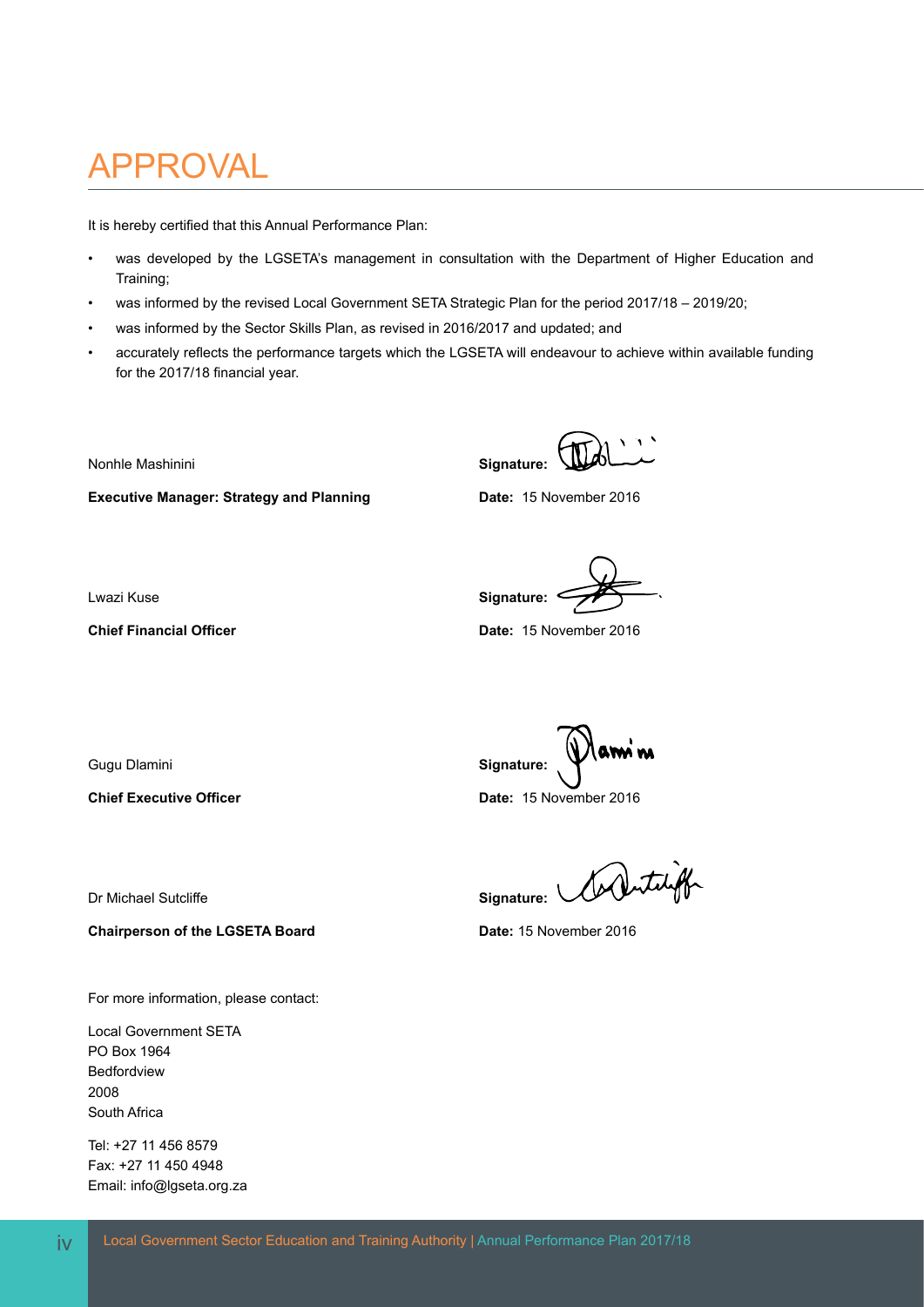# APPROVAL

It is hereby certified that this Annual Performance Plan:

- was developed by the LGSETA's management in consultation with the Department of Higher Education and Training;
- was informed by the revised Local Government SETA Strategic Plan for the period 2017/18 – 2019/20;
- was informed by the Sector Skills Plan, as revised in 2016/2017 and updated; and
- accurately reflects the performance targets which the LGSETA will endeavour to achieve within available funding for the 2017/18 financial year.

Nonhle Mashinini
**Executive Manager: Strategy and Planning**

**Signature:**
**Date:** 15 November 2016

Lwazi Kuse
**Chief Financial Officer**

**Signature:**
**Date:** 15 November 2016

Gugu Dlamini
**Chief Executive Officer**

**Signature:**
**Date:** 15 November 2016

Dr Michael Sutcliffe
**Chairperson of the LGSETA Board**

**Signature:**
**Date:** 15 November 2016

For more information, please contact:

Local Government SETA
PO Box 1964
Bedfordview
2008
South Africa

Tel: +27 11 456 8579
Fax: +27 11 450 4948
Email: info@lgseta.org.za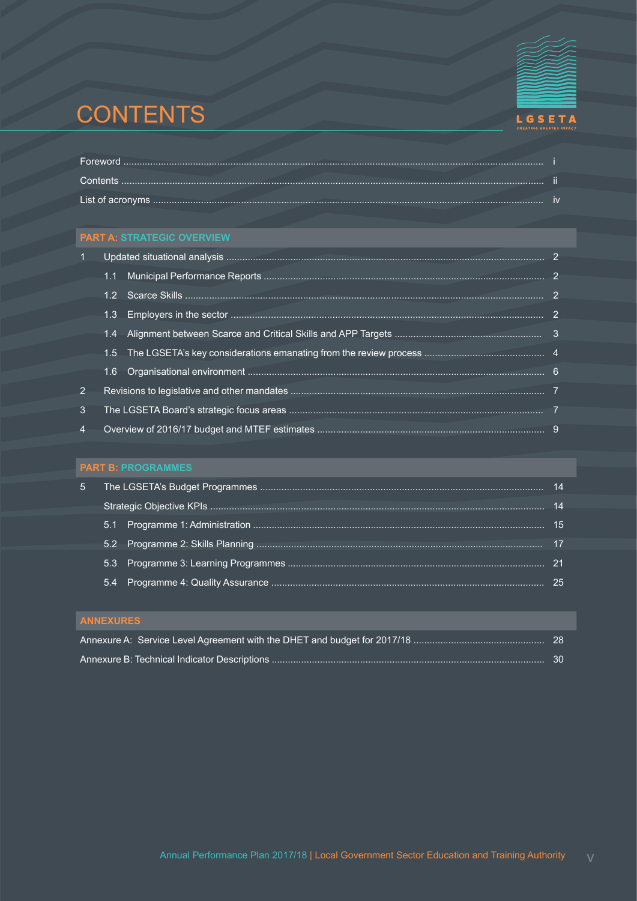# CONTENTS

| | |
|---|---|
| Foreword | i |
| Contents | ii |
| List of acronyms | iv |

## PART A: STRATEGIC OVERVIEW

| | | |
|---|---|---|
| 1 | Updated situational analysis | 2 |
| | 1.1 Municipal Performance Reports | 2 |
| | 1.2 Scarce Skills | 2 |
| | 1.3 Employers in the sector | 2 |
| | 1.4 Alignment between Scarce and Critical Skills and APP Targets | 3 |
| | 1.5 The LGSETA's key considerations emanating from the review process | 4 |
| | 1.6 Organisational environment | 6 |
| 2 | Revisions to legislative and other mandates | 7 |
| 3 | The LGSETA Board's strategic focus areas | 7 |
| 4 | Overview of 2016/17 budget and MTEF estimates | 9 |

## PART B: PROGRAMMES

| | | |
|---|---|---|
| 5 | The LGSETA's Budget Programmes | 14 |
| | Strategic Objective KPIs | 14 |
| | 5.1 Programme 1: Administration | 15 |
| | 5.2 Programme 2: Skills Planning | 17 |
| | 5.3 Programme 3: Learning Programmes | 21 |
| | 5.4 Programme 4: Quality Assurance | 25 |

## ANNEXURES

| | |
|---|---|
| Annexure A: Service Level Agreement with the DHET and budget for 2017/18 | 28 |
| Annexure B: Technical Indicator Descriptions | 30 |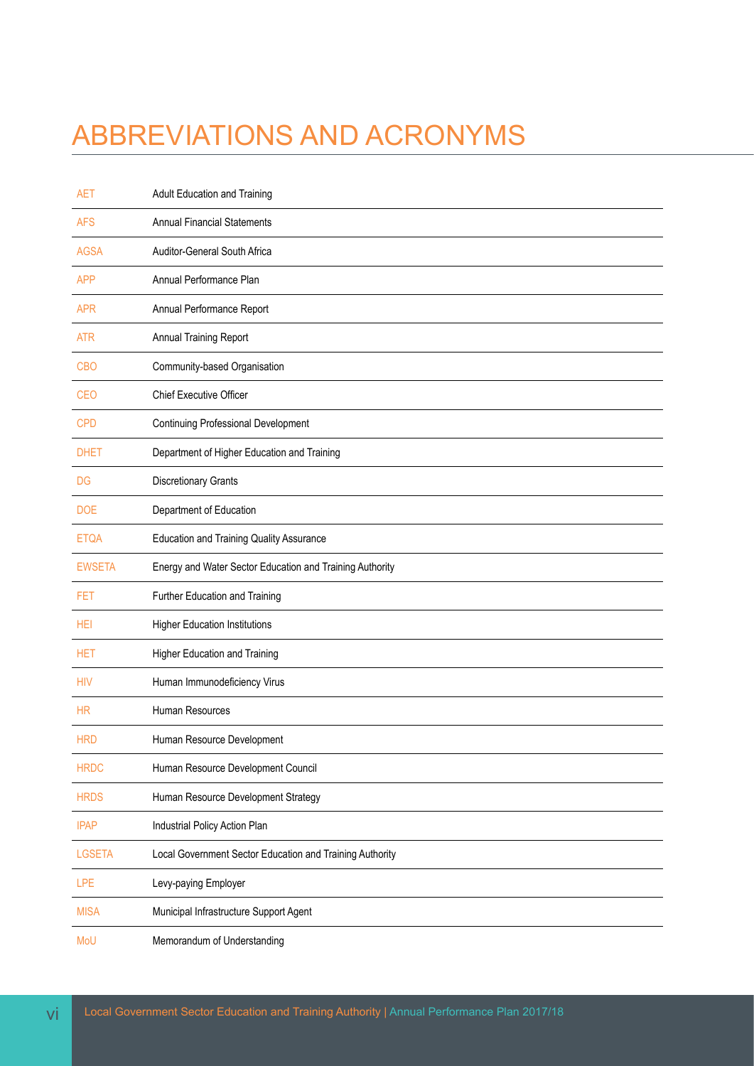# ABBREVIATIONS AND ACRONYMS

| | |
|---|---|
| AET | Adult Education and Training |
| AFS | Annual Financial Statements |
| AGSA | Auditor-General South Africa |
| APP | Annual Performance Plan |
| APR | Annual Performance Report |
| ATR | Annual Training Report |
| CBO | Community-based Organisation |
| CEO | Chief Executive Officer |
| CPD | Continuing Professional Development |
| DHET | Department of Higher Education and Training |
| DG | Discretionary Grants |
| DOE | Department of Education |
| ETQA | Education and Training Quality Assurance |
| EWSETA | Energy and Water Sector Education and Training Authority |
| FET | Further Education and Training |
| HEI | Higher Education Institutions |
| HET | Higher Education and Training |
| HIV | Human Immunodeficiency Virus |
| HR | Human Resources |
| HRD | Human Resource Development |
| HRDC | Human Resource Development Council |
| HRDS | Human Resource Development Strategy |
| IPAP | Industrial Policy Action Plan |
| LGSETA | Local Government Sector Education and Training Authority |
| LPE | Levy-paying Employer |
| MISA | Municipal Infrastructure Support Agent |
| MoU | Memorandum of Understanding |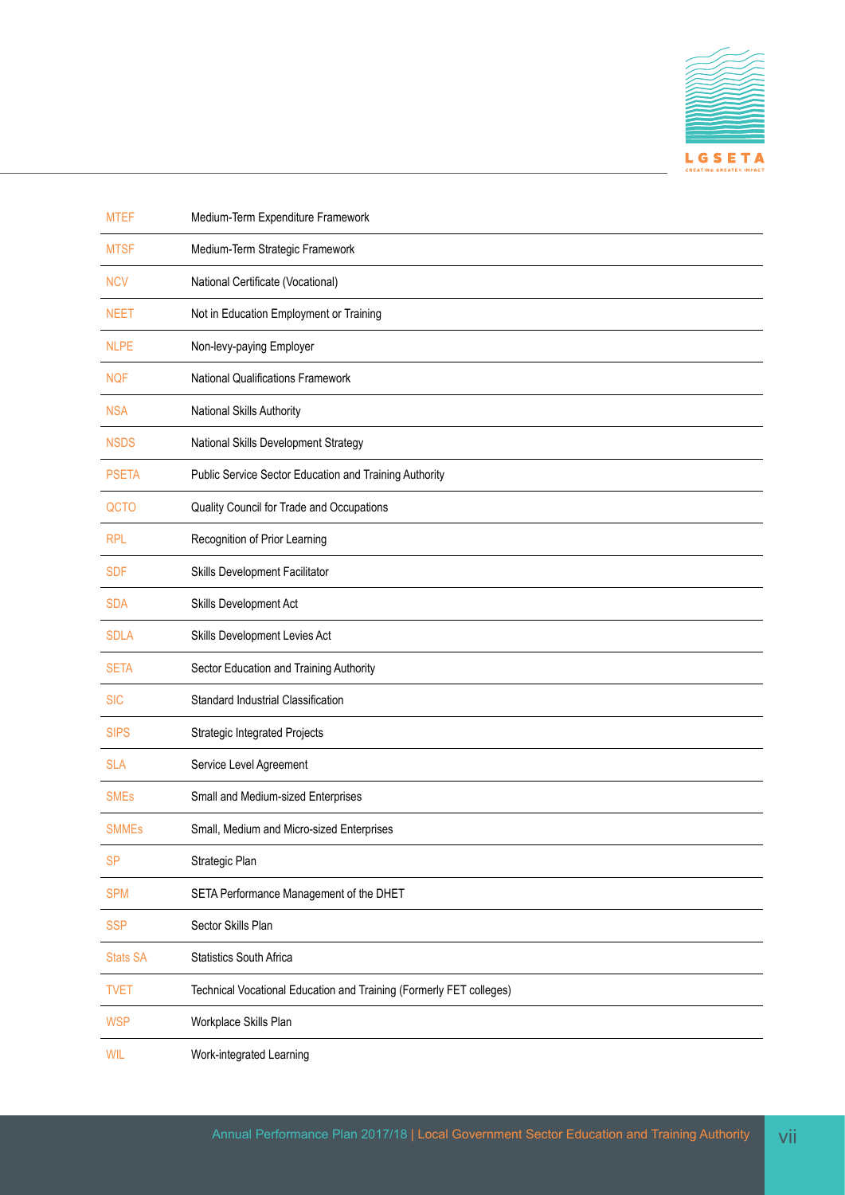| | |
|---|---|
| MTEF | Medium-Term Expenditure Framework |
| MTSF | Medium-Term Strategic Framework |
| NCV | National Certificate (Vocational) |
| NEET | Not in Education Employment or Training |
| NLPE | Non-levy-paying Employer |
| NQF | National Qualifications Framework |
| NSA | National Skills Authority |
| NSDS | National Skills Development Strategy |
| PSETA | Public Service Sector Education and Training Authority |
| QCTO | Quality Council for Trade and Occupations |
| RPL | Recognition of Prior Learning |
| SDF | Skills Development Facilitator |
| SDA | Skills Development Act |
| SDLA | Skills Development Levies Act |
| SETA | Sector Education and Training Authority |
| SIC | Standard Industrial Classification |
| SIPS | Strategic Integrated Projects |
| SLA | Service Level Agreement |
| SMEs | Small and Medium-sized Enterprises |
| SMMEs | Small, Medium and Micro-sized Enterprises |
| SP | Strategic Plan |
| SPM | SETA Performance Management of the DHET |
| SSP | Sector Skills Plan |
| Stats SA | Statistics South Africa |
| TVET | Technical Vocational Education and Training (Formerly FET colleges) |
| WSP | Workplace Skills Plan |
| WIL | Work-integrated Learning |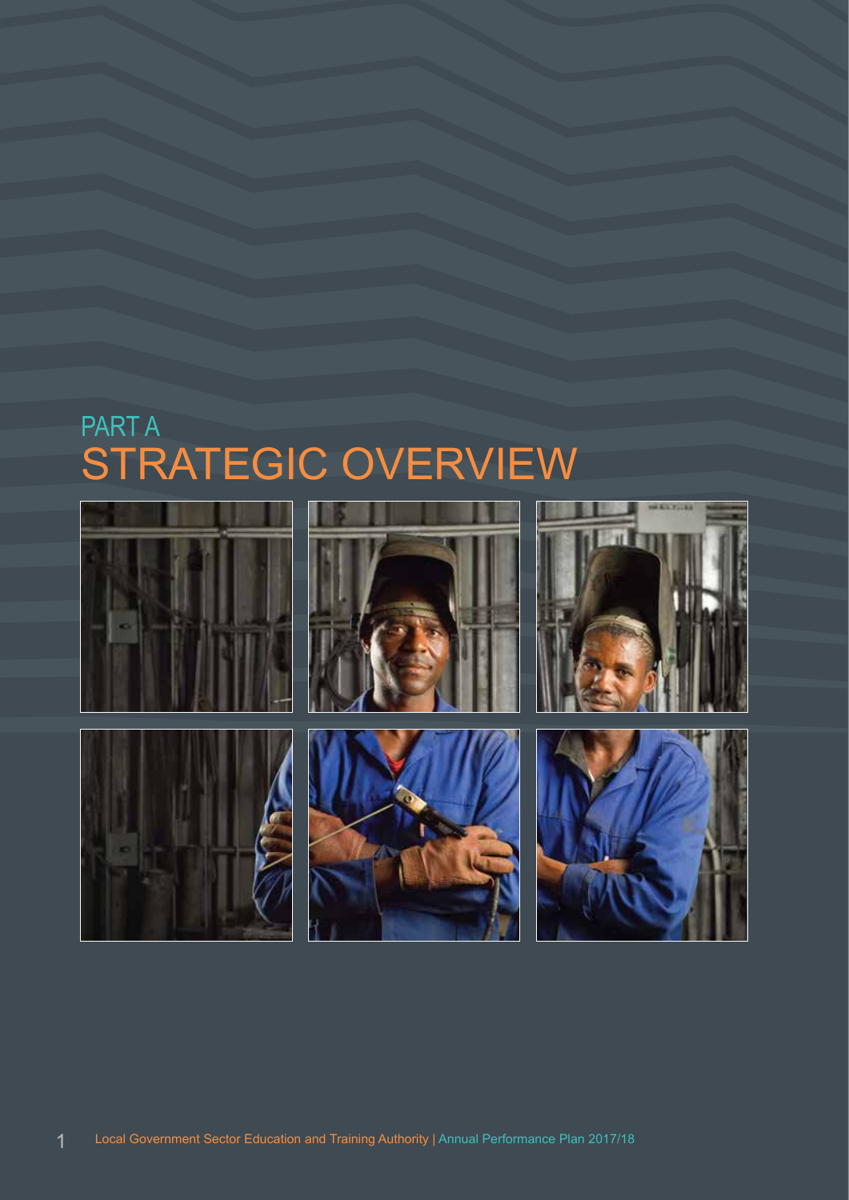# PART A
# STRATEGIC OVERVIEW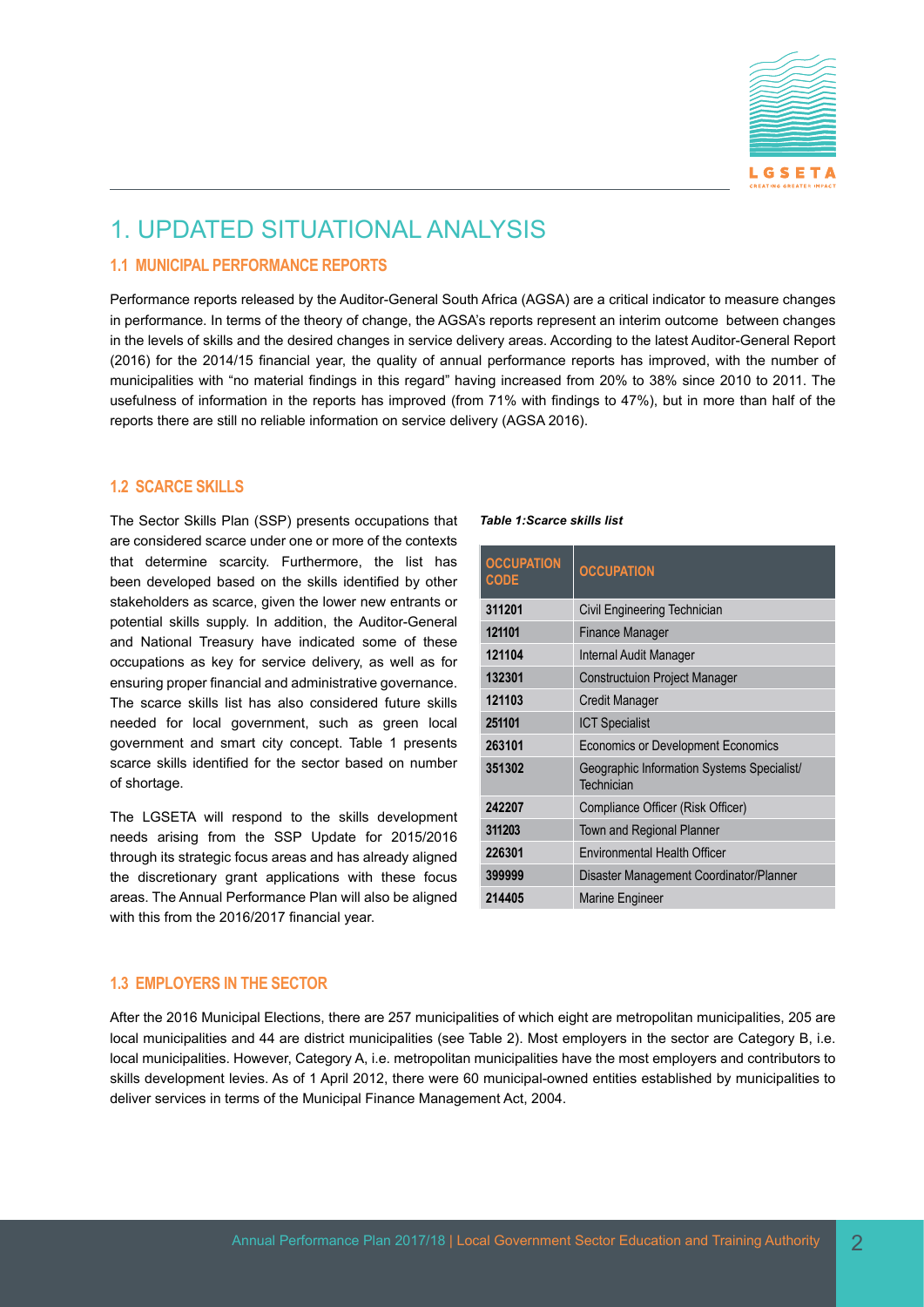# 1. UPDATED SITUATIONAL ANALYSIS

## 1.1 MUNICIPAL PERFORMANCE REPORTS

Performance reports released by the Auditor-General South Africa (AGSA) are a critical indicator to measure changes in performance. In terms of the theory of change, the AGSA's reports represent an interim outcome between changes in the levels of skills and the desired changes in service delivery areas. According to the latest Auditor-General Report (2016) for the 2014/15 financial year, the quality of annual performance reports has improved, with the number of municipalities with "no material findings in this regard" having increased from 20% to 38% since 2010 to 2011. The usefulness of information in the reports has improved (from 71% with findings to 47%), but in more than half of the reports there are still no reliable information on service delivery (AGSA 2016).

## 1.2 SCARCE SKILLS

The Sector Skills Plan (SSP) presents occupations that are considered scarce under one or more of the contexts that determine scarcity. Furthermore, the list has been developed based on the skills identified by other stakeholders as scarce, given the lower new entrants or potential skills supply. In addition, the Auditor-General and National Treasury have indicated some of these occupations as key for service delivery, as well as for ensuring proper financial and administrative governance. The scarce skills list has also considered future skills needed for local government, such as green local government and smart city concept. Table 1 presents scarce skills identified for the sector based on number of shortage.

The LGSETA will respond to the skills development needs arising from the SSP Update for 2015/2016 through its strategic focus areas and has already aligned the discretionary grant applications with these focus areas. The Annual Performance Plan will also be aligned with this from the 2016/2017 financial year.

***Table 1:Scarce skills list***

| OCCUPATION CODE | OCCUPATION |
|---|---|
| 311201 | Civil Engineering Technician |
| 121101 | Finance Manager |
| 121104 | Internal Audit Manager |
| 132301 | Constructuion Project Manager |
| 121103 | Credit Manager |
| 251101 | ICT Specialist |
| 263101 | Economics or Development Economics |
| 351302 | Geographic Information Systems Specialist/ Technician |
| 242207 | Compliance Officer (Risk Officer) |
| 311203 | Town and Regional Planner |
| 226301 | Environmental Health Officer |
| 399999 | Disaster Management Coordinator/Planner |
| 214405 | Marine Engineer |

## 1.3 EMPLOYERS IN THE SECTOR

After the 2016 Municipal Elections, there are 257 municipalities of which eight are metropolitan municipalities, 205 are local municipalities and 44 are district municipalities (see Table 2). Most employers in the sector are Category B, i.e. local municipalities. However, Category A, i.e. metropolitan municipalities have the most employers and contributors to skills development levies. As of 1 April 2012, there were 60 municipal-owned entities established by municipalities to deliver services in terms of the Municipal Finance Management Act, 2004.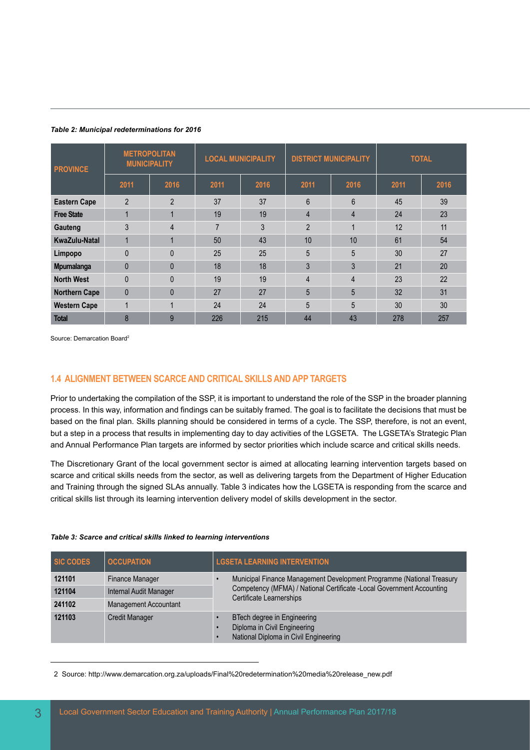*Table 2: Municipal redeterminations for 2016*

| PROVINCE | METROPOLITAN MUNICIPALITY | | LOCAL MUNICIPALITY | | DISTRICT MUNICIPALITY | | TOTAL | |
|---|---|---|---|---|---|---|---|---|
| | 2011 | 2016 | 2011 | 2016 | 2011 | 2016 | 2011 | 2016 |
| **Eastern Cape** | 2 | 2 | 37 | 37 | 6 | 6 | 45 | 39 |
| **Free State** | 1 | 1 | 19 | 19 | 4 | 4 | 24 | 23 |
| **Gauteng** | 3 | 4 | 7 | 3 | 2 | 1 | 12 | 11 |
| **KwaZulu-Natal** | 1 | 1 | 50 | 43 | 10 | 10 | 61 | 54 |
| **Limpopo** | 0 | 0 | 25 | 25 | 5 | 5 | 30 | 27 |
| **Mpumalanga** | 0 | 0 | 18 | 18 | 3 | 3 | 21 | 20 |
| **North West** | 0 | 0 | 19 | 19 | 4 | 4 | 23 | 22 |
| **Northern Cape** | 0 | 0 | 27 | 27 | 5 | 5 | 32 | 31 |
| **Western Cape** | 1 | 1 | 24 | 24 | 5 | 5 | 30 | 30 |
| **Total** | 8 | 9 | 226 | 215 | 44 | 43 | 278 | 257 |

Source: Demarcation Board[2]

## 1.4 ALIGNMENT BETWEEN SCARCE AND CRITICAL SKILLS AND APP TARGETS

Prior to undertaking the compilation of the SSP, it is important to understand the role of the SSP in the broader planning process. In this way, information and findings can be suitably framed. The goal is to facilitate the decisions that must be based on the final plan. Skills planning should be considered in terms of a cycle. The SSP, therefore, is not an event, but a step in a process that results in implementing day to day activities of the LGSETA. The LGSETA's Strategic Plan and Annual Performance Plan targets are informed by sector priorities which include scarce and critical skills needs.

The Discretionary Grant of the local government sector is aimed at allocating learning intervention targets based on scarce and critical skills needs from the sector, as well as delivering targets from the Department of Higher Education and Training through the signed SLAs annually. Table 3 indicates how the LGSETA is responding from the scarce and critical skills list through its learning intervention delivery model of skills development in the sector.

*Table 3: Scarce and critical skills linked to learning interventions*

| SIC CODES | OCCUPATION | LGSETA LEARNING INTERVENTION |
|---|---|---|
| **121101** | Finance Manager | • Municipal Finance Management Development Programme (National Treasury Competency (MFMA) / National Certificate -Local Government Accounting Certificate Learnerships |
| **121104** | Internal Audit Manager | |
| **241102** | Management Accountant | |
| **121103** | Credit Manager | • BTech degree in Engineering<br>• Diploma in Civil Engineering<br>• National Diploma in Civil Engineering |

2 Source: http://www.demarcation.org.za/uploads/Final%20redetermination%20media%20release_new.pdf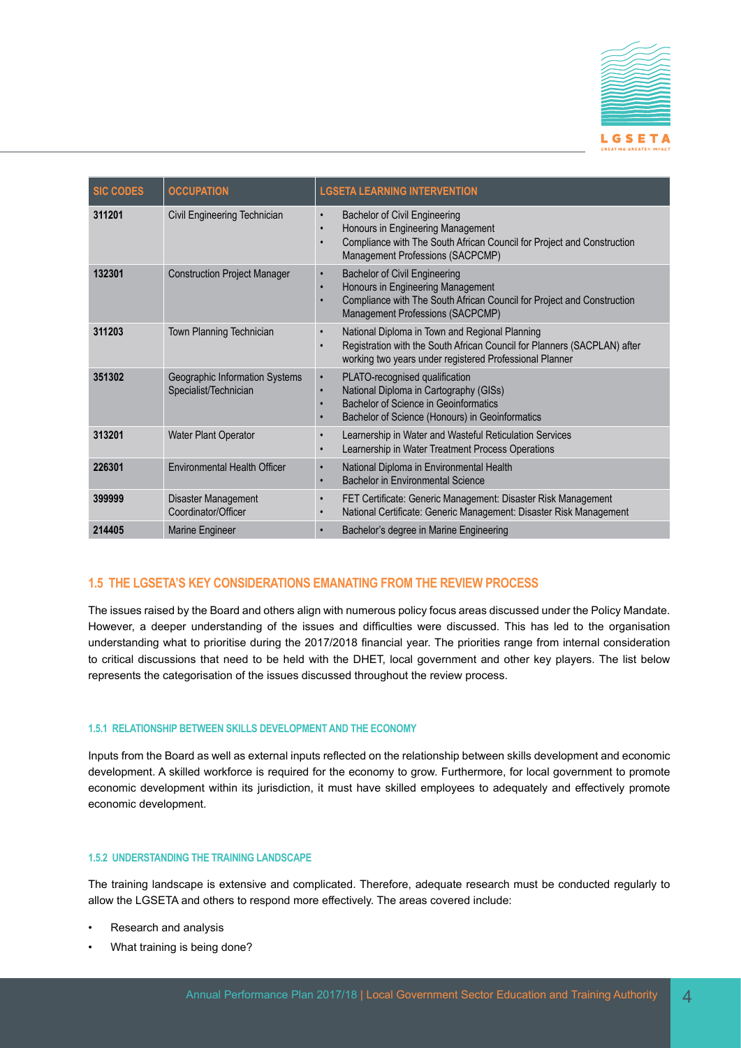| SIC CODES | OCCUPATION | LGSETA LEARNING INTERVENTION |
| --- | --- | --- |
| **311201** | Civil Engineering Technician | • Bachelor of Civil Engineering<br>• Honours in Engineering Management<br>• Compliance with The South African Council for Project and Construction Management Professions (SACPCMP) |
| **132301** | Construction Project Manager | • Bachelor of Civil Engineering<br>• Honours in Engineering Management<br>• Compliance with The South African Council for Project and Construction Management Professions (SACPCMP) |
| **311203** | Town Planning Technician | • National Diploma in Town and Regional Planning<br>• Registration with the South African Council for Planners (SACPLAN) after working two years under registered Professional Planner |
| **351302** | Geographic Information Systems Specialist/Technician | • PLATO-recognised qualification<br>• National Diploma in Cartography (GISs)<br>• Bachelor of Science in Geoinformatics<br>• Bachelor of Science (Honours) in Geoinformatics |
| **313201** | Water Plant Operator | • Learnership in Water and Wasteful Reticulation Services<br>• Learnership in Water Treatment Process Operations |
| **226301** | Environmental Health Officer | • National Diploma in Environmental Health<br>• Bachelor in Environmental Science |
| **399999** | Disaster Management Coordinator/Officer | • FET Certificate: Generic Management: Disaster Risk Management<br>• National Certificate: Generic Management: Disaster Risk Management |
| **214405** | Marine Engineer | • Bachelor's degree in Marine Engineering |

## 1.5 THE LGSETA'S KEY CONSIDERATIONS EMANATING FROM THE REVIEW PROCESS

The issues raised by the Board and others align with numerous policy focus areas discussed under the Policy Mandate. However, a deeper understanding of the issues and difficulties were discussed. This has led to the organisation understanding what to prioritise during the 2017/2018 financial year. The priorities range from internal consideration to critical discussions that need to be held with the DHET, local government and other key players. The list below represents the categorisation of the issues discussed throughout the review process.

#### 1.5.1 RELATIONSHIP BETWEEN SKILLS DEVELOPMENT AND THE ECONOMY

Inputs from the Board as well as external inputs reflected on the relationship between skills development and economic development. A skilled workforce is required for the economy to grow. Furthermore, for local government to promote economic development within its jurisdiction, it must have skilled employees to adequately and effectively promote economic development.

#### 1.5.2 UNDERSTANDING THE TRAINING LANDSCAPE

The training landscape is extensive and complicated. Therefore, adequate research must be conducted regularly to allow the LGSETA and others to respond more effectively. The areas covered include:

- Research and analysis
- What training is being done?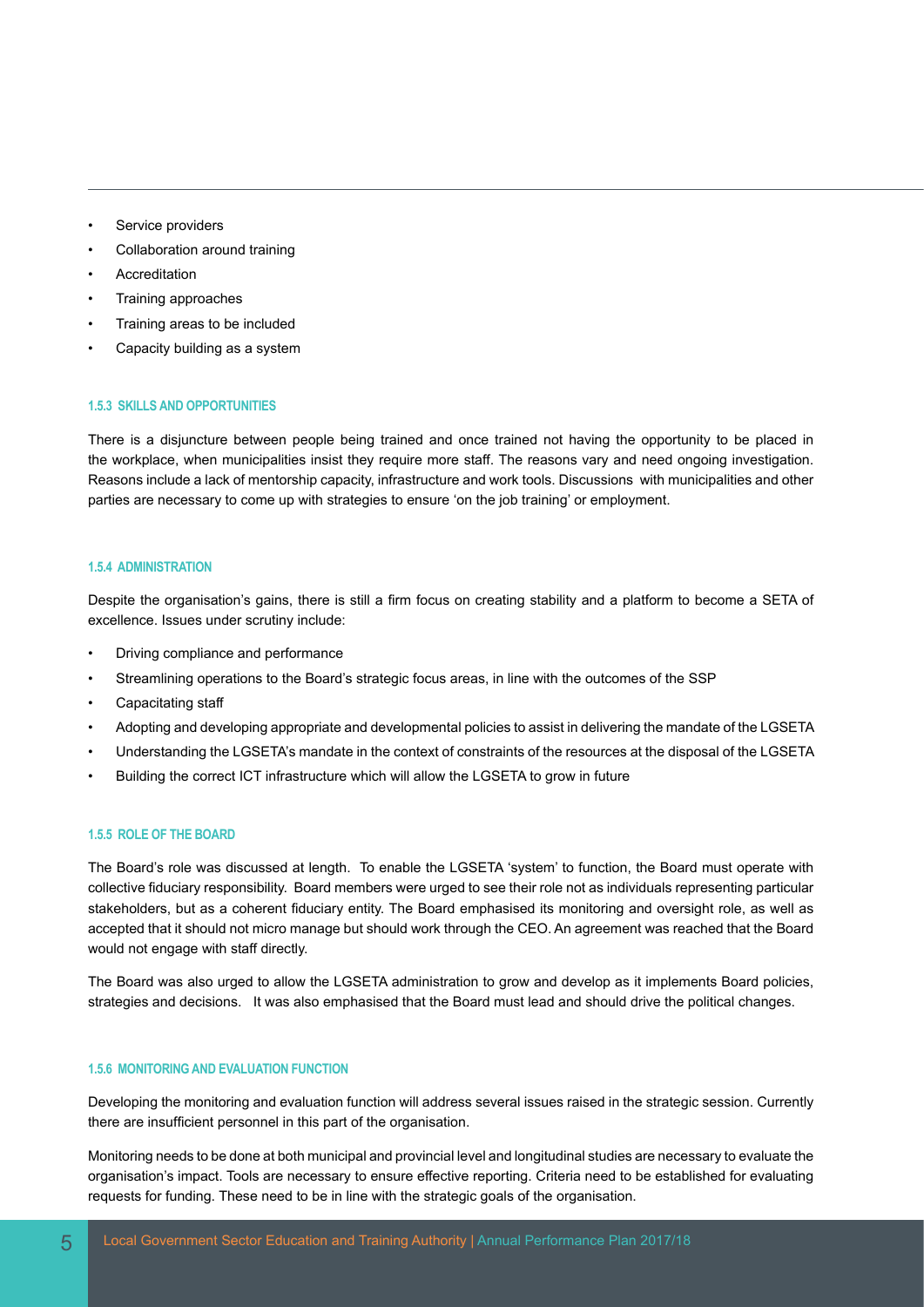- Service providers
- Collaboration around training
- Accreditation
- Training approaches
- Training areas to be included
- Capacity building as a system

#### 1.5.3 SKILLS AND OPPORTUNITIES

There is a disjuncture between people being trained and once trained not having the opportunity to be placed in the workplace, when municipalities insist they require more staff. The reasons vary and need ongoing investigation. Reasons include a lack of mentorship capacity, infrastructure and work tools. Discussions with municipalities and other parties are necessary to come up with strategies to ensure 'on the job training' or employment.

#### 1.5.4 ADMINISTRATION

Despite the organisation's gains, there is still a firm focus on creating stability and a platform to become a SETA of excellence. Issues under scrutiny include:

- Driving compliance and performance
- Streamlining operations to the Board's strategic focus areas, in line with the outcomes of the SSP
- Capacitating staff
- Adopting and developing appropriate and developmental policies to assist in delivering the mandate of the LGSETA
- Understanding the LGSETA's mandate in the context of constraints of the resources at the disposal of the LGSETA
- Building the correct ICT infrastructure which will allow the LGSETA to grow in future

#### 1.5.5 ROLE OF THE BOARD

The Board's role was discussed at length. To enable the LGSETA 'system' to function, the Board must operate with collective fiduciary responsibility. Board members were urged to see their role not as individuals representing particular stakeholders, but as a coherent fiduciary entity. The Board emphasised its monitoring and oversight role, as well as accepted that it should not micro manage but should work through the CEO. An agreement was reached that the Board would not engage with staff directly.

The Board was also urged to allow the LGSETA administration to grow and develop as it implements Board policies, strategies and decisions. It was also emphasised that the Board must lead and should drive the political changes.

#### 1.5.6 MONITORING AND EVALUATION FUNCTION

Developing the monitoring and evaluation function will address several issues raised in the strategic session. Currently there are insufficient personnel in this part of the organisation.

Monitoring needs to be done at both municipal and provincial level and longitudinal studies are necessary to evaluate the organisation's impact. Tools are necessary to ensure effective reporting. Criteria need to be established for evaluating requests for funding. These need to be in line with the strategic goals of the organisation.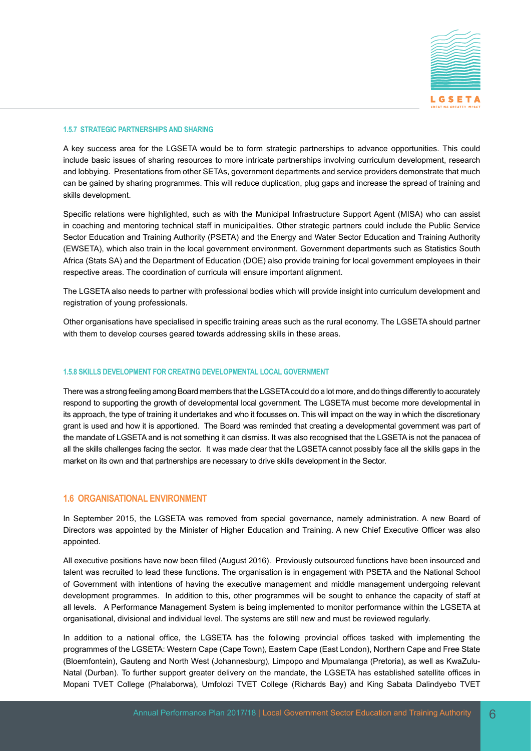#### 1.5.7 STRATEGIC PARTNERSHIPS AND SHARING

A key success area for the LGSETA would be to form strategic partnerships to advance opportunities. This could include basic issues of sharing resources to more intricate partnerships involving curriculum development, research and lobbying. Presentations from other SETAs, government departments and service providers demonstrate that much can be gained by sharing programmes. This will reduce duplication, plug gaps and increase the spread of training and skills development.

Specific relations were highlighted, such as with the Municipal Infrastructure Support Agent (MISA) who can assist in coaching and mentoring technical staff in municipalities. Other strategic partners could include the Public Service Sector Education and Training Authority (PSETA) and the Energy and Water Sector Education and Training Authority (EWSETA), which also train in the local government environment. Government departments such as Statistics South Africa (Stats SA) and the Department of Education (DOE) also provide training for local government employees in their respective areas. The coordination of curricula will ensure important alignment.

The LGSETA also needs to partner with professional bodies which will provide insight into curriculum development and registration of young professionals.

Other organisations have specialised in specific training areas such as the rural economy. The LGSETA should partner with them to develop courses geared towards addressing skills in these areas.

#### 1.5.8 SKILLS DEVELOPMENT FOR CREATING DEVELOPMENTAL LOCAL GOVERNMENT

There was a strong feeling among Board members that the LGSETA could do a lot more, and do things differently to accurately respond to supporting the growth of developmental local government. The LGSETA must become more developmental in its approach, the type of training it undertakes and who it focusses on. This will impact on the way in which the discretionary grant is used and how it is apportioned. The Board was reminded that creating a developmental government was part of the mandate of LGSETA and is not something it can dismiss. It was also recognised that the LGSETA is not the panacea of all the skills challenges facing the sector. It was made clear that the LGSETA cannot possibly face all the skills gaps in the market on its own and that partnerships are necessary to drive skills development in the Sector.

### 1.6 ORGANISATIONAL ENVIRONMENT

In September 2015, the LGSETA was removed from special governance, namely administration. A new Board of Directors was appointed by the Minister of Higher Education and Training. A new Chief Executive Officer was also appointed.

All executive positions have now been filled (August 2016). Previously outsourced functions have been insourced and talent was recruited to lead these functions. The organisation is in engagement with PSETA and the National School of Government with intentions of having the executive management and middle management undergoing relevant development programmes. In addition to this, other programmes will be sought to enhance the capacity of staff at all levels. A Performance Management System is being implemented to monitor performance within the LGSETA at organisational, divisional and individual level. The systems are still new and must be reviewed regularly.

In addition to a national office, the LGSETA has the following provincial offices tasked with implementing the programmes of the LGSETA: Western Cape (Cape Town), Eastern Cape (East London), Northern Cape and Free State (Bloemfontein), Gauteng and North West (Johannesburg), Limpopo and Mpumalanga (Pretoria), as well as KwaZulu-Natal (Durban). To further support greater delivery on the mandate, the LGSETA has established satellite offices in Mopani TVET College (Phalaborwa), Umfolozi TVET College (Richards Bay) and King Sabata Dalindyebo TVET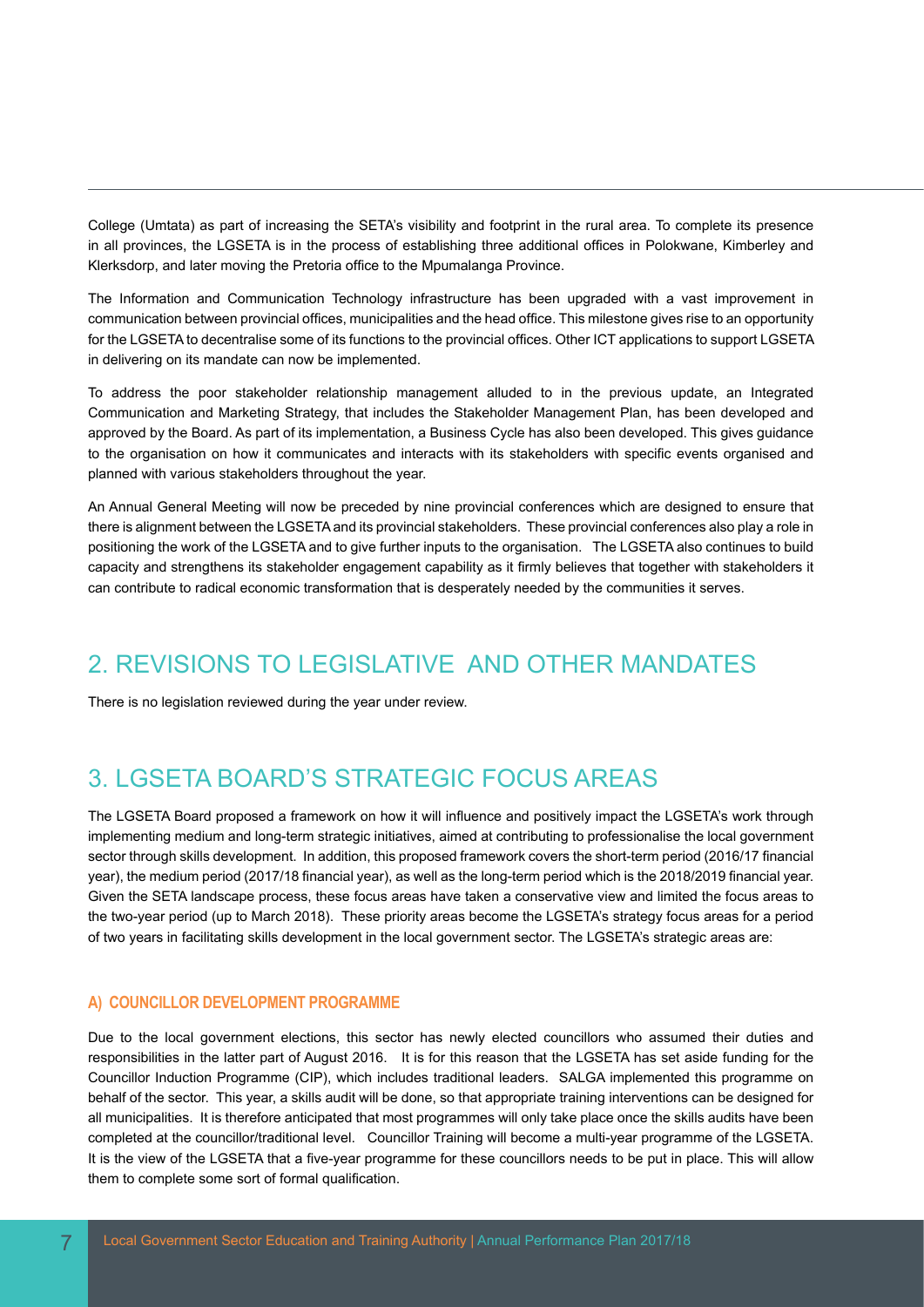College (Umtata) as part of increasing the SETA's visibility and footprint in the rural area. To complete its presence in all provinces, the LGSETA is in the process of establishing three additional offices in Polokwane, Kimberley and Klerksdorp, and later moving the Pretoria office to the Mpumalanga Province.

The Information and Communication Technology infrastructure has been upgraded with a vast improvement in communication between provincial offices, municipalities and the head office. This milestone gives rise to an opportunity for the LGSETA to decentralise some of its functions to the provincial offices. Other ICT applications to support LGSETA in delivering on its mandate can now be implemented.

To address the poor stakeholder relationship management alluded to in the previous update, an Integrated Communication and Marketing Strategy, that includes the Stakeholder Management Plan, has been developed and approved by the Board. As part of its implementation, a Business Cycle has also been developed. This gives guidance to the organisation on how it communicates and interacts with its stakeholders with specific events organised and planned with various stakeholders throughout the year.

An Annual General Meeting will now be preceded by nine provincial conferences which are designed to ensure that there is alignment between the LGSETA and its provincial stakeholders. These provincial conferences also play a role in positioning the work of the LGSETA and to give further inputs to the organisation. The LGSETA also continues to build capacity and strengthens its stakeholder engagement capability as it firmly believes that together with stakeholders it can contribute to radical economic transformation that is desperately needed by the communities it serves.

## 2. REVISIONS TO LEGISLATIVE AND OTHER MANDATES

There is no legislation reviewed during the year under review.

## 3. LGSETA BOARD'S STRATEGIC FOCUS AREAS

The LGSETA Board proposed a framework on how it will influence and positively impact the LGSETA's work through implementing medium and long-term strategic initiatives, aimed at contributing to professionalise the local government sector through skills development. In addition, this proposed framework covers the short-term period (2016/17 financial year), the medium period (2017/18 financial year), as well as the long-term period which is the 2018/2019 financial year. Given the SETA landscape process, these focus areas have taken a conservative view and limited the focus areas to the two-year period (up to March 2018). These priority areas become the LGSETA's strategy focus areas for a period of two years in facilitating skills development in the local government sector. The LGSETA's strategic areas are:

### A) COUNCILLOR DEVELOPMENT PROGRAMME

Due to the local government elections, this sector has newly elected councillors who assumed their duties and responsibilities in the latter part of August 2016. It is for this reason that the LGSETA has set aside funding for the Councillor Induction Programme (CIP), which includes traditional leaders. SALGA implemented this programme on behalf of the sector. This year, a skills audit will be done, so that appropriate training interventions can be designed for all municipalities. It is therefore anticipated that most programmes will only take place once the skills audits have been completed at the councillor/traditional level. Councillor Training will become a multi-year programme of the LGSETA. It is the view of the LGSETA that a five-year programme for these councillors needs to be put in place. This will allow them to complete some sort of formal qualification.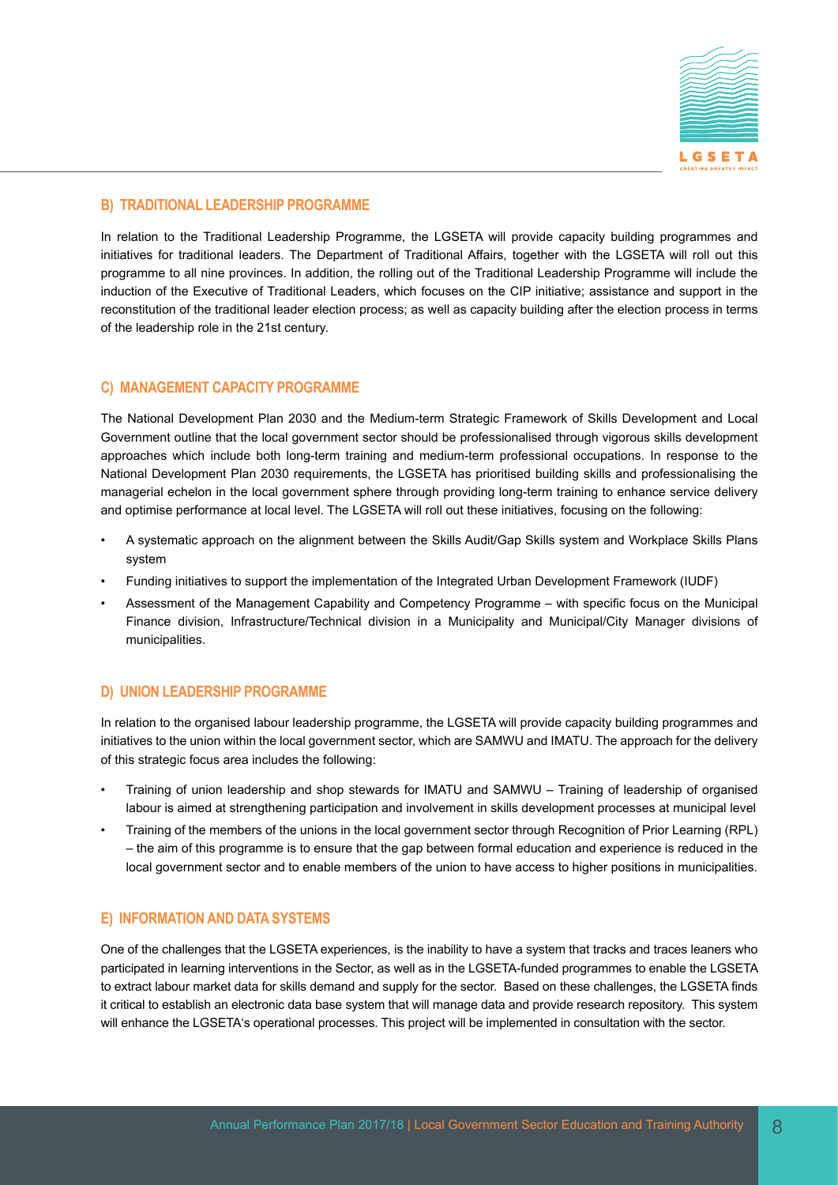### B) TRADITIONAL LEADERSHIP PROGRAMME

In relation to the Traditional Leadership Programme, the LGSETA will provide capacity building programmes and initiatives for traditional leaders. The Department of Traditional Affairs, together with the LGSETA will roll out this programme to all nine provinces. In addition, the rolling out of the Traditional Leadership Programme will include the induction of the Executive of Traditional Leaders, which focuses on the CIP initiative; assistance and support in the reconstitution of the traditional leader election process; as well as capacity building after the election process in terms of the leadership role in the 21st century.

### C) MANAGEMENT CAPACITY PROGRAMME

The National Development Plan 2030 and the Medium-term Strategic Framework of Skills Development and Local Government outline that the local government sector should be professionalised through vigorous skills development approaches which include both long-term training and medium-term professional occupations. In response to the National Development Plan 2030 requirements, the LGSETA has prioritised building skills and professionalising the managerial echelon in the local government sphere through providing long-term training to enhance service delivery and optimise performance at local level. The LGSETA will roll out these initiatives, focusing on the following:

- A systematic approach on the alignment between the Skills Audit/Gap Skills system and Workplace Skills Plans system
- Funding initiatives to support the implementation of the Integrated Urban Development Framework (IUDF)
- Assessment of the Management Capability and Competency Programme – with specific focus on the Municipal Finance division, Infrastructure/Technical division in a Municipality and Municipal/City Manager divisions of municipalities.

### D) UNION LEADERSHIP PROGRAMME

In relation to the organised labour leadership programme, the LGSETA will provide capacity building programmes and initiatives to the union within the local government sector, which are SAMWU and IMATU. The approach for the delivery of this strategic focus area includes the following:

- Training of union leadership and shop stewards for IMATU and SAMWU – Training of leadership of organised labour is aimed at strengthening participation and involvement in skills development processes at municipal level
- Training of the members of the unions in the local government sector through Recognition of Prior Learning (RPL) – the aim of this programme is to ensure that the gap between formal education and experience is reduced in the local government sector and to enable members of the union to have access to higher positions in municipalities.

### E) INFORMATION AND DATA SYSTEMS

One of the challenges that the LGSETA experiences, is the inability to have a system that tracks and traces leaners who participated in learning interventions in the Sector, as well as in the LGSETA-funded programmes to enable the LGSETA to extract labour market data for skills demand and supply for the sector. Based on these challenges, the LGSETA finds it critical to establish an electronic data base system that will manage data and provide research repository. This system will enhance the LGSETA's operational processes. This project will be implemented in consultation with the sector.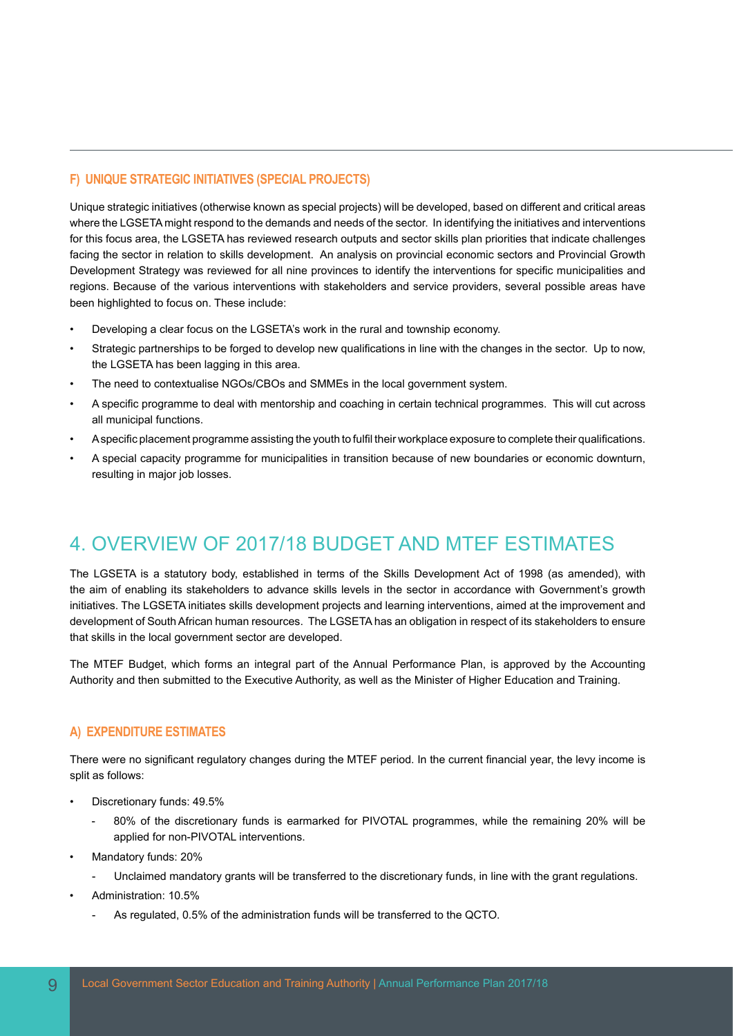### F) UNIQUE STRATEGIC INITIATIVES (SPECIAL PROJECTS)

Unique strategic initiatives (otherwise known as special projects) will be developed, based on different and critical areas where the LGSETA might respond to the demands and needs of the sector. In identifying the initiatives and interventions for this focus area, the LGSETA has reviewed research outputs and sector skills plan priorities that indicate challenges facing the sector in relation to skills development. An analysis on provincial economic sectors and Provincial Growth Development Strategy was reviewed for all nine provinces to identify the interventions for specific municipalities and regions. Because of the various interventions with stakeholders and service providers, several possible areas have been highlighted to focus on. These include:

- Developing a clear focus on the LGSETA's work in the rural and township economy.
- Strategic partnerships to be forged to develop new qualifications in line with the changes in the sector. Up to now, the LGSETA has been lagging in this area.
- The need to contextualise NGOs/CBOs and SMMEs in the local government system.
- A specific programme to deal with mentorship and coaching in certain technical programmes. This will cut across all municipal functions.
- A specific placement programme assisting the youth to fulfil their workplace exposure to complete their qualifications.
- A special capacity programme for municipalities in transition because of new boundaries or economic downturn, resulting in major job losses.

# 4. OVERVIEW OF 2017/18 BUDGET AND MTEF ESTIMATES

The LGSETA is a statutory body, established in terms of the Skills Development Act of 1998 (as amended), with the aim of enabling its stakeholders to advance skills levels in the sector in accordance with Government's growth initiatives. The LGSETA initiates skills development projects and learning interventions, aimed at the improvement and development of South African human resources. The LGSETA has an obligation in respect of its stakeholders to ensure that skills in the local government sector are developed.

The MTEF Budget, which forms an integral part of the Annual Performance Plan, is approved by the Accounting Authority and then submitted to the Executive Authority, as well as the Minister of Higher Education and Training.

### A) EXPENDITURE ESTIMATES

There were no significant regulatory changes during the MTEF period. In the current financial year, the levy income is split as follows:

- Discretionary funds: 49.5%
  - 80% of the discretionary funds is earmarked for PIVOTAL programmes, while the remaining 20% will be applied for non-PIVOTAL interventions.
- Mandatory funds: 20%
  - Unclaimed mandatory grants will be transferred to the discretionary funds, in line with the grant regulations.
- Administration: 10.5%
  - As regulated, 0.5% of the administration funds will be transferred to the QCTO.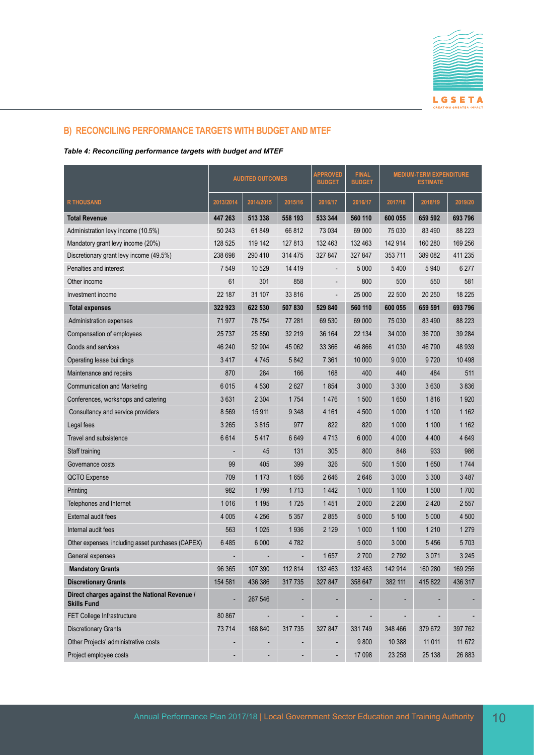## B) RECONCILING PERFORMANCE TARGETS WITH BUDGET AND MTEF

***Table 4: Reconciling performance targets with budget and MTEF***

| | AUDITED OUTCOMES | | | APPROVED BUDGET | FINAL BUDGET | MEDIUM-TERM EXPENDITURE ESTIMATE | | |
|---|---|---|---|---|---|---|---|---|
| **R THOUSAND** | **2013/2014** | **2014/2015** | **2015/16** | **2016/17** | **2016/17** | **2017/18** | **2018/19** | **2019/20** |
| **Total Revenue** | **447 263** | **513 338** | **558 193** | **533 344** | **560 110** | **600 055** | **659 592** | **693 796** |
| Administration levy income (10.5%) | 50 243 | 61 849 | 66 812 | 73 034 | 69 000 | 75 030 | 83 490 | 88 223 |
| Mandatory grant levy income (20%) | 128 525 | 119 142 | 127 813 | 132 463 | 132 463 | 142 914 | 160 280 | 169 256 |
| Discretionary grant levy income (49.5%) | 238 698 | 290 410 | 314 475 | 327 847 | 327 847 | 353 711 | 389 082 | 411 235 |
| Penalties and interest | 7 549 | 10 529 | 14 419 | - | 5 000 | 5 400 | 5 940 | 6 277 |
| Other income | 61 | 301 | 858 | - | 800 | 500 | 550 | 581 |
| Investment income | 22 187 | 31 107 | 33 816 | - | 25 000 | 22 500 | 20 250 | 18 225 |
| **Total expenses** | **322 923** | **622 530** | **507 830** | **529 840** | **560 110** | **600 055** | **659 591** | **693 796** |
| Administration expenses | 71 977 | 78 754 | 77 281 | 69 530 | 69 000 | 75 030 | 83 490 | 88 223 |
| Compensation of employees | 25 737 | 25 850 | 32 219 | 36 164 | 22 134 | 34 000 | 36 700 | 39 284 |
| Goods and services | 46 240 | 52 904 | 45 062 | 33 366 | 46 866 | 41 030 | 46 790 | 48 939 |
| Operating lease buildings | 3 417 | 4 745 | 5 842 | 7 361 | 10 000 | 9 000 | 9 720 | 10 498 |
| Maintenance and repairs | 870 | 284 | 166 | 168 | 400 | 440 | 484 | 511 |
| Communication and Marketing | 6 015 | 4 530 | 2 627 | 1 854 | 3 000 | 3 300 | 3 630 | 3 836 |
| Conferences, workshops and catering | 3 631 | 2 304 | 1 754 | 1 476 | 1 500 | 1 650 | 1 816 | 1 920 |
| Consultancy and service providers | 8 569 | 15 911 | 9 348 | 4 161 | 4 500 | 1 000 | 1 100 | 1 162 |
| Legal fees | 3 265 | 3 815 | 977 | 822 | 820 | 1 000 | 1 100 | 1 162 |
| Travel and subsistence | 6 614 | 5 417 | 6 649 | 4 713 | 6 000 | 4 000 | 4 400 | 4 649 |
| Staff training | - | 45 | 131 | 305 | 800 | 848 | 933 | 986 |
| Governance costs | 99 | 405 | 399 | 326 | 500 | 1 500 | 1 650 | 1 744 |
| QCTO Expense | 709 | 1 173 | 1 656 | 2 646 | 2 646 | 3 000 | 3 300 | 3 487 |
| Printing | 982 | 1 799 | 1 713 | 1 442 | 1 000 | 1 100 | 1 500 | 1 700 |
| Telephones and Internet | 1 016 | 1 195 | 1 725 | 1 451 | 2 000 | 2 200 | 2 420 | 2 557 |
| External audit fees | 4 005 | 4 256 | 5 357 | 2 855 | 5 000 | 5 100 | 5 000 | 4 500 |
| Internal audit fees | 563 | 1 025 | 1 936 | 2 129 | 1 000 | 1 100 | 1 210 | 1 279 |
| Other expenses, including asset purchases (CAPEX) | 6 485 | 6 000 | 4 782 | | 5 000 | 3 000 | 5 456 | 5 703 |
| General expenses | - | - | - | 1 657 | 2 700 | 2 792 | 3 071 | 3 245 |
| **Mandatory Grants** | 96 365 | 107 390 | 112 814 | 132 463 | 132 463 | 142 914 | 160 280 | 169 256 |
| **Discretionary Grants** | 154 581 | 436 386 | 317 735 | 327 847 | 358 647 | 382 111 | 415 822 | 436 317 |
| **Direct charges against the National Revenue / Skills Fund** | - | 267 546 | - | - | - | - | - | - |
| FET College Infrastructure | 80 867 | - | - | - | - | - | - | - |
| Discretionary Grants | 73 714 | 168 840 | 317 735 | 327 847 | 331 749 | 348 466 | 379 672 | 397 762 |
| Other Projects' administrative costs | - | - | - | - | 9 800 | 10 388 | 11 011 | 11 672 |
| Project employee costs | - | - | - | - | 17 098 | 23 258 | 25 138 | 26 883 |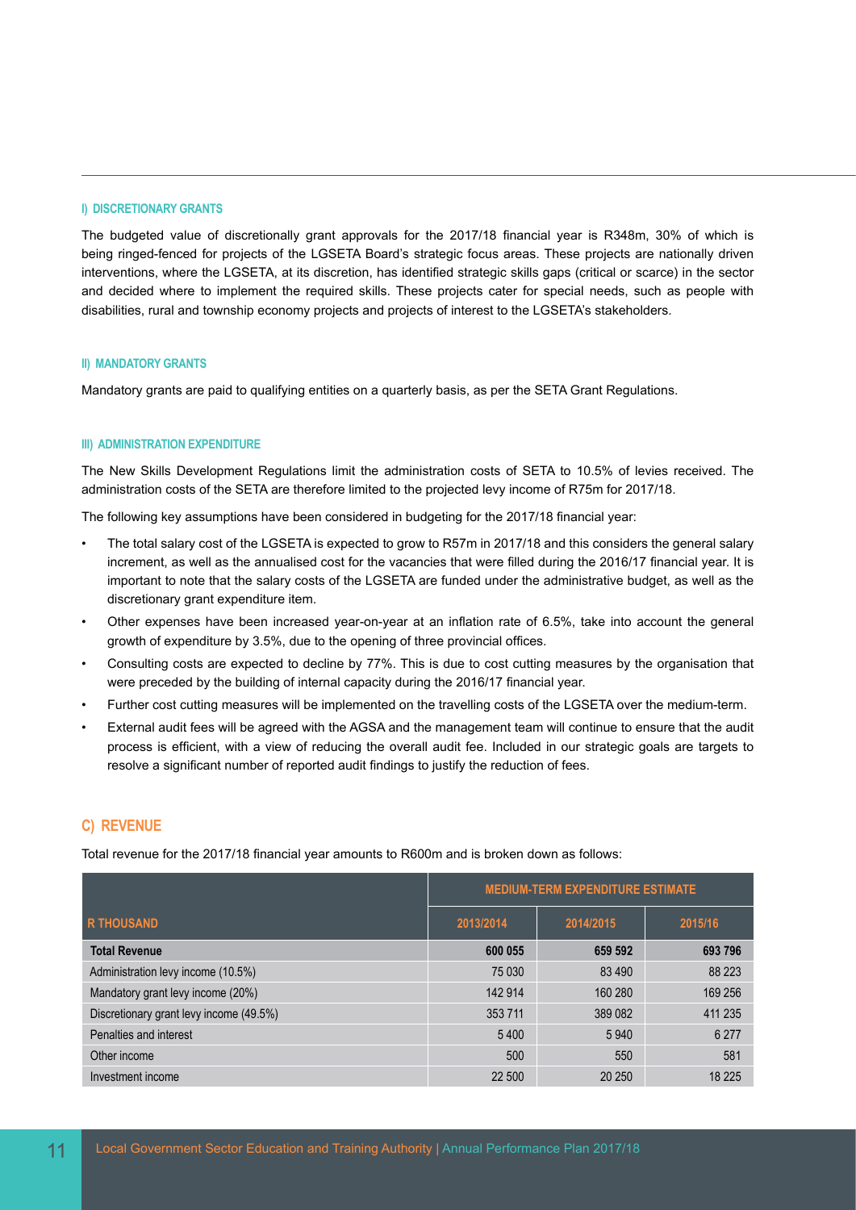#### I) DISCRETIONARY GRANTS

The budgeted value of discretionally grant approvals for the 2017/18 financial year is R348m, 30% of which is being ringed-fenced for projects of the LGSETA Board's strategic focus areas. These projects are nationally driven interventions, where the LGSETA, at its discretion, has identified strategic skills gaps (critical or scarce) in the sector and decided where to implement the required skills. These projects cater for special needs, such as people with disabilities, rural and township economy projects and projects of interest to the LGSETA's stakeholders.

#### II) MANDATORY GRANTS

Mandatory grants are paid to qualifying entities on a quarterly basis, as per the SETA Grant Regulations.

#### III) ADMINISTRATION EXPENDITURE

The New Skills Development Regulations limit the administration costs of SETA to 10.5% of levies received. The administration costs of the SETA are therefore limited to the projected levy income of R75m for 2017/18.

The following key assumptions have been considered in budgeting for the 2017/18 financial year:

- The total salary cost of the LGSETA is expected to grow to R57m in 2017/18 and this considers the general salary increment, as well as the annualised cost for the vacancies that were filled during the 2016/17 financial year. It is important to note that the salary costs of the LGSETA are funded under the administrative budget, as well as the discretionary grant expenditure item.
- Other expenses have been increased year-on-year at an inflation rate of 6.5%, take into account the general growth of expenditure by 3.5%, due to the opening of three provincial offices.
- Consulting costs are expected to decline by 77%. This is due to cost cutting measures by the organisation that were preceded by the building of internal capacity during the 2016/17 financial year.
- Further cost cutting measures will be implemented on the travelling costs of the LGSETA over the medium-term.
- External audit fees will be agreed with the AGSA and the management team will continue to ensure that the audit process is efficient, with a view of reducing the overall audit fee. Included in our strategic goals are targets to resolve a significant number of reported audit findings to justify the reduction of fees.

### C) REVENUE

Total revenue for the 2017/18 financial year amounts to R600m and is broken down as follows:

| | MEDIUM-TERM EXPENDITURE ESTIMATE | | |
|---|---|---|---|
| R THOUSAND | 2013/2014 | 2014/2015 | 2015/16 |
| **Total Revenue** | **600 055** | **659 592** | **693 796** |
| Administration levy income (10.5%) | 75 030 | 83 490 | 88 223 |
| Mandatory grant levy income (20%) | 142 914 | 160 280 | 169 256 |
| Discretionary grant levy income (49.5%) | 353 711 | 389 082 | 411 235 |
| Penalties and interest | 5 400 | 5 940 | 6 277 |
| Other income | 500 | 550 | 581 |
| Investment income | 22 500 | 20 250 | 18 225 |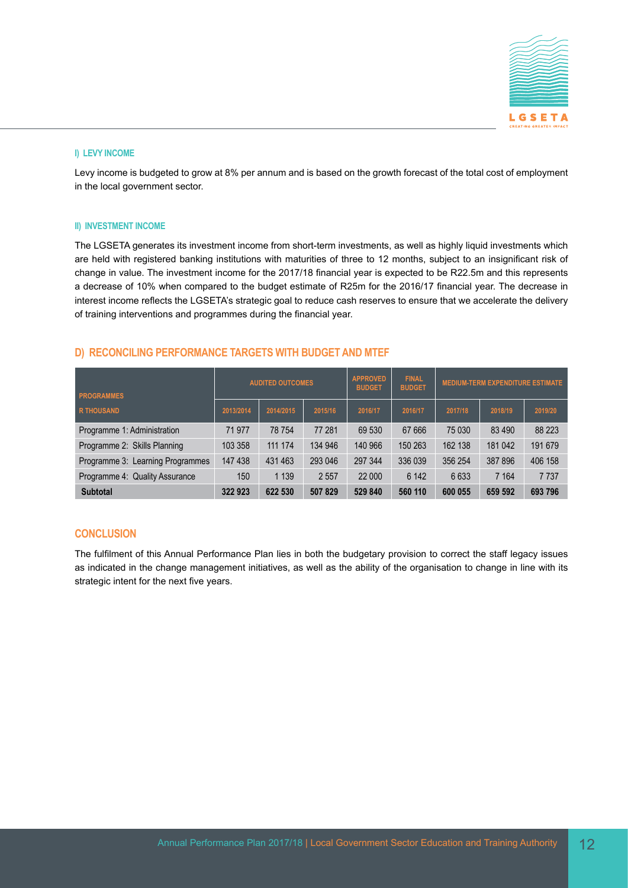#### I) LEVY INCOME

Levy income is budgeted to grow at 8% per annum and is based on the growth forecast of the total cost of employment in the local government sector.

#### II) INVESTMENT INCOME

The LGSETA generates its investment income from short-term investments, as well as highly liquid investments which are held with registered banking institutions with maturities of three to 12 months, subject to an insignificant risk of change in value. The investment income for the 2017/18 financial year is expected to be R22.5m and this represents a decrease of 10% when compared to the budget estimate of R25m for the 2016/17 financial year. The decrease in interest income reflects the LGSETA's strategic goal to reduce cash reserves to ensure that we accelerate the delivery of training interventions and programmes during the financial year.

## D) RECONCILING PERFORMANCE TARGETS WITH BUDGET AND MTEF

| PROGRAMMES | AUDITED OUTCOMES | | | APPROVED BUDGET | FINAL BUDGET | MEDIUM-TERM EXPENDITURE ESTIMATE | | |
|---|---|---|---|---|---|---|---|---|
| R THOUSAND | 2013/2014 | 2014/2015 | 2015/16 | 2016/17 | 2016/17 | 2017/18 | 2018/19 | 2019/20 |
| Programme 1: Administration | 71 977 | 78 754 | 77 281 | 69 530 | 67 666 | 75 030 | 83 490 | 88 223 |
| Programme 2: Skills Planning | 103 358 | 111 174 | 134 946 | 140 966 | 150 263 | 162 138 | 181 042 | 191 679 |
| Programme 3: Learning Programmes | 147 438 | 431 463 | 293 046 | 297 344 | 336 039 | 356 254 | 387 896 | 406 158 |
| Programme 4: Quality Assurance | 150 | 1 139 | 2 557 | 22 000 | 6 142 | 6 633 | 7 164 | 7 737 |
| **Subtotal** | **322 923** | **622 530** | **507 829** | **529 840** | **560 110** | **600 055** | **659 592** | **693 796** |

## CONCLUSION

The fulfilment of this Annual Performance Plan lies in both the budgetary provision to correct the staff legacy issues as indicated in the change management initiatives, as well as the ability of the organisation to change in line with its strategic intent for the next five years.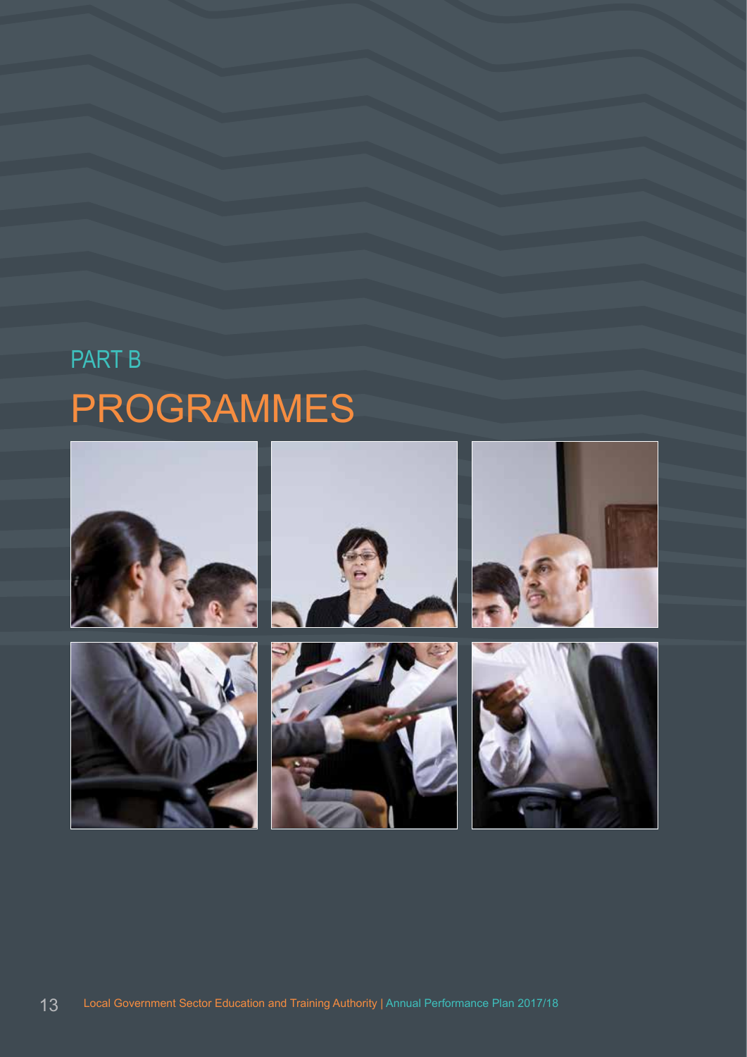PART B

# PROGRAMMES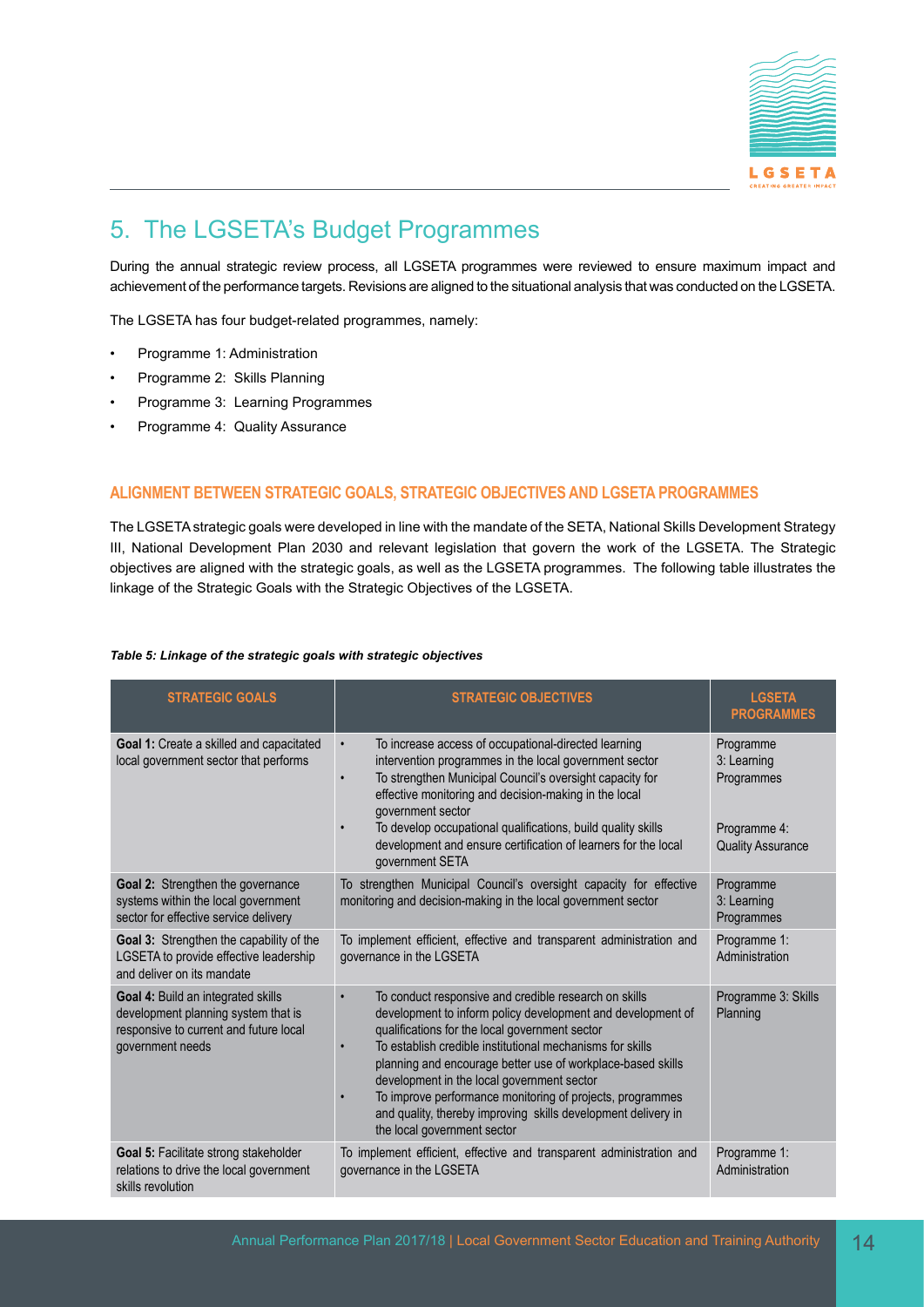# 5. The LGSETA's Budget Programmes

During the annual strategic review process, all LGSETA programmes were reviewed to ensure maximum impact and achievement of the performance targets. Revisions are aligned to the situational analysis that was conducted on the LGSETA.

The LGSETA has four budget-related programmes, namely:

- Programme 1: Administration
- Programme 2: Skills Planning
- Programme 3: Learning Programmes
- Programme 4: Quality Assurance

### ALIGNMENT BETWEEN STRATEGIC GOALS, STRATEGIC OBJECTIVES AND LGSETA PROGRAMMES

The LGSETA strategic goals were developed in line with the mandate of the SETA, National Skills Development Strategy III, National Development Plan 2030 and relevant legislation that govern the work of the LGSETA. The Strategic objectives are aligned with the strategic goals, as well as the LGSETA programmes. The following table illustrates the linkage of the Strategic Goals with the Strategic Objectives of the LGSETA.

***Table 5: Linkage of the strategic goals with strategic objectives***

| STRATEGIC GOALS | STRATEGIC OBJECTIVES | LGSETA PROGRAMMES |
|---|---|---|
| **Goal 1:** Create a skilled and capacitated local government sector that performs | • To increase access of occupational-directed learning intervention programmes in the local government sector<br>• To strengthen Municipal Council's oversight capacity for effective monitoring and decision-making in the local government sector<br>• To develop occupational qualifications, build quality skills development and ensure certification of learners for the local government SETA | Programme 3: Learning Programmes<br><br>Programme 4: Quality Assurance |
| **Goal 2:** Strengthen the governance systems within the local government sector for effective service delivery | To strengthen Municipal Council's oversight capacity for effective monitoring and decision-making in the local government sector | Programme 3: Learning Programmes |
| **Goal 3:** Strengthen the capability of the LGSETA to provide effective leadership and deliver on its mandate | To implement efficient, effective and transparent administration and governance in the LGSETA | Programme 1: Administration |
| **Goal 4:** Build an integrated skills development planning system that is responsive to current and future local government needs | • To conduct responsive and credible research on skills development to inform policy development and development of qualifications for the local government sector<br>• To establish credible institutional mechanisms for skills planning and encourage better use of workplace-based skills development in the local government sector<br>• To improve performance monitoring of projects, programmes and quality, thereby improving skills development delivery in the local government sector | Programme 3: Skills Planning |
| **Goal 5:** Facilitate strong stakeholder relations to drive the local government skills revolution | To implement efficient, effective and transparent administration and governance in the LGSETA | Programme 1: Administration |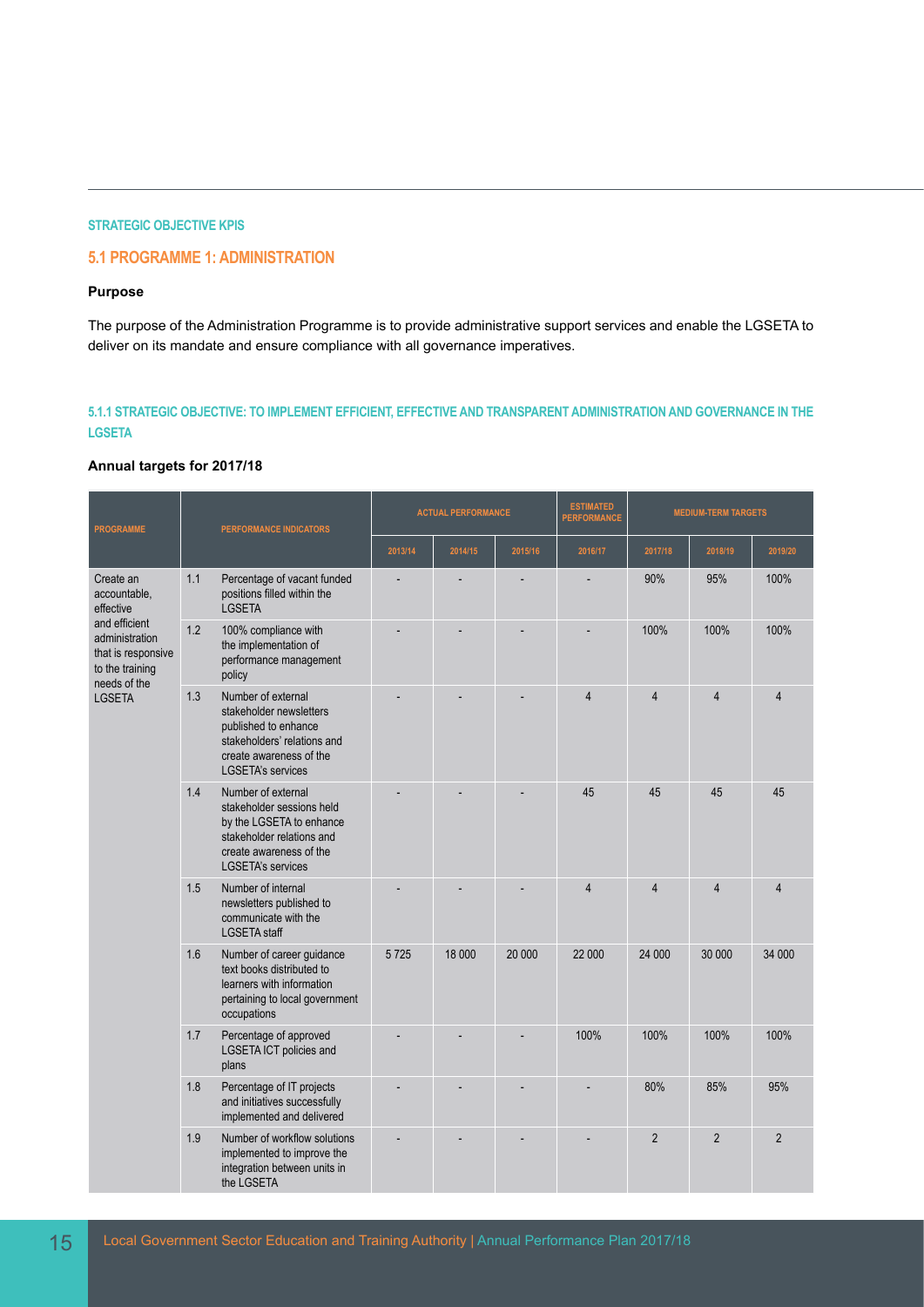#### STRATEGIC OBJECTIVE KPIS

## 5.1 PROGRAMME 1: ADMINISTRATION

**Purpose**

The purpose of the Administration Programme is to provide administrative support services and enable the LGSETA to deliver on its mandate and ensure compliance with all governance imperatives.

### 5.1.1 STRATEGIC OBJECTIVE: TO IMPLEMENT EFFICIENT, EFFECTIVE AND TRANSPARENT ADMINISTRATION AND GOVERNANCE IN THE LGSETA

**Annual targets for 2017/18**

| PROGRAMME | PERFORMANCE INDICATORS | | ACTUAL PERFORMANCE | | | ESTIMATED PERFORMANCE | MEDIUM-TERM TARGETS | | |
|---|---|---|---|---|---|---|---|---|---|
| | | | 2013/14 | 2014/15 | 2015/16 | 2016/17 | 2017/18 | 2018/19 | 2019/20 |
| Create an accountable, effective and efficient administration that is responsive to the training needs of the LGSETA | 1.1 | Percentage of vacant funded positions filled within the LGSETA | - | - | - | - | 90% | 95% | 100% |
| | 1.2 | 100% compliance with the implementation of performance management policy | - | - | - | - | 100% | 100% | 100% |
| | 1.3 | Number of external stakeholder newsletters published to enhance stakeholders' relations and create awareness of the LGSETA's services | - | - | - | 4 | 4 | 4 | 4 |
| | 1.4 | Number of external stakeholder sessions held by the LGSETA to enhance stakeholder relations and create awareness of the LGSETA's services | - | - | - | 45 | 45 | 45 | 45 |
| | 1.5 | Number of internal newsletters published to communicate with the LGSETA staff | - | - | - | 4 | 4 | 4 | 4 |
| | 1.6 | Number of career guidance text books distributed to learners with information pertaining to local government occupations | 5 725 | 18 000 | 20 000 | 22 000 | 24 000 | 30 000 | 34 000 |
| | 1.7 | Percentage of approved LGSETA ICT policies and plans | - | - | - | 100% | 100% | 100% | 100% |
| | 1.8 | Percentage of IT projects and initiatives successfully implemented and delivered | - | - | - | - | 80% | 85% | 95% |
| | 1.9 | Number of workflow solutions implemented to improve the integration between units in the LGSETA | - | - | - | - | 2 | 2 | 2 |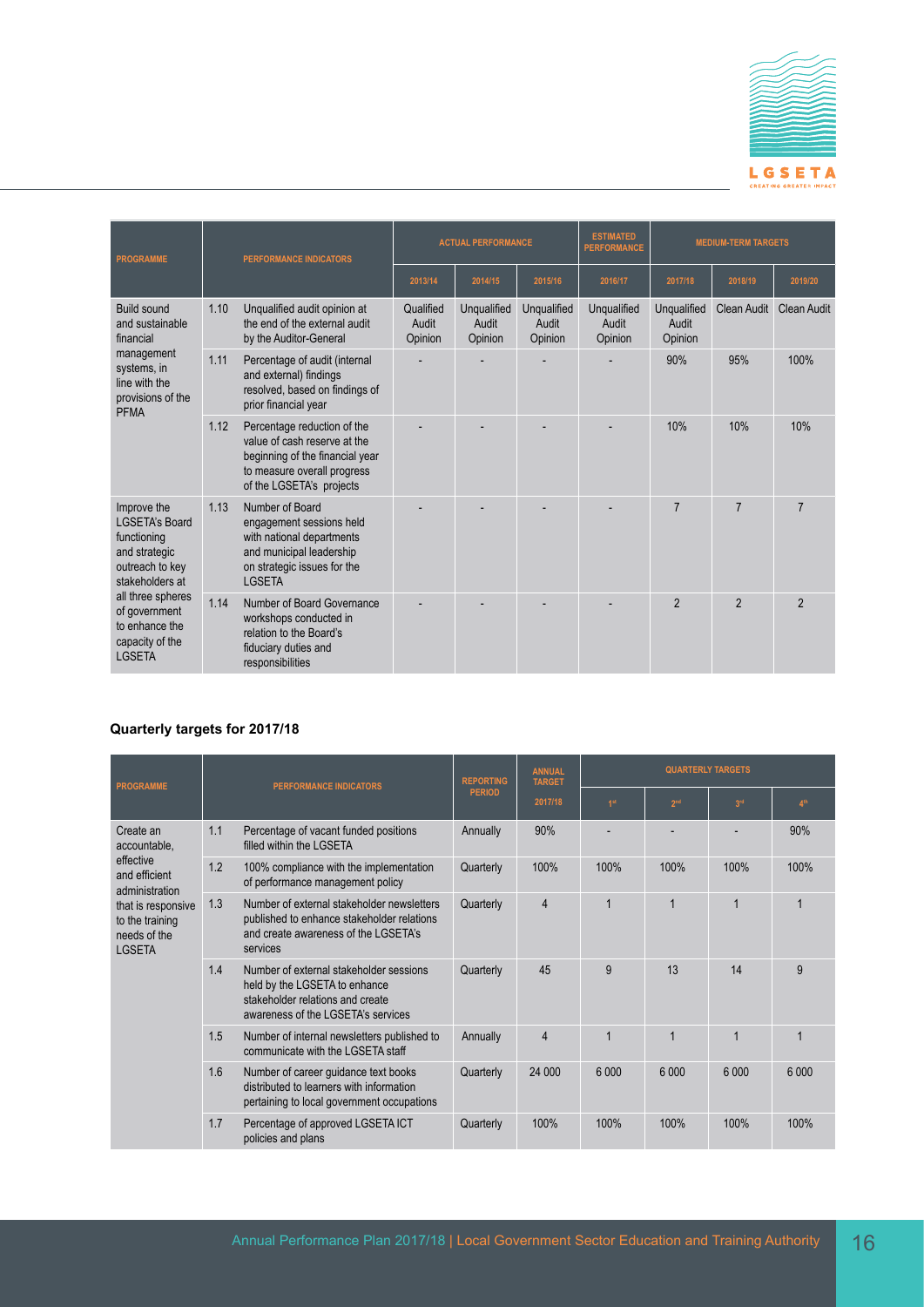| PROGRAMME | PERFORMANCE INDICATORS | | ACTUAL PERFORMANCE | | | ESTIMATED PERFORMANCE | MEDIUM-TERM TARGETS | | |
|---|---|---|---|---|---|---|---|---|---|
| | | | 2013/14 | 2014/15 | 2015/16 | 2016/17 | 2017/18 | 2018/19 | 2019/20 |
| Build sound and sustainable financial management systems, in line with the provisions of the PFMA | 1.10 | Unqualified audit opinion at the end of the external audit by the Auditor-General | Qualified Audit Opinion | Unqualified Audit Opinion | Unqualified Audit Opinion | Unqualified Audit Opinion | Unqualified Audit Opinion | Clean Audit | Clean Audit |
| | 1.11 | Percentage of audit (internal and external) findings resolved, based on findings of prior financial year | - | - | - | - | 90% | 95% | 100% |
| | 1.12 | Percentage reduction of the value of cash reserve at the beginning of the financial year to measure overall progress of the LGSETA's projects | - | - | - | - | 10% | 10% | 10% |
| Improve the LGSETA's Board functioning and strategic outreach to key stakeholders at all three spheres of government to enhance the capacity of the LGSETA | 1.13 | Number of Board engagement sessions held with national departments and municipal leadership on strategic issues for the LGSETA | - | - | - | - | 7 | 7 | 7 |
| | 1.14 | Number of Board Governance workshops conducted in relation to the Board's fiduciary duties and responsibilities | - | - | - | - | 2 | 2 | 2 |

**Quarterly targets for 2017/18**

| PROGRAMME | PERFORMANCE INDICATORS | | REPORTING PERIOD | ANNUAL TARGET | QUARTERLY TARGETS | | | |
|---|---|---|---|---|---|---|---|---|
| | | | | 2017/18 | 1st | 2nd | 3rd | 4th |
| Create an accountable, effective and efficient administration that is responsive to the training needs of the LGSETA | 1.1 | Percentage of vacant funded positions filled within the LGSETA | Annually | 90% | - | - | - | 90% |
| | 1.2 | 100% compliance with the implementation of performance management policy | Quarterly | 100% | 100% | 100% | 100% | 100% |
| | 1.3 | Number of external stakeholder newsletters published to enhance stakeholder relations and create awareness of the LGSETA's services | Quarterly | 4 | 1 | 1 | 1 | 1 |
| | 1.4 | Number of external stakeholder sessions held by the LGSETA to enhance stakeholder relations and create awareness of the LGSETA's services | Quarterly | 45 | 9 | 13 | 14 | 9 |
| | 1.5 | Number of internal newsletters published to communicate with the LGSETA staff | Annually | 4 | 1 | 1 | 1 | 1 |
| | 1.6 | Number of career guidance text books distributed to learners with information pertaining to local government occupations | Quarterly | 24 000 | 6 000 | 6 000 | 6 000 | 6 000 |
| | 1.7 | Percentage of approved LGSETA ICT policies and plans | Quarterly | 100% | 100% | 100% | 100% | 100% |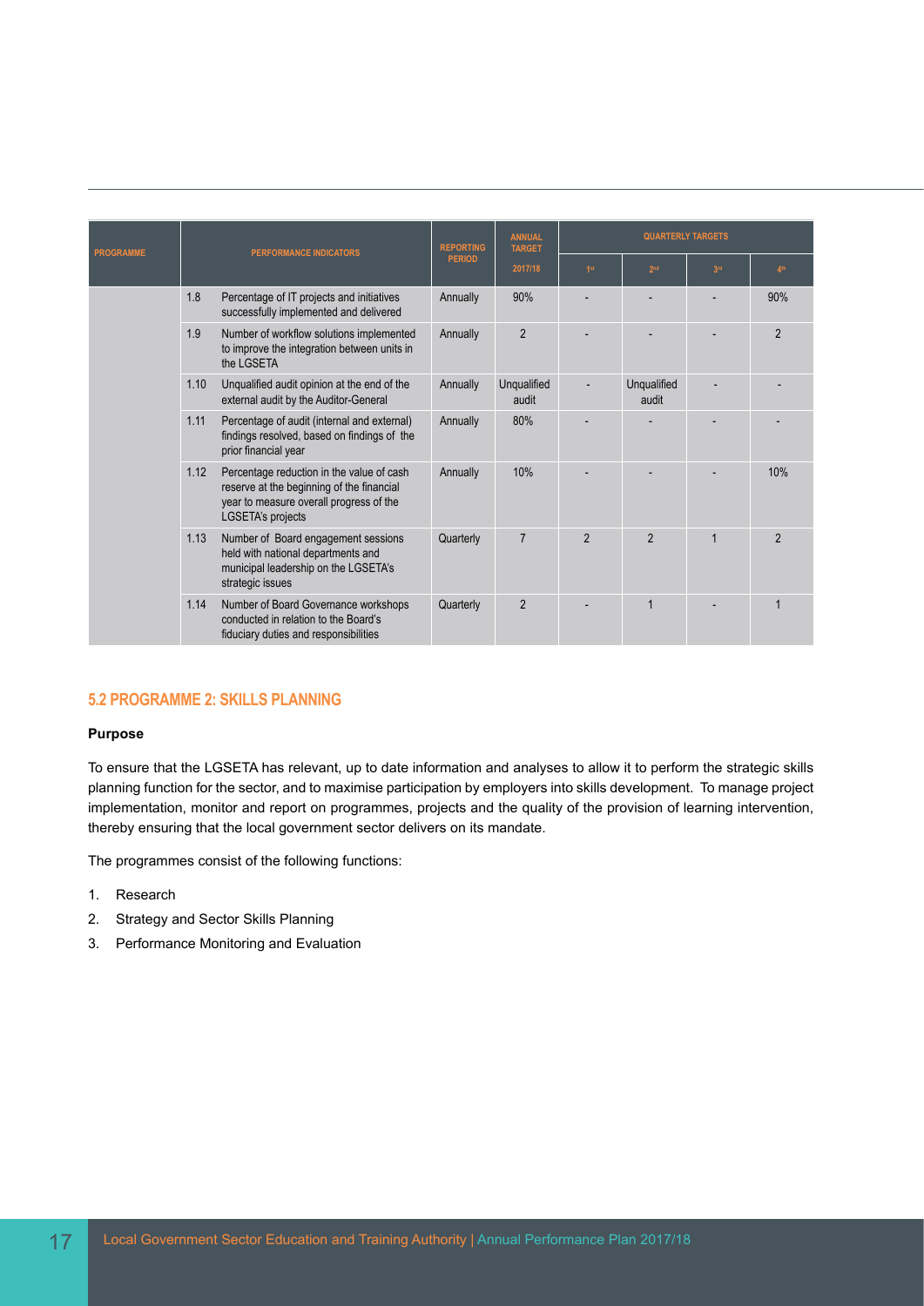| PROGRAMME | PERFORMANCE INDICATORS | | REPORTING PERIOD | ANNUAL TARGET | QUARTERLY TARGETS | | | |
|---|---|---|---|---|---|---|---|---|
| | | | | 2017/18 | 1st | 2nd | 3rd | 4th |
| | 1.8 | Percentage of IT projects and initiatives successfully implemented and delivered | Annually | 90% | - | - | - | 90% |
| | 1.9 | Number of workflow solutions implemented to improve the integration between units in the LGSETA | Annually | 2 | - | - | - | 2 |
| | 1.10 | Unqualified audit opinion at the end of the external audit by the Auditor-General | Annually | Unqualified audit | - | Unqualified audit | - | - |
| | 1.11 | Percentage of audit (internal and external) findings resolved, based on findings of the prior financial year | Annually | 80% | - | - | - | - |
| | 1.12 | Percentage reduction in the value of cash reserve at the beginning of the financial year to measure overall progress of the LGSETA's projects | Annually | 10% | - | - | - | 10% |
| | 1.13 | Number of Board engagement sessions held with national departments and municipal leadership on the LGSETA's strategic issues | Quarterly | 7 | 2 | 2 | 1 | 2 |
| | 1.14 | Number of Board Governance workshops conducted in relation to the Board's fiduciary duties and responsibilities | Quarterly | 2 | - | 1 | - | 1 |

## 5.2 PROGRAMME 2: SKILLS PLANNING

**Purpose**

To ensure that the LGSETA has relevant, up to date information and analyses to allow it to perform the strategic skills planning function for the sector, and to maximise participation by employers into skills development. To manage project implementation, monitor and report on programmes, projects and the quality of the provision of learning intervention, thereby ensuring that the local government sector delivers on its mandate.

The programmes consist of the following functions:

1. Research
2. Strategy and Sector Skills Planning
3. Performance Monitoring and Evaluation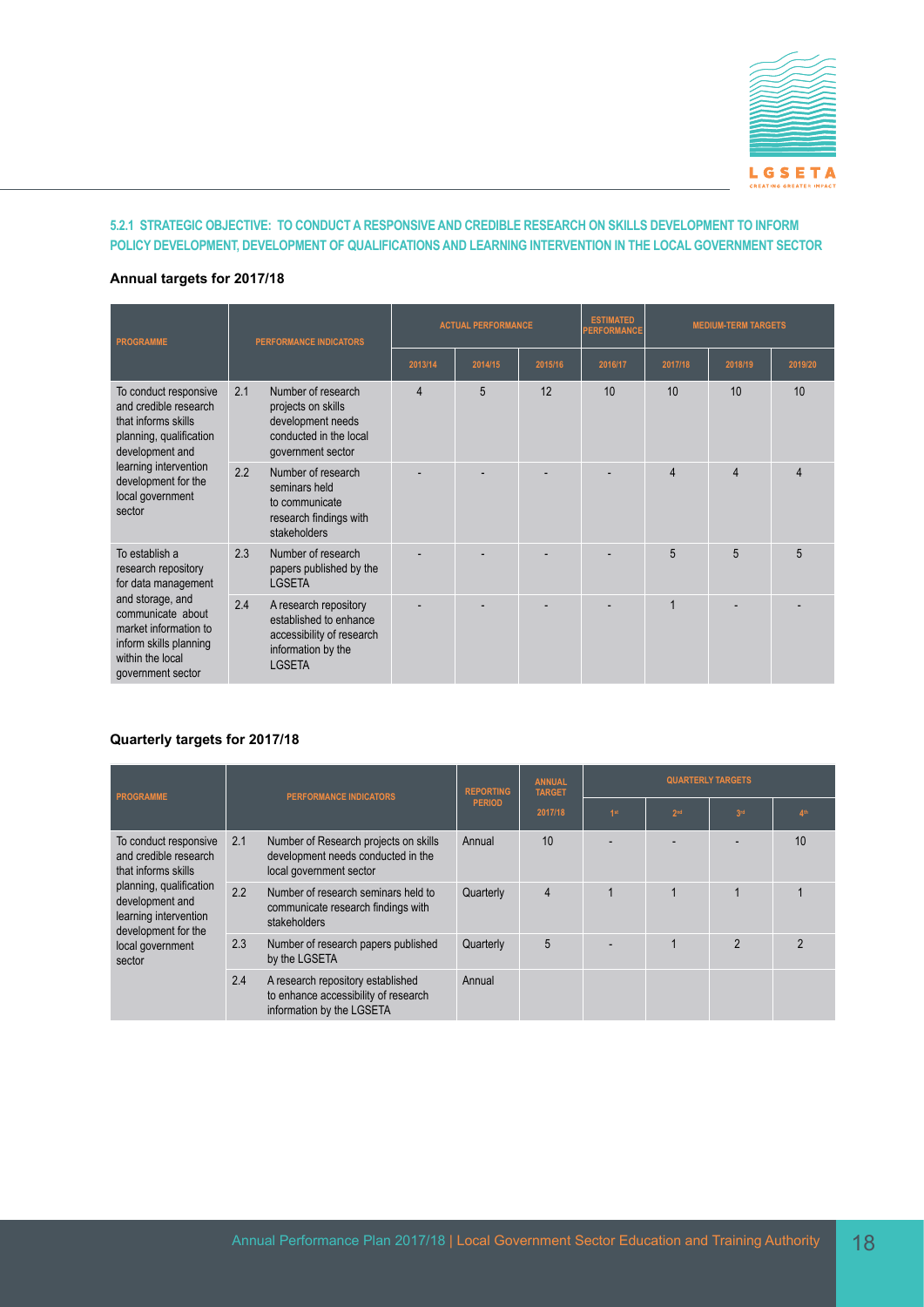#### 5.2.1 STRATEGIC OBJECTIVE: TO CONDUCT A RESPONSIVE AND CREDIBLE RESEARCH ON SKILLS DEVELOPMENT TO INFORM POLICY DEVELOPMENT, DEVELOPMENT OF QUALIFICATIONS AND LEARNING INTERVENTION IN THE LOCAL GOVERNMENT SECTOR

**Annual targets for 2017/18**

| PROGRAMME | PERFORMANCE INDICATORS | | ACTUAL PERFORMANCE | | | ESTIMATED PERFORMANCE | MEDIUM-TERM TARGETS | | |
|---|---|---|---|---|---|---|---|---|---|
| | | | 2013/14 | 2014/15 | 2015/16 | 2016/17 | 2017/18 | 2018/19 | 2019/20 |
| To conduct responsive and credible research that informs skills planning, qualification development and learning intervention development for the local government sector | 2.1 | Number of research projects on skills development needs conducted in the local government sector | 4 | 5 | 12 | 10 | 10 | 10 | 10 |
| | 2.2 | Number of research seminars held to communicate research findings with stakeholders | - | - | - | - | 4 | 4 | 4 |
| To establish a research repository for data management and storage, and communicate about market information to inform skills planning within the local government sector | 2.3 | Number of research papers published by the LGSETA | - | - | - | - | 5 | 5 | 5 |
| | 2.4 | A research repository established to enhance accessibility of research information by the LGSETA | - | - | - | - | 1 | - | - |

**Quarterly targets for 2017/18**

| PROGRAMME | PERFORMANCE INDICATORS | | REPORTING PERIOD | ANNUAL TARGET | QUARTERLY TARGETS | | | |
|---|---|---|---|---|---|---|---|---|
| | | | | 2017/18 | 1st | 2nd | 3rd | 4th |
| To conduct responsive and credible research that informs skills planning, qualification development and learning intervention development for the local government sector | 2.1 | Number of Research projects on skills development needs conducted in the local government sector | Annual | 10 | - | - | - | 10 |
| | 2.2 | Number of research seminars held to communicate research findings with stakeholders | Quarterly | 4 | 1 | 1 | 1 | 1 |
| | 2.3 | Number of research papers published by the LGSETA | Quarterly | 5 | - | 1 | 2 | 2 |
| | 2.4 | A research repository established to enhance accessibility of research information by the LGSETA | Annual | | | | | |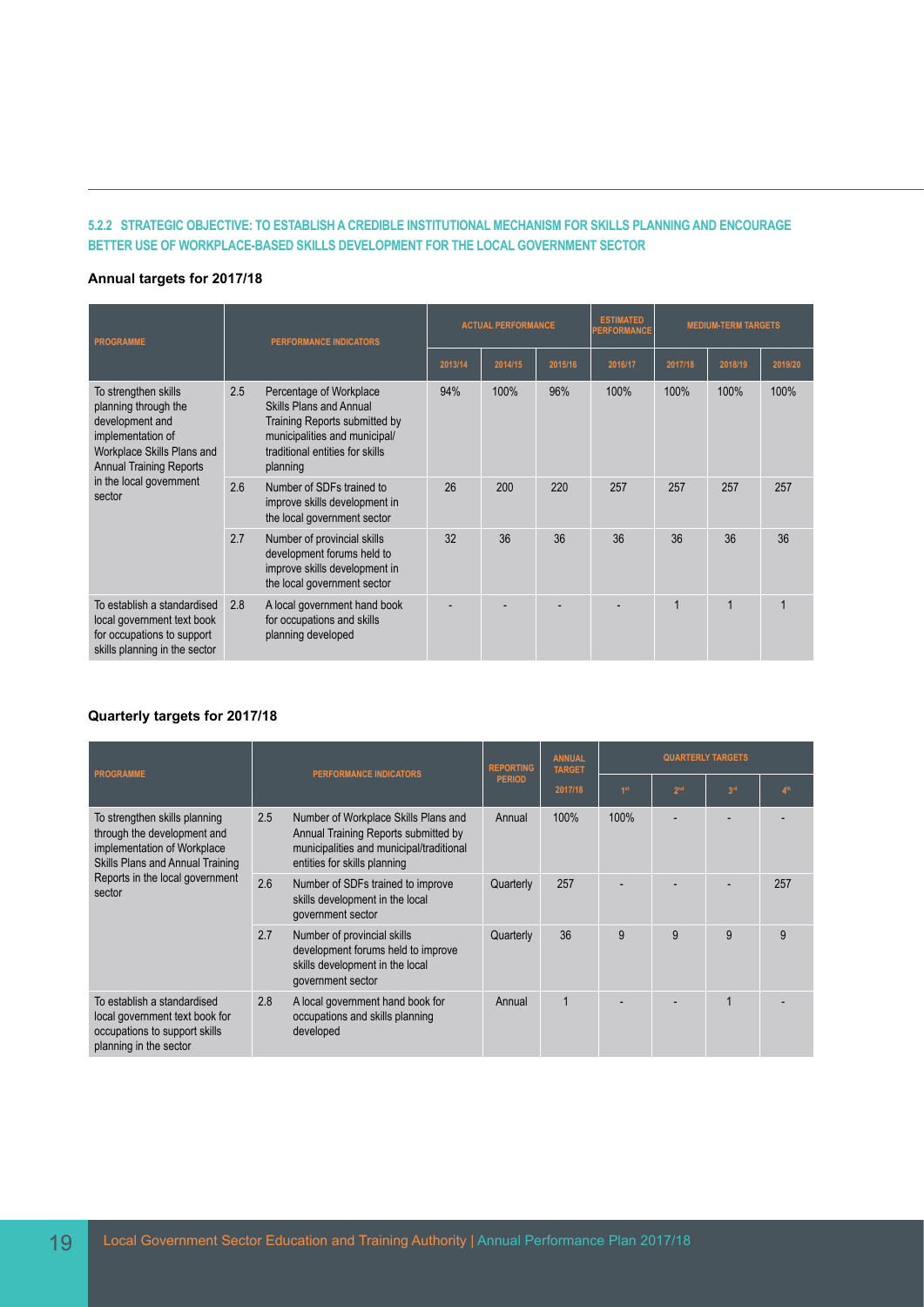#### 5.2.2 STRATEGIC OBJECTIVE: TO ESTABLISH A CREDIBLE INSTITUTIONAL MECHANISM FOR SKILLS PLANNING AND ENCOURAGE BETTER USE OF WORKPLACE-BASED SKILLS DEVELOPMENT FOR THE LOCAL GOVERNMENT SECTOR

**Annual targets for 2017/18**

| PROGRAMME | PERFORMANCE INDICATORS | | ACTUAL PERFORMANCE | | | ESTIMATED PERFORMANCE | MEDIUM-TERM TARGETS | | |
|---|---|---|---|---|---|---|---|---|---|
| | | | 2013/14 | 2014/15 | 2015/16 | 2016/17 | 2017/18 | 2018/19 | 2019/20 |
| To strengthen skills planning through the development and implementation of Workplace Skills Plans and Annual Training Reports in the local government sector | 2.5 | Percentage of Workplace Skills Plans and Annual Training Reports submitted by municipalities and municipal/ traditional entities for skills planning | 94% | 100% | 96% | 100% | 100% | 100% | 100% |
| | 2.6 | Number of SDFs trained to improve skills development in the local government sector | 26 | 200 | 220 | 257 | 257 | 257 | 257 |
| | 2.7 | Number of provincial skills development forums held to improve skills development in the local government sector | 32 | 36 | 36 | 36 | 36 | 36 | 36 |
| To establish a standardised local government text book for occupations to support skills planning in the sector | 2.8 | A local government hand book for occupations and skills planning developed | - | - | - | - | 1 | 1 | 1 |

**Quarterly targets for 2017/18**

| PROGRAMME | PERFORMANCE INDICATORS | | REPORTING PERIOD | ANNUAL TARGET | QUARTERLY TARGETS | | | |
|---|---|---|---|---|---|---|---|---|
| | | | | 2017/18 | 1st | 2nd | 3rd | 4th |
| To strengthen skills planning through the development and implementation of Workplace Skills Plans and Annual Training Reports in the local government sector | 2.5 | Number of Workplace Skills Plans and Annual Training Reports submitted by municipalities and municipal/traditional entities for skills planning | Annual | 100% | 100% | - | - | - |
| | 2.6 | Number of SDFs trained to improve skills development in the local government sector | Quarterly | 257 | - | - | - | 257 |
| | 2.7 | Number of provincial skills development forums held to improve skills development in the local government sector | Quarterly | 36 | 9 | 9 | 9 | 9 |
| To establish a standardised local government text book for occupations to support skills planning in the sector | 2.8 | A local government hand book for occupations and skills planning developed | Annual | 1 | - | - | 1 | - |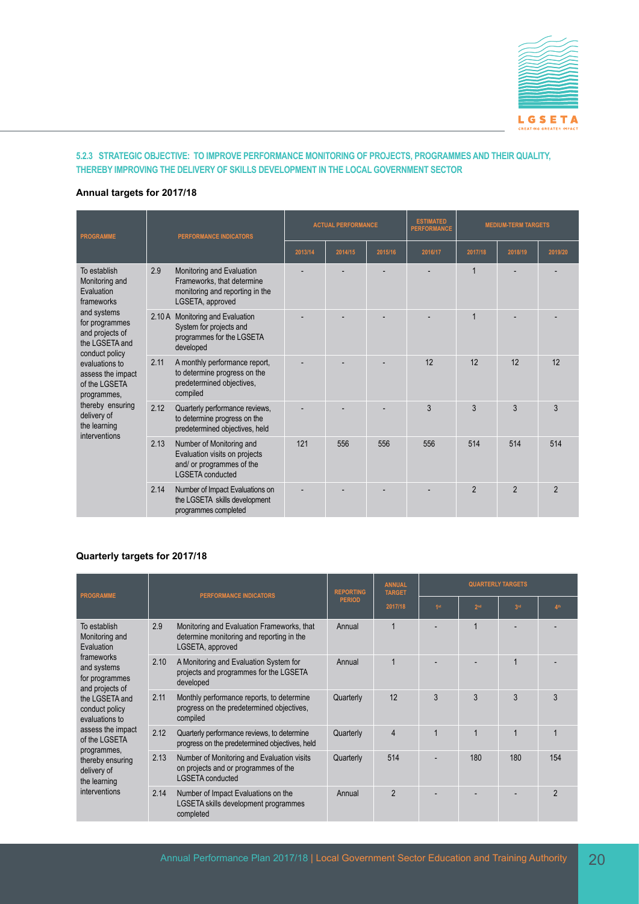#### 5.2.3 STRATEGIC OBJECTIVE: TO IMPROVE PERFORMANCE MONITORING OF PROJECTS, PROGRAMMES AND THEIR QUALITY, THEREBY IMPROVING THE DELIVERY OF SKILLS DEVELOPMENT IN THE LOCAL GOVERNMENT SECTOR

**Annual targets for 2017/18**

| PROGRAMME | PERFORMANCE INDICATORS | | ACTUAL PERFORMANCE | | | ESTIMATED PERFORMANCE | MEDIUM-TERM TARGETS | | |
|---|---|---|---|---|---|---|---|---|---|
| | | | 2013/14 | 2014/15 | 2015/16 | 2016/17 | 2017/18 | 2018/19 | 2019/20 |
| To establish Monitoring and Evaluation frameworks and systems for programmes and projects of the LGSETA and conduct policy evaluations to assess the impact of the LGSETA programmes, thereby ensuring delivery of the learning interventions | 2.9 | Monitoring and Evaluation Frameworks, that determine monitoring and reporting in the LGSETA, approved | - | - | - | - | 1 | - | - |
| | 2.10 A | Monitoring and Evaluation System for projects and programmes for the LGSETA developed | - | - | - | - | 1 | - | - |
| | 2.11 | A monthly performance report, to determine progress on the predetermined objectives, compiled | - | - | - | 12 | 12 | 12 | 12 |
| | 2.12 | Quarterly performance reviews, to determine progress on the predetermined objectives, held | - | - | - | 3 | 3 | 3 | 3 |
| | 2.13 | Number of Monitoring and Evaluation visits on projects and/ or programmes of the LGSETA conducted | 121 | 556 | 556 | 556 | 514 | 514 | 514 |
| | 2.14 | Number of Impact Evaluations on the LGSETA skills development programmes completed | - | - | - | - | 2 | 2 | 2 |

**Quarterly targets for 2017/18**

| PROGRAMME | PERFORMANCE INDICATORS | | REPORTING PERIOD | ANNUAL TARGET | QUARTERLY TARGETS | | | |
|---|---|---|---|---|---|---|---|---|
| | | | | 2017/18 | 1st | 2nd | 3rd | 4th |
| To establish Monitoring and Evaluation frameworks and systems for programmes and projects of the LGSETA and conduct policy evaluations to assess the impact of the LGSETA programmes, thereby ensuring delivery of the learning interventions | 2.9 | Monitoring and Evaluation Frameworks, that determine monitoring and reporting in the LGSETA, approved | Annual | 1 | - | 1 | - | - |
| | 2.10 | A Monitoring and Evaluation System for projects and programmes for the LGSETA developed | Annual | 1 | - | - | 1 | - |
| | 2.11 | Monthly performance reports, to determine progress on the predetermined objectives, compiled | Quarterly | 12 | 3 | 3 | 3 | 3 |
| | 2.12 | Quarterly performance reviews, to determine progress on the predetermined objectives, held | Quarterly | 4 | 1 | 1 | 1 | 1 |
| | 2.13 | Number of Monitoring and Evaluation visits on projects and or programmes of the LGSETA conducted | Quarterly | 514 | - | 180 | 180 | 154 |
| | 2.14 | Number of Impact Evaluations on the LGSETA skills development programmes completed | Annual | 2 | - | - | - | 2 |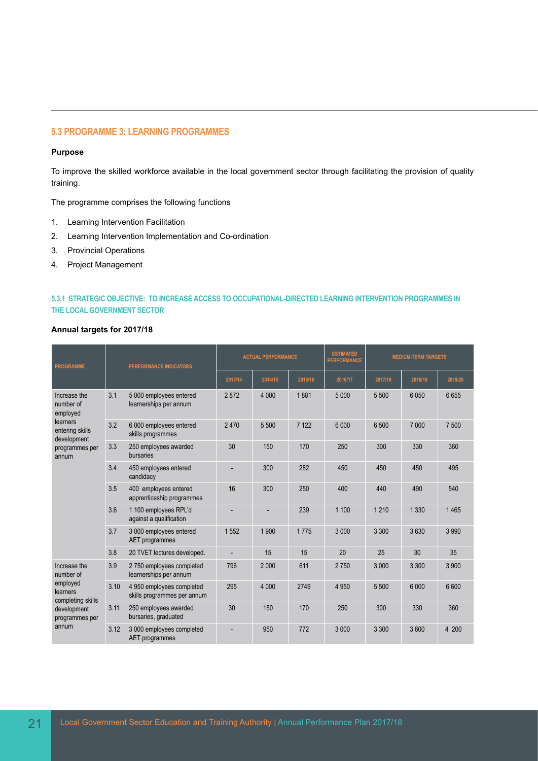## 5.3 PROGRAMME 3: LEARNING PROGRAMMES

**Purpose**

To improve the skilled workforce available in the local government sector through facilitating the provision of quality training.

The programme comprises the following functions

1. Learning Intervention Facilitation
2. Learning Intervention Implementation and Co-ordination
3. Provincial Operations
4. Project Management

#### 5.3.1 STRATEGIC OBJECTIVE: TO INCREASE ACCESS TO OCCUPATIONAL-DIRECTED LEARNING INTERVENTION PROGRAMMES IN THE LOCAL GOVERNMENT SECTOR

**Annual targets for 2017/18**

| PROGRAMME | PERFORMANCE INDICATORS | | ACTUAL PERFORMANCE | | | ESTIMATED PERFORMANCE | MEDIUM-TERM TARGETS | | |
|---|---|---|---|---|---|---|---|---|---|
| | | | 2013/14 | 2014/15 | 2015/16 | 2016/17 | 2017/18 | 2018/19 | 2019/20 |
| Increase the number of employed learners entering skills development programmes per annum | 3.1 | 5 000 employees entered learnerships per annum | 2 872 | 4 000 | 1 881 | 5 000 | 5 500 | 6 050 | 6 655 |
| | 3.2 | 6 000 employees entered skills programmes | 2 470 | 5 500 | 7 122 | 6 000 | 6 500 | 7 000 | 7 500 |
| | 3.3 | 250 employees awarded bursaries | 30 | 150 | 170 | 250 | 300 | 330 | 360 |
| | 3.4 | 450 employees entered candidacy | - | 300 | 282 | 450 | 450 | 450 | 495 |
| | 3.5 | 400 employees entered apprenticeship programmes | 16 | 300 | 250 | 400 | 440 | 490 | 540 |
| | 3.6 | 1 100 employees RPL'd against a qualification | - | - | 239 | 1 100 | 1 210 | 1 330 | 1 465 |
| | 3.7 | 3 000 employees entered AET programmes | 1 552 | 1 900 | 1 775 | 3 000 | 3 300 | 3 630 | 3 990 |
| | 3.8 | 20 TVET lectures developed. | - | 15 | 15 | 20 | 25 | 30 | 35 |
| Increase the number of employed learners completing skills development programmes per annum | 3.9 | 2 750 employees completed learnerships per annum | 796 | 2 000 | 611 | 2 750 | 3 000 | 3 300 | 3 900 |
| | 3.10 | 4 950 employees completed skills programmes per annum | 295 | 4 000 | 2749 | 4 950 | 5 500 | 6 000 | 6 600 |
| | 3.11 | 250 employees awarded bursaries, graduated | 30 | 150 | 170 | 250 | 300 | 330 | 360 |
| | 3.12 | 3 000 employees completed AET programmes | - | 950 | 772 | 3 000 | 3 300 | 3 600 | 4 200 |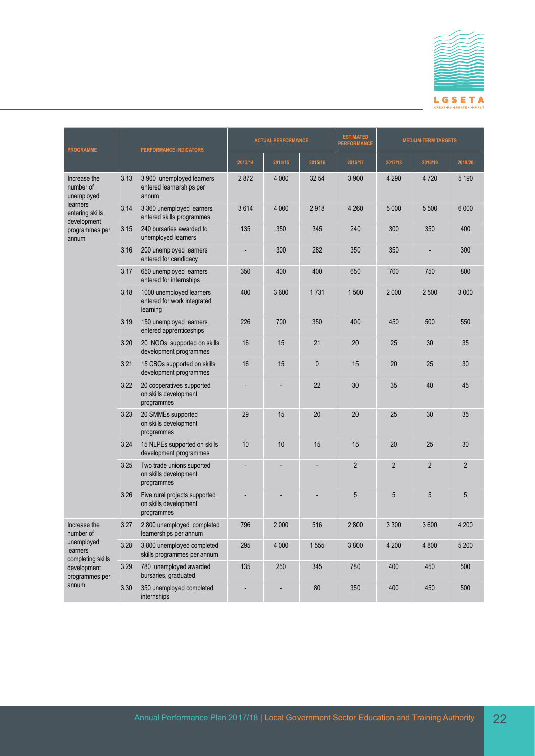| PROGRAMME | PERFORMANCE INDICATORS | | ACTUAL PERFORMANCE | | | ESTIMATED PERFORMANCE | MEDIUM-TERM TARGETS | | |
|---|---|---|---|---|---|---|---|---|---|
| | | | 2013/14 | 2014/15 | 2015/16 | 2016/17 | 2017/18 | 2018/19 | 2019/20 |
| Increase the number of unemployed learners entering skills development programmes per annum | 3.13 | 3 900 unemployed learners entered learnerships per annum | 2 872 | 4 000 | 32 54 | 3 900 | 4 290 | 4 720 | 5 190 |
| | 3.14 | 3 360 unemployed learners entered skills programmes | 3 614 | 4 000 | 2 918 | 4 260 | 5 000 | 5 500 | 6 000 |
| | 3.15 | 240 bursaries awarded to unemployed learners | 135 | 350 | 345 | 240 | 300 | 350 | 400 |
| | 3.16 | 200 unemployed learners entered for candidacy | - | 300 | 282 | 350 | 350 | - | 300 |
| | 3.17 | 650 unemployed learners entered for internships | 350 | 400 | 400 | 650 | 700 | 750 | 800 |
| | 3.18 | 1000 unemployed learners entered for work integrated learning | 400 | 3 600 | 1 731 | 1 500 | 2 000 | 2 500 | 3 000 |
| | 3.19 | 150 unemployed learners entered apprenticeships | 226 | 700 | 350 | 400 | 450 | 500 | 550 |
| | 3.20 | 20 NGOs supported on skills development programmes | 16 | 15 | 21 | 20 | 25 | 30 | 35 |
| | 3.21 | 15 CBOs supported on skills development programmes | 16 | 15 | 0 | 15 | 20 | 25 | 30 |
| | 3.22 | 20 cooperatives supported on skills development programmes | - | - | 22 | 30 | 35 | 40 | 45 |
| | 3.23 | 20 SMMEs supported on skills development programmes | 29 | 15 | 20 | 20 | 25 | 30 | 35 |
| | 3.24 | 15 NLPEs supported on skills development programmes | 10 | 10 | 15 | 15 | 20 | 25 | 30 |
| | 3.25 | Two trade unions suported on skills development programmes | - | - | - | 2 | 2 | 2 | 2 |
| | 3.26 | Five rural projects supported on skills development programmes | - | - | - | 5 | 5 | 5 | 5 |
| Increase the number of unemployed learners completing skills development programmes per annum | 3.27 | 2 800 unemployed completed learnerships per annum | 796 | 2 000 | 516 | 2 800 | 3 300 | 3 600 | 4 200 |
| | 3.28 | 3 800 unemployed completed skills programmes per annum | 295 | 4 000 | 1 555 | 3 800 | 4 200 | 4 800 | 5 200 |
| | 3.29 | 780 unemployed awarded bursaries, graduated | 135 | 250 | 345 | 780 | 400 | 450 | 500 |
| | 3.30 | 350 unemployed completed internships | - | - | 80 | 350 | 400 | 450 | 500 |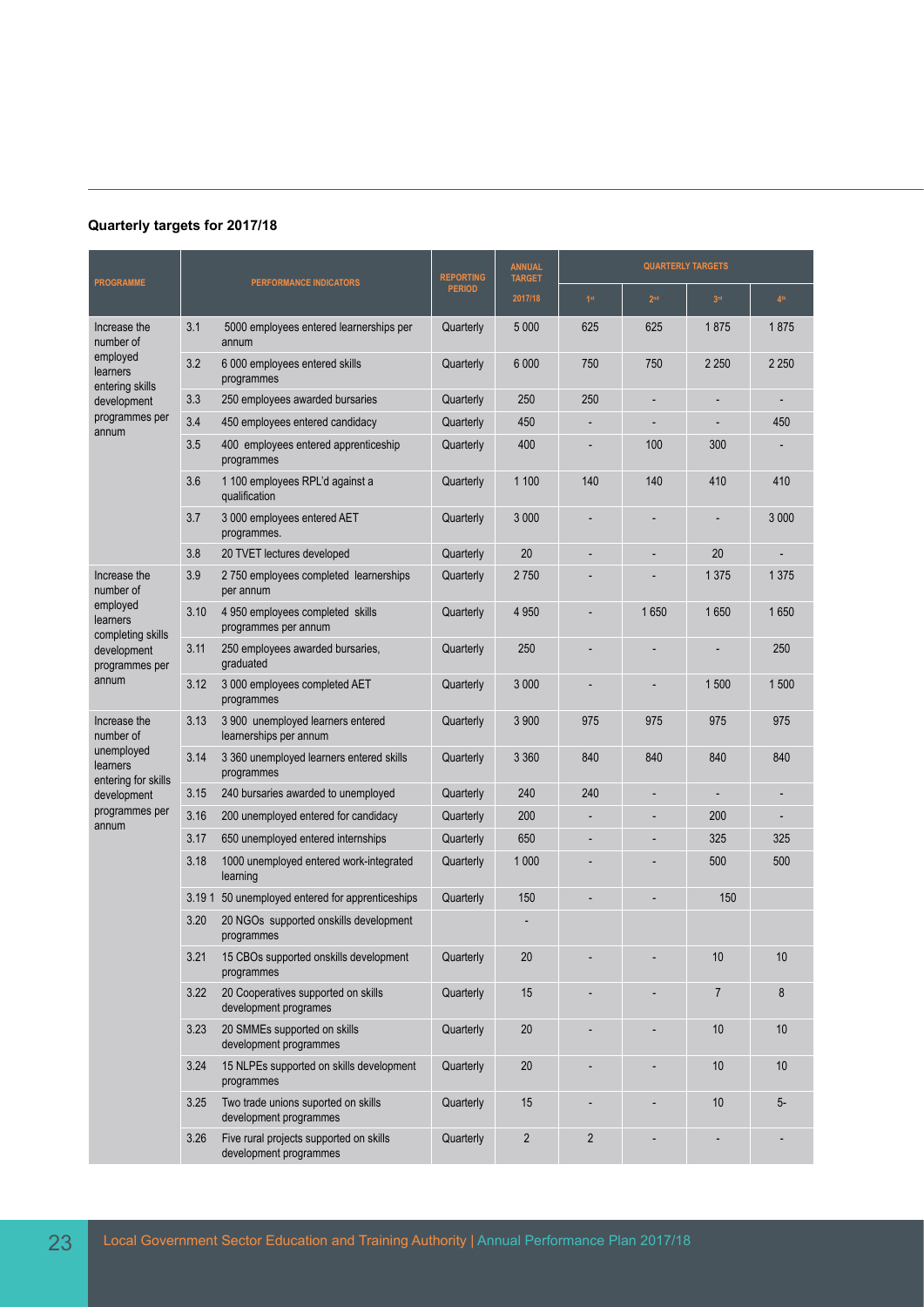**Quarterly targets for 2017/18**

| PROGRAMME | PERFORMANCE INDICATORS | | REPORTING PERIOD | ANNUAL TARGET 2017/18 | QUARTERLY TARGETS | | | |
|---|---|---|---|---|---|---|---|---|
| | | | | | 1st | 2nd | 3rd | 4th |
| Increase the number of employed learners entering skills development programmes per annum | 3.1 | 5000 employees entered learnerships per annum | Quarterly | 5 000 | 625 | 625 | 1 875 | 1 875 |
| | 3.2 | 6 000 employees entered skills programmes | Quarterly | 6 000 | 750 | 750 | 2 250 | 2 250 |
| | 3.3 | 250 employees awarded bursaries | Quarterly | 250 | 250 | - | - | - |
| | 3.4 | 450 employees entered candidacy | Quarterly | 450 | - | - | - | 450 |
| | 3.5 | 400 employees entered apprenticeship programmes | Quarterly | 400 | - | 100 | 300 | - |
| | 3.6 | 1 100 employees RPL'd against a qualification | Quarterly | 1 100 | 140 | 140 | 410 | 410 |
| | 3.7 | 3 000 employees entered AET programmes. | Quarterly | 3 000 | - | - | - | 3 000 |
| | 3.8 | 20 TVET lectures developed | Quarterly | 20 | - | - | 20 | - |
| Increase the number of employed learners completing skills development programmes per annum | 3.9 | 2 750 employees completed learnerships per annum | Quarterly | 2 750 | - | - | 1 375 | 1 375 |
| | 3.10 | 4 950 employees completed skills programmes per annum | Quarterly | 4 950 | - | 1 650 | 1 650 | 1 650 |
| | 3.11 | 250 employees awarded bursaries, graduated | Quarterly | 250 | - | - | - | 250 |
| | 3.12 | 3 000 employees completed AET programmes | Quarterly | 3 000 | - | - | 1 500 | 1 500 |
| Increase the number of unemployed learners entering for skills development programmes per annum | 3.13 | 3 900 unemployed learners entered learnerships per annum | Quarterly | 3 900 | 975 | 975 | 975 | 975 |
| | 3.14 | 3 360 unemployed learners entered skills programmes | Quarterly | 3 360 | 840 | 840 | 840 | 840 |
| | 3.15 | 240 bursaries awarded to unemployed | Quarterly | 240 | 240 | - | - | - |
| | 3.16 | 200 unemployed entered for candidacy | Quarterly | 200 | - | - | 200 | - |
| | 3.17 | 650 unemployed entered internships | Quarterly | 650 | - | - | 325 | 325 |
| | 3.18 | 1000 unemployed entered work-integrated learning | Quarterly | 1 000 | - | - | 500 | 500 |
| | 3.19 1 | 50 unemployed entered for apprenticeships | Quarterly | 150 | - | - | 150 | |
| | 3.20 | 20 NGOs supported onskills development programmes | | - | | | | |
| | 3.21 | 15 CBOs supported onskills development programmes | Quarterly | 20 | - | - | 10 | 10 |
| | 3.22 | 20 Cooperatives supported on skills development programes | Quarterly | 15 | - | - | 7 | 8 |
| | 3.23 | 20 SMMEs supported on skills development programmes | Quarterly | 20 | - | - | 10 | 10 |
| | 3.24 | 15 NLPEs supported on skills development programmes | Quarterly | 20 | - | - | 10 | 10 |
| | 3.25 | Two trade unions suported on skills development programmes | Quarterly | 15 | - | - | 10 | 5- |
| | 3.26 | Five rural projects supported on skills development programmes | Quarterly | 2 | 2 | - | - | - |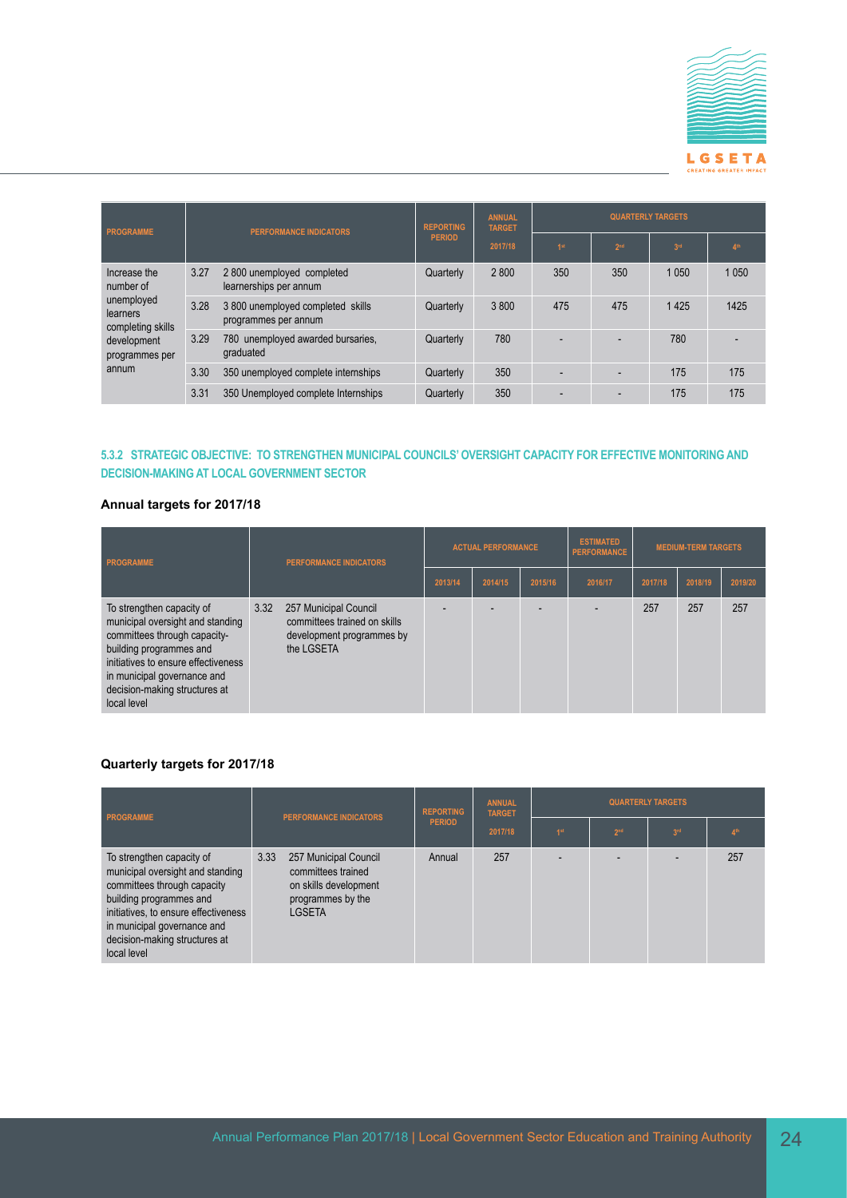| PROGRAMME | PERFORMANCE INDICATORS | | REPORTING PERIOD | ANNUAL TARGET 2017/18 | QUARTERLY TARGETS | | | |
|---|---|---|---|---|---|---|---|---|
| | | | | | 1st | 2nd | 3rd | 4th |
| Increase the number of unemployed learners completing skills development programmes per annum | 3.27 | 2 800 unemployed completed learnerships per annum | Quarterly | 2 800 | 350 | 350 | 1 050 | 1 050 |
| | 3.28 | 3 800 unemployed completed skills programmes per annum | Quarterly | 3 800 | 475 | 475 | 1 425 | 1425 |
| | 3.29 | 780 unemployed awarded bursaries, graduated | Quarterly | 780 | - | - | 780 | - |
| | 3.30 | 350 unemployed complete internships | Quarterly | 350 | - | - | 175 | 175 |
| | 3.31 | 350 Unemployed complete Internships | Quarterly | 350 | - | - | 175 | 175 |

### 5.3.2 STRATEGIC OBJECTIVE: TO STRENGTHEN MUNICIPAL COUNCILS' OVERSIGHT CAPACITY FOR EFFECTIVE MONITORING AND DECISION-MAKING AT LOCAL GOVERNMENT SECTOR

**Annual targets for 2017/18**

| PROGRAMME | PERFORMANCE INDICATORS | | ACTUAL PERFORMANCE | | | ESTIMATED PERFORMANCE | MEDIUM-TERM TARGETS | | |
|---|---|---|---|---|---|---|---|---|---|
| | | | 2013/14 | 2014/15 | 2015/16 | 2016/17 | 2017/18 | 2018/19 | 2019/20 |
| To strengthen capacity of municipal oversight and standing committees through capacity-building programmes and initiatives to ensure effectiveness in municipal governance and decision-making structures at local level | 3.32 | 257 Municipal Council committees trained on skills development programmes by the LGSETA | - | - | - | - | 257 | 257 | 257 |

**Quarterly targets for 2017/18**

| PROGRAMME | PERFORMANCE INDICATORS | | REPORTING PERIOD | ANNUAL TARGET 2017/18 | QUARTERLY TARGETS | | | |
|---|---|---|---|---|---|---|---|---|
| | | | | | 1st | 2nd | 3rd | 4th |
| To strengthen capacity of municipal oversight and standing committees through capacity building programmes and initiatives, to ensure effectiveness in municipal governance and decision-making structures at local level | 3.33 | 257 Municipal Council committees trained on skills development programmes by the LGSETA | Annual | 257 | - | - | - | 257 |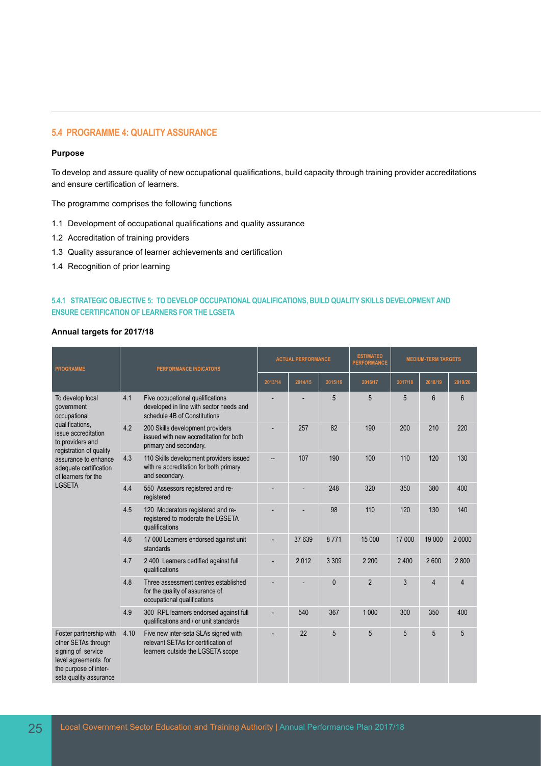## 5.4 PROGRAMME 4: QUALITY ASSURANCE

**Purpose**

To develop and assure quality of new occupational qualifications, build capacity through training provider accreditations and ensure certification of learners.

The programme comprises the following functions

1.1 Development of occupational qualifications and quality assurance

1.2 Accreditation of training providers

1.3 Quality assurance of learner achievements and certification

1.4 Recognition of prior learning

### 5.4.1 STRATEGIC OBJECTIVE 5: TO DEVELOP OCCUPATIONAL QUALIFICATIONS, BUILD QUALITY SKILLS DEVELOPMENT AND ENSURE CERTIFICATION OF LEARNERS FOR THE LGSETA

**Annual targets for 2017/18**

| PROGRAMME | PERFORMANCE INDICATORS | | ACTUAL PERFORMANCE | | | ESTIMATED PERFORMANCE | MEDIUM-TERM TARGETS | | |
|---|---|---|---|---|---|---|---|---|---|
| | | | 2013/14 | 2014/15 | 2015/16 | 2016/17 | 2017/18 | 2018/19 | 2019/20 |
| To develop local government occupational qualifications, issue accreditation to providers and registration of quality assurance to enhance adequate certification of learners for the LGSETA | 4.1 | Five occupational qualifications developed in line with sector needs and schedule 4B of Constitutions | - | - | 5 | 5 | 5 | 6 | 6 |
| | 4.2 | 200 Skills development providers issued with new accreditation for both primary and secondary. | - | 257 | 82 | 190 | 200 | 210 | 220 |
| | 4.3 | 110 Skills development providers issued with re accreditation for both primary and secondary. | -- | 107 | 190 | 100 | 110 | 120 | 130 |
| | 4.4 | 550 Assessors registered and re-registered | - | - | 248 | 320 | 350 | 380 | 400 |
| | 4.5 | 120 Moderators registered and re-registered to moderate the LGSETA qualifications | - | - | 98 | 110 | 120 | 130 | 140 |
| | 4.6 | 17 000 Learners endorsed against unit standards | - | 37 639 | 8 771 | 15 000 | 17 000 | 19 000 | 2 0000 |
| | 4.7 | 2 400 Learners certified against full qualifications | - | 2 012 | 3 309 | 2 200 | 2 400 | 2 600 | 2 800 |
| | 4.8 | Three assessment centres established for the quality of assurance of occupational qualifications | - | - | 0 | 2 | 3 | 4 | 4 |
| | 4.9 | 300 RPL learners endorsed against full qualifications and / or unit standards | - | 540 | 367 | 1 000 | 300 | 350 | 400 |
| Foster partnership with other SETAs through signing of service level agreements for the purpose of inter-seta quality assurance | 4.10 | Five new inter-seta SLAs signed with relevant SETAs for certification of learners outside the LGSETA scope | - | 22 | 5 | 5 | 5 | 5 | 5 |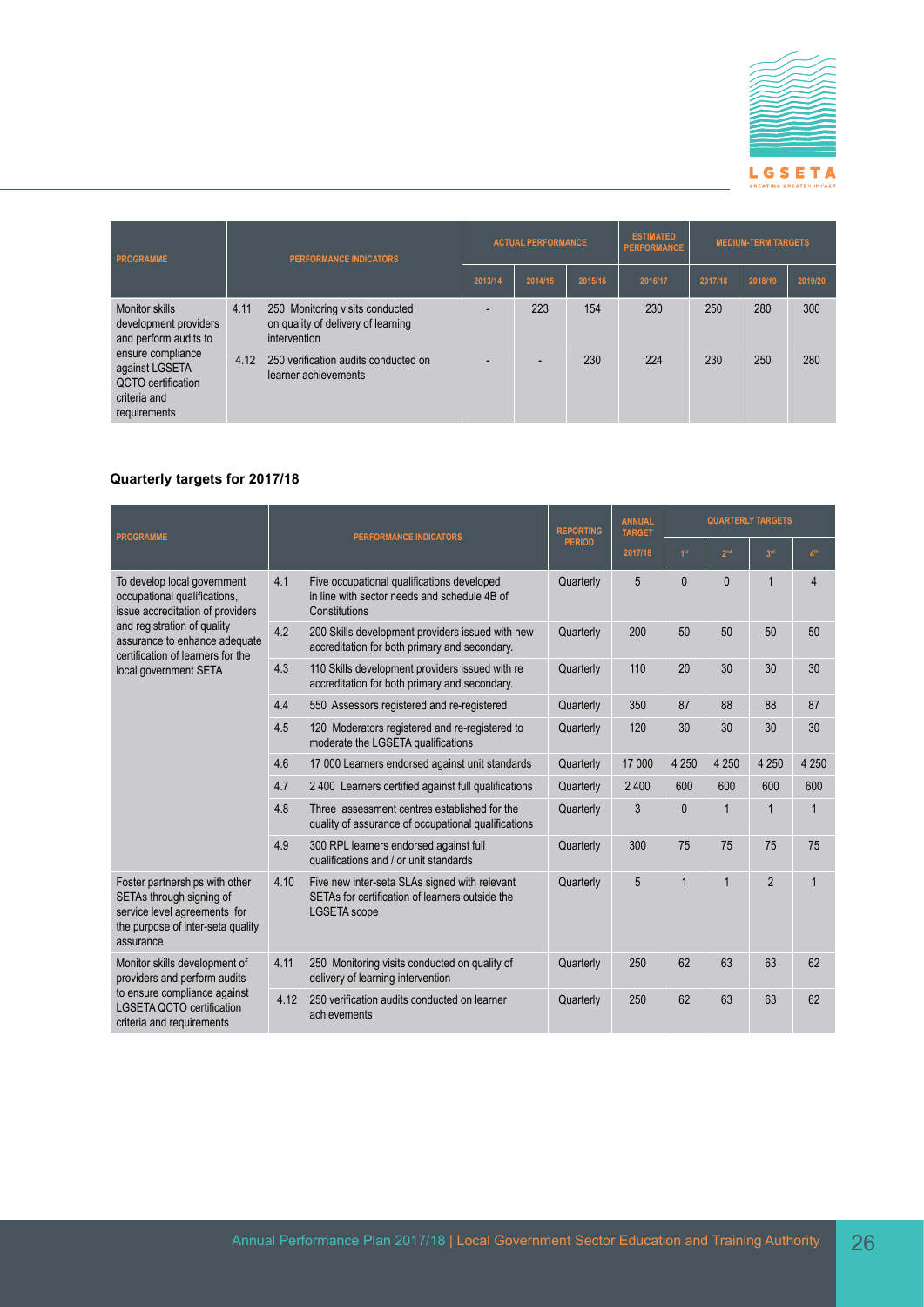| PROGRAMME | PERFORMANCE INDICATORS | | ACTUAL PERFORMANCE | | | ESTIMATED PERFORMANCE | MEDIUM-TERM TARGETS | | |
|---|---|---|---|---|---|---|---|---|---|
| | | | 2013/14 | 2014/15 | 2015/16 | 2016/17 | 2017/18 | 2018/19 | 2019/20 |
| Monitor skills development providers and perform audits to ensure compliance against LGSETA QCTO certification criteria and requirements | 4.11 | 250 Monitoring visits conducted on quality of delivery of learning intervention | - | 223 | 154 | 230 | 250 | 280 | 300 |
| | 4.12 | 250 verification audits conducted on learner achievements | - | - | 230 | 224 | 230 | 250 | 280 |

**Quarterly targets for 2017/18**

| PROGRAMME | PERFORMANCE INDICATORS | | REPORTING PERIOD | ANNUAL TARGET | QUARTERLY TARGETS | | | |
|---|---|---|---|---|---|---|---|---|
| | | | | 2017/18 | 1st | 2nd | 3rd | 4th |
| To develop local government occupational qualifications, issue accreditation of providers and registration of quality assurance to enhance adequate certification of learners for the local government SETA | 4.1 | Five occupational qualifications developed in line with sector needs and schedule 4B of Constitutions | Quarterly | 5 | 0 | 0 | 1 | 4 |
| | 4.2 | 200 Skills development providers issued with new accreditation for both primary and secondary. | Quarterly | 200 | 50 | 50 | 50 | 50 |
| | 4.3 | 110 Skills development providers issued with re accreditation for both primary and secondary. | Quarterly | 110 | 20 | 30 | 30 | 30 |
| | 4.4 | 550 Assessors registered and re-registered | Quarterly | 350 | 87 | 88 | 88 | 87 |
| | 4.5 | 120 Moderators registered and re-registered to moderate the LGSETA qualifications | Quarterly | 120 | 30 | 30 | 30 | 30 |
| | 4.6 | 17 000 Learners endorsed against unit standards | Quarterly | 17 000 | 4 250 | 4 250 | 4 250 | 4 250 |
| | 4.7 | 2 400 Learners certified against full qualifications | Quarterly | 2 400 | 600 | 600 | 600 | 600 |
| | 4.8 | Three assessment centres established for the quality of assurance of occupational qualifications | Quarterly | 3 | 0 | 1 | 1 | 1 |
| | 4.9 | 300 RPL learners endorsed against full qualifications and / or unit standards | Quarterly | 300 | 75 | 75 | 75 | 75 |
| Foster partnerships with other SETAs through signing of service level agreements for the purpose of inter-seta quality assurance | 4.10 | Five new inter-seta SLAs signed with relevant SETAs for certification of learners outside the LGSETA scope | Quarterly | 5 | 1 | 1 | 2 | 1 |
| Monitor skills development of providers and perform audits to ensure compliance against LGSETA QCTO certification criteria and requirements | 4.11 | 250 Monitoring visits conducted on quality of delivery of learning intervention | Quarterly | 250 | 62 | 63 | 63 | 62 |
| | 4.12 | 250 verification audits conducted on learner achievements | Quarterly | 250 | 62 | 63 | 63 | 62 |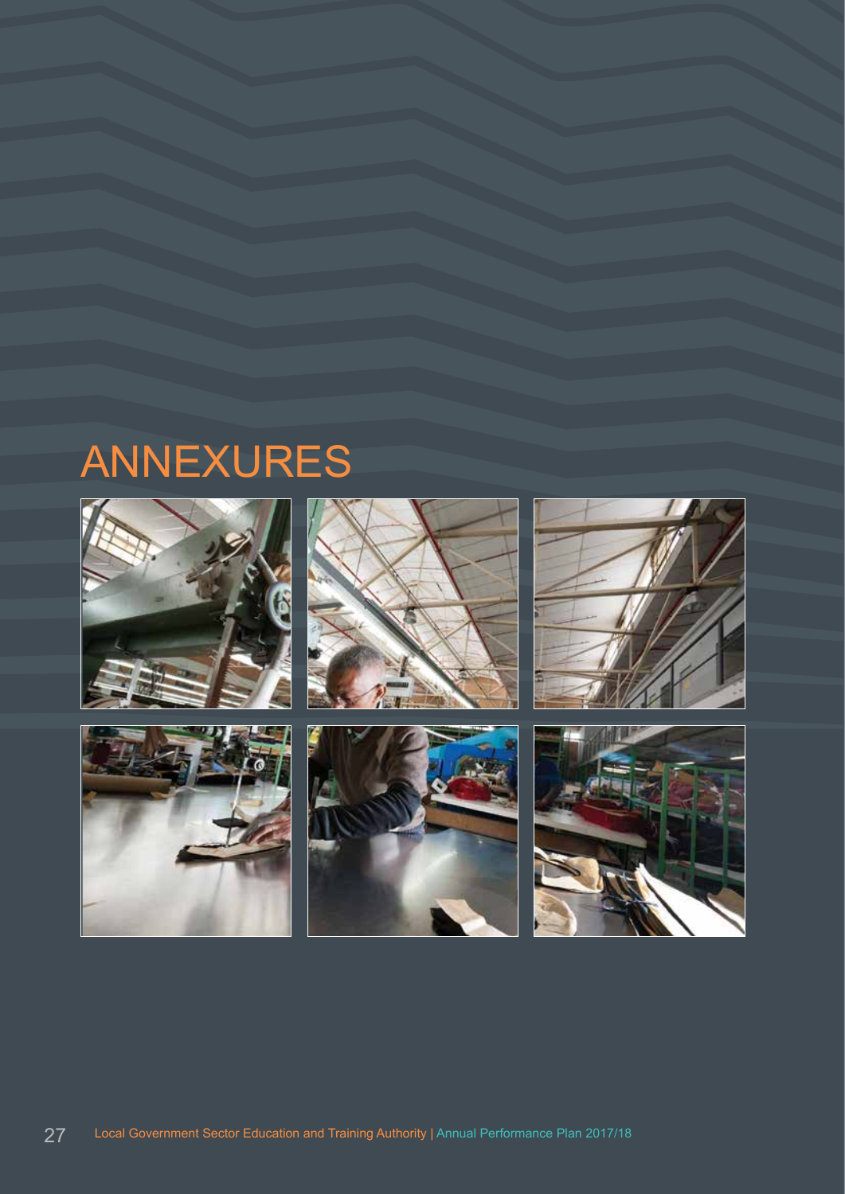# ANNEXURES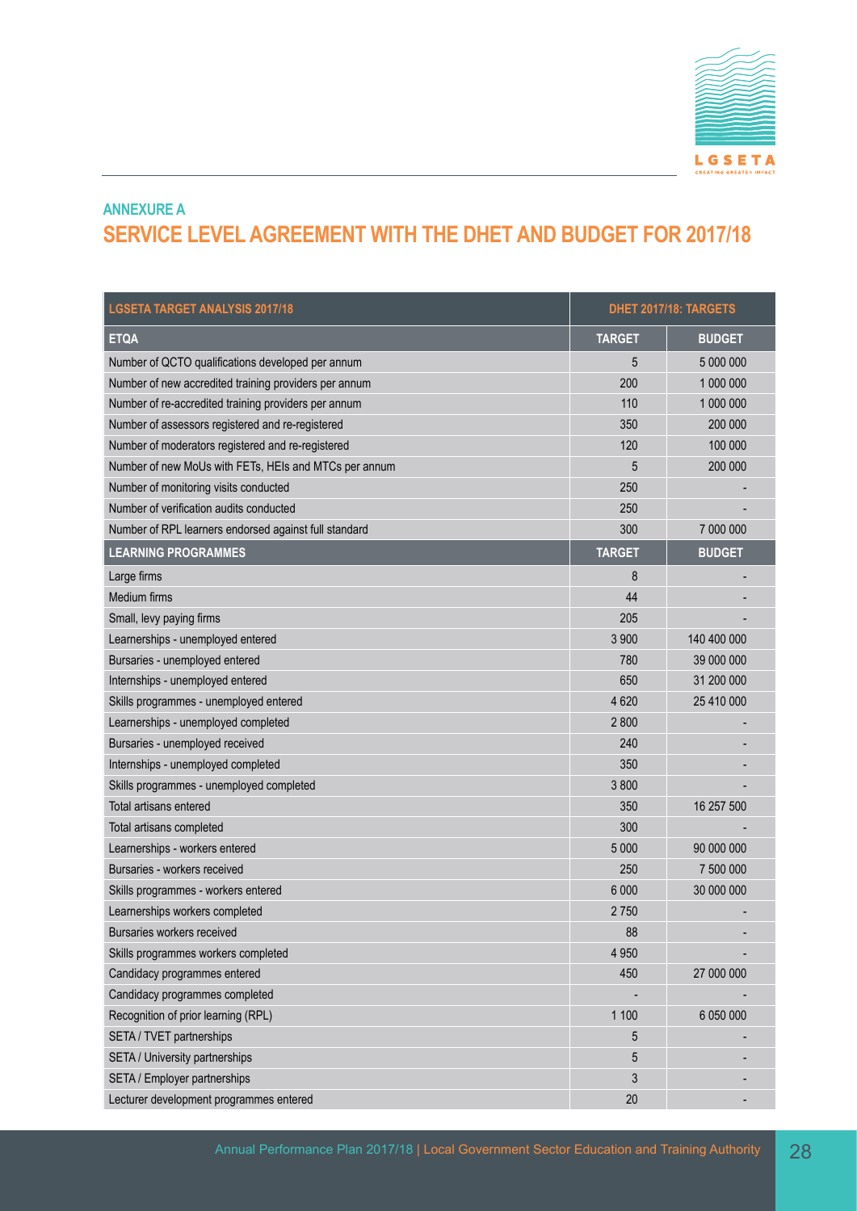## ANNEXURE A

# SERVICE LEVEL AGREEMENT WITH THE DHET AND BUDGET FOR 2017/18

| LGSETA TARGET ANALYSIS 2017/18 | DHET 2017/18: TARGETS | |
|---|---|---|
| **ETQA** | **TARGET** | **BUDGET** |
| Number of QCTO qualifications developed per annum | 5 | 5 000 000 |
| Number of new accredited training providers per annum | 200 | 1 000 000 |
| Number of re-accredited training providers per annum | 110 | 1 000 000 |
| Number of assessors registered and re-registered | 350 | 200 000 |
| Number of moderators registered and re-registered | 120 | 100 000 |
| Number of new MoUs with FETs, HEIs and MTCs per annum | 5 | 200 000 |
| Number of monitoring visits conducted | 250 | - |
| Number of verification audits conducted | 250 | - |
| Number of RPL learners endorsed against full standard | 300 | 7 000 000 |
| **LEARNING PROGRAMMES** | **TARGET** | **BUDGET** |
| Large firms | 8 | - |
| Medium firms | 44 | - |
| Small, levy paying firms | 205 | - |
| Learnerships - unemployed entered | 3 900 | 140 400 000 |
| Bursaries - unemployed entered | 780 | 39 000 000 |
| Internships - unemployed entered | 650 | 31 200 000 |
| Skills programmes - unemployed entered | 4 620 | 25 410 000 |
| Learnerships - unemployed completed | 2 800 | - |
| Bursaries - unemployed received | 240 | - |
| Internships - unemployed completed | 350 | - |
| Skills programmes - unemployed completed | 3 800 | - |
| Total artisans entered | 350 | 16 257 500 |
| Total artisans completed | 300 | - |
| Learnerships - workers entered | 5 000 | 90 000 000 |
| Bursaries - workers received | 250 | 7 500 000 |
| Skills programmes - workers entered | 6 000 | 30 000 000 |
| Learnerships workers completed | 2 750 | - |
| Bursaries workers received | 88 | - |
| Skills programmes workers completed | 4 950 | - |
| Candidacy programmes entered | 450 | 27 000 000 |
| Candidacy programmes completed | - | - |
| Recognition of prior learning (RPL) | 1 100 | 6 050 000 |
| SETA / TVET partnerships | 5 | - |
| SETA / University partnerships | 5 | - |
| SETA / Employer partnerships | 3 | - |
| Lecturer development programmes entered | 20 | - |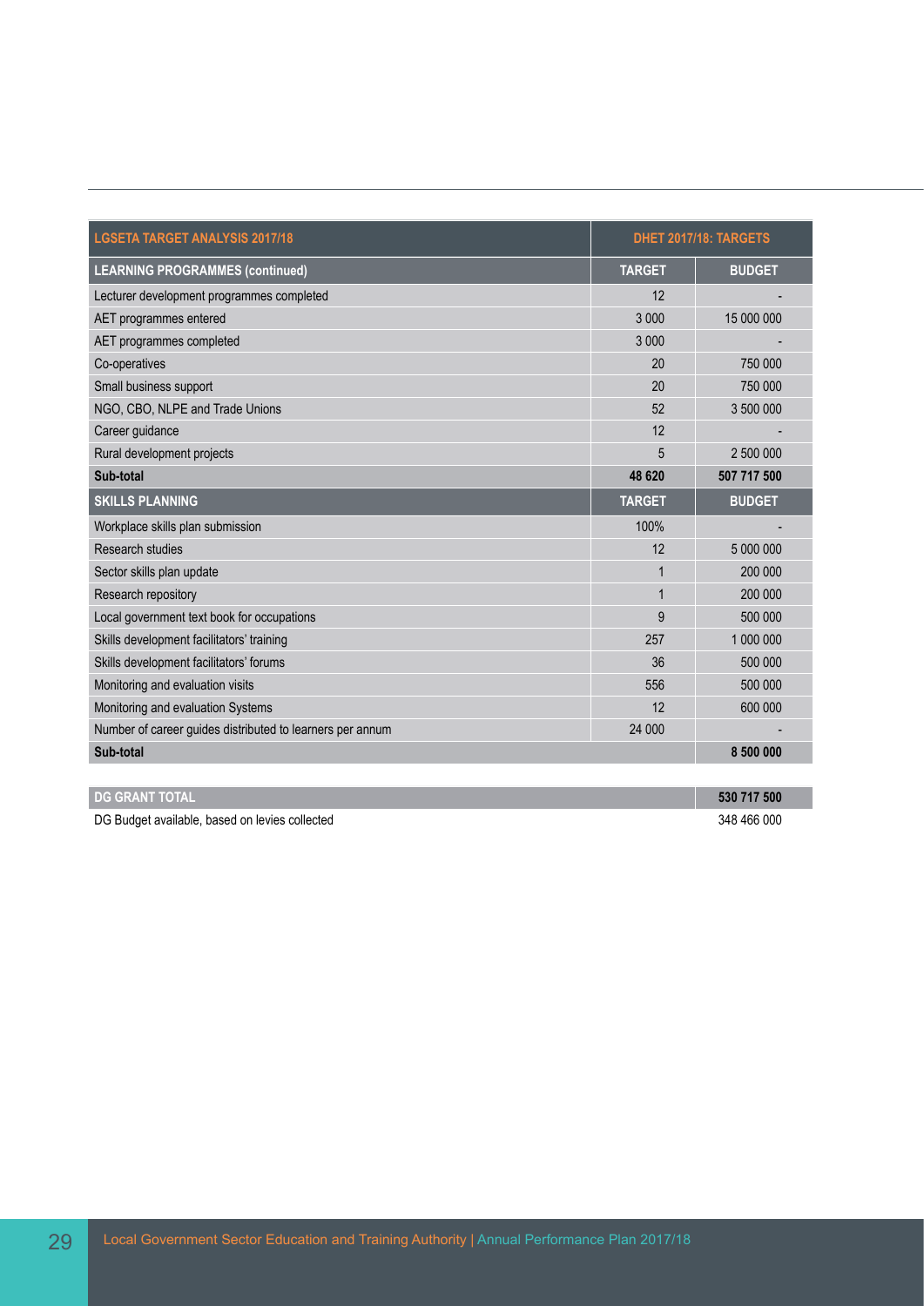| LGSETA TARGET ANALYSIS 2017/18 | DHET 2017/18: TARGETS | |
|---|---|---|
| **LEARNING PROGRAMMES (continued)** | **TARGET** | **BUDGET** |
| Lecturer development programmes completed | 12 | - |
| AET programmes entered | 3 000 | 15 000 000 |
| AET programmes completed | 3 000 | - |
| Co-operatives | 20 | 750 000 |
| Small business support | 20 | 750 000 |
| NGO, CBO, NLPE and Trade Unions | 52 | 3 500 000 |
| Career guidance | 12 | - |
| Rural development projects | 5 | 2 500 000 |
| **Sub-total** | **48 620** | **507 717 500** |
| **SKILLS PLANNING** | **TARGET** | **BUDGET** |
| Workplace skills plan submission | 100% | - |
| Research studies | 12 | 5 000 000 |
| Sector skills plan update | 1 | 200 000 |
| Research repository | 1 | 200 000 |
| Local government text book for occupations | 9 | 500 000 |
| Skills development facilitators' training | 257 | 1 000 000 |
| Skills development facilitators' forums | 36 | 500 000 |
| Monitoring and evaluation visits | 556 | 500 000 |
| Monitoring and evaluation Systems | 12 | 600 000 |
| Number of career guides distributed to learners per annum | 24 000 | - |
| **Sub-total** | | **8 500 000** |

| DG GRANT TOTAL | 530 717 500 |
|---|---|
| DG Budget available, based on levies collected | 348 466 000 |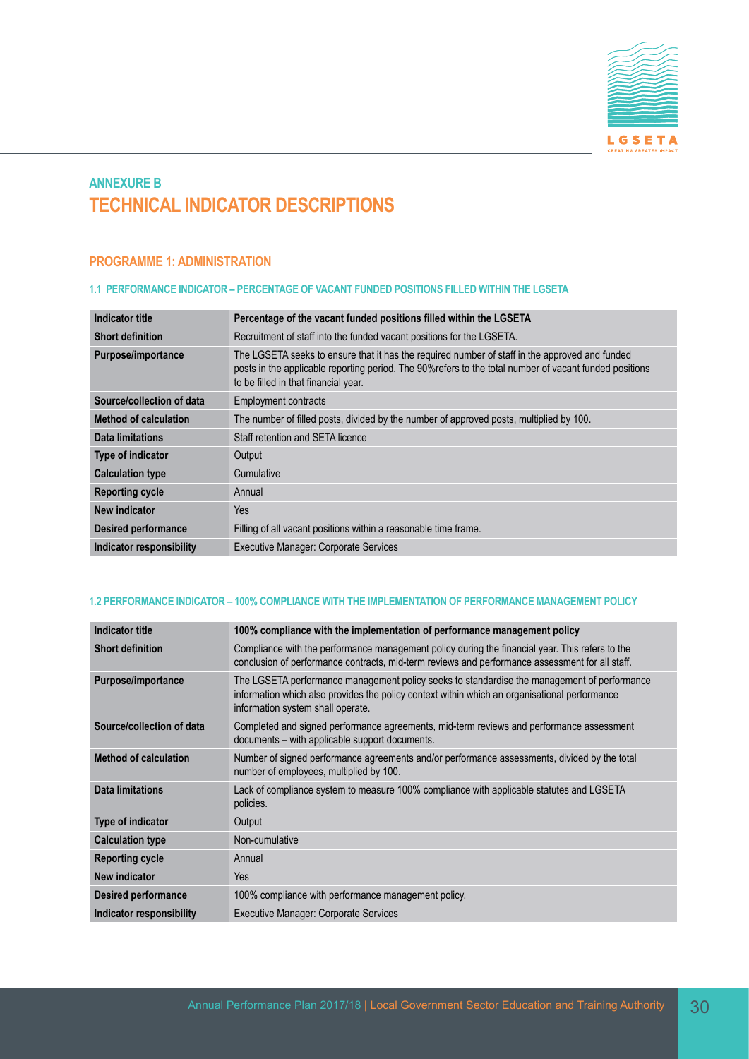## ANNEXURE B
# TECHNICAL INDICATOR DESCRIPTIONS

### PROGRAMME 1: ADMINISTRATION

#### 1.1 PERFORMANCE INDICATOR – PERCENTAGE OF VACANT FUNDED POSITIONS FILLED WITHIN THE LGSETA

| Indicator title | Percentage of the vacant funded positions filled within the LGSETA |
|---|---|
| Short definition | Recruitment of staff into the funded vacant positions for the LGSETA. |
| Purpose/importance | The LGSETA seeks to ensure that it has the required number of staff in the approved and funded posts in the applicable reporting period. The 90%refers to the total number of vacant funded positions to be filled in that financial year. |
| Source/collection of data | Employment contracts |
| Method of calculation | The number of filled posts, divided by the number of approved posts, multiplied by 100. |
| Data limitations | Staff retention and SETA licence |
| Type of indicator | Output |
| Calculation type | Cumulative |
| Reporting cycle | Annual |
| New indicator | Yes |
| Desired performance | Filling of all vacant positions within a reasonable time frame. |
| Indicator responsibility | Executive Manager: Corporate Services |

#### 1.2 PERFORMANCE INDICATOR – 100% COMPLIANCE WITH THE IMPLEMENTATION OF PERFORMANCE MANAGEMENT POLICY

| Indicator title | 100% compliance with the implementation of performance management policy |
|---|---|
| Short definition | Compliance with the performance management policy during the financial year. This refers to the conclusion of performance contracts, mid-term reviews and performance assessment for all staff. |
| Purpose/importance | The LGSETA performance management policy seeks to standardise the management of performance information which also provides the policy context within which an organisational performance information system shall operate. |
| Source/collection of data | Completed and signed performance agreements, mid-term reviews and performance assessment documents – with applicable support documents. |
| Method of calculation | Number of signed performance agreements and/or performance assessments, divided by the total number of employees, multiplied by 100. |
| Data limitations | Lack of compliance system to measure 100% compliance with applicable statutes and LGSETA policies. |
| Type of indicator | Output |
| Calculation type | Non-cumulative |
| Reporting cycle | Annual |
| New indicator | Yes |
| Desired performance | 100% compliance with performance management policy. |
| Indicator responsibility | Executive Manager: Corporate Services |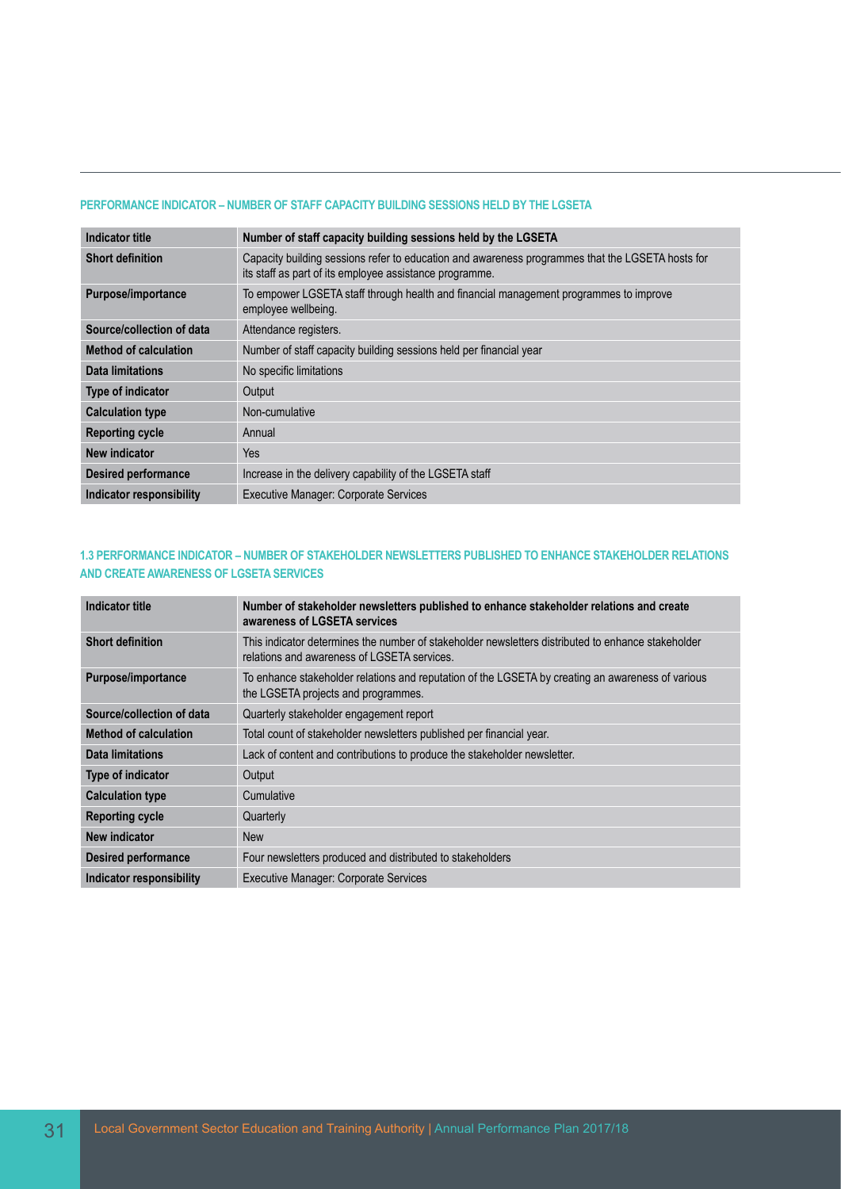#### PERFORMANCE INDICATOR – NUMBER OF STAFF CAPACITY BUILDING SESSIONS HELD BY THE LGSETA

| Indicator title | Number of staff capacity building sessions held by the LGSETA |
|---|---|
| Short definition | Capacity building sessions refer to education and awareness programmes that the LGSETA hosts for its staff as part of its employee assistance programme. |
| Purpose/importance | To empower LGSETA staff through health and financial management programmes to improve employee wellbeing. |
| Source/collection of data | Attendance registers. |
| Method of calculation | Number of staff capacity building sessions held per financial year |
| Data limitations | No specific limitations |
| Type of indicator | Output |
| Calculation type | Non-cumulative |
| Reporting cycle | Annual |
| New indicator | Yes |
| Desired performance | Increase in the delivery capability of the LGSETA staff |
| Indicator responsibility | Executive Manager: Corporate Services |

#### 1.3 PERFORMANCE INDICATOR – NUMBER OF STAKEHOLDER NEWSLETTERS PUBLISHED TO ENHANCE STAKEHOLDER RELATIONS AND CREATE AWARENESS OF LGSETA SERVICES

| Indicator title | Number of stakeholder newsletters published to enhance stakeholder relations and create awareness of LGSETA services |
|---|---|
| Short definition | This indicator determines the number of stakeholder newsletters distributed to enhance stakeholder relations and awareness of LGSETA services. |
| Purpose/importance | To enhance stakeholder relations and reputation of the LGSETA by creating an awareness of various the LGSETA projects and programmes. |
| Source/collection of data | Quarterly stakeholder engagement report |
| Method of calculation | Total count of stakeholder newsletters published per financial year. |
| Data limitations | Lack of content and contributions to produce the stakeholder newsletter. |
| Type of indicator | Output |
| Calculation type | Cumulative |
| Reporting cycle | Quarterly |
| New indicator | New |
| Desired performance | Four newsletters produced and distributed to stakeholders |
| Indicator responsibility | Executive Manager: Corporate Services |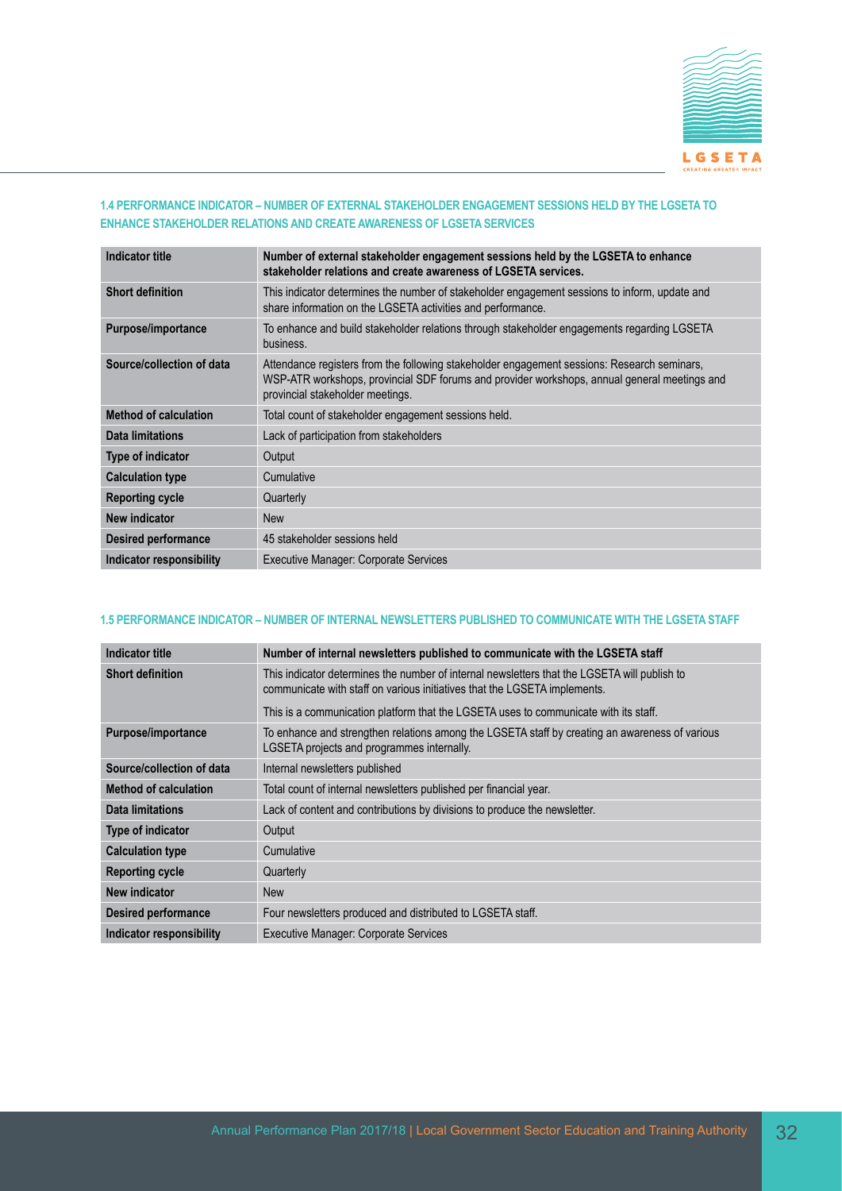### 1.4 PERFORMANCE INDICATOR – NUMBER OF EXTERNAL STAKEHOLDER ENGAGEMENT SESSIONS HELD BY THE LGSETA TO ENHANCE STAKEHOLDER RELATIONS AND CREATE AWARENESS OF LGSETA SERVICES

| Indicator title | Number of external stakeholder engagement sessions held by the LGSETA to enhance stakeholder relations and create awareness of LGSETA services. |
|---|---|
| Short definition | This indicator determines the number of stakeholder engagement sessions to inform, update and share information on the LGSETA activities and performance. |
| Purpose/importance | To enhance and build stakeholder relations through stakeholder engagements regarding LGSETA business. |
| Source/collection of data | Attendance registers from the following stakeholder engagement sessions: Research seminars, WSP-ATR workshops, provincial SDF forums and provider workshops, annual general meetings and provincial stakeholder meetings. |
| Method of calculation | Total count of stakeholder engagement sessions held. |
| Data limitations | Lack of participation from stakeholders |
| Type of indicator | Output |
| Calculation type | Cumulative |
| Reporting cycle | Quarterly |
| New indicator | New |
| Desired performance | 45 stakeholder sessions held |
| Indicator responsibility | Executive Manager: Corporate Services |

### 1.5 PERFORMANCE INDICATOR – NUMBER OF INTERNAL NEWSLETTERS PUBLISHED TO COMMUNICATE WITH THE LGSETA STAFF

| Indicator title | Number of internal newsletters published to communicate with the LGSETA staff |
|---|---|
| Short definition | This indicator determines the number of internal newsletters that the LGSETA will publish to communicate with staff on various initiatives that the LGSETA implements. This is a communication platform that the LGSETA uses to communicate with its staff. |
| Purpose/importance | To enhance and strengthen relations among the LGSETA staff by creating an awareness of various LGSETA projects and programmes internally. |
| Source/collection of data | Internal newsletters published |
| Method of calculation | Total count of internal newsletters published per financial year. |
| Data limitations | Lack of content and contributions by divisions to produce the newsletter. |
| Type of indicator | Output |
| Calculation type | Cumulative |
| Reporting cycle | Quarterly |
| New indicator | New |
| Desired performance | Four newsletters produced and distributed to LGSETA staff. |
| Indicator responsibility | Executive Manager: Corporate Services |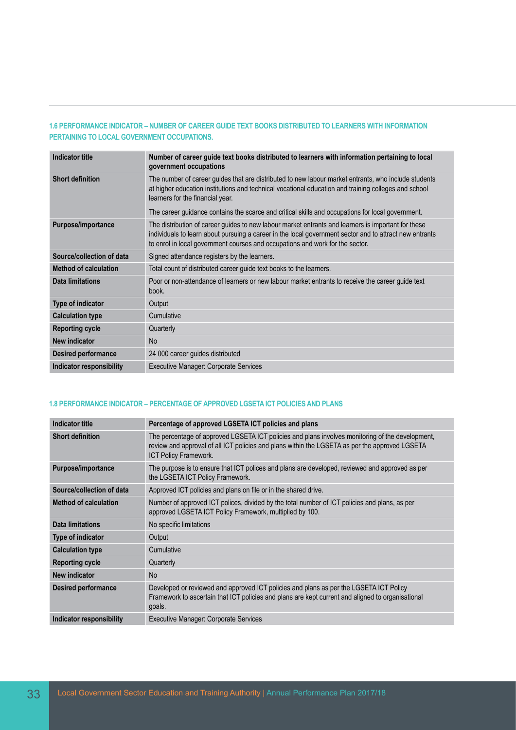### 1.6 PERFORMANCE INDICATOR – NUMBER OF CAREER GUIDE TEXT BOOKS DISTRIBUTED TO LEARNERS WITH INFORMATION PERTAINING TO LOCAL GOVERNMENT OCCUPATIONS.

| Indicator title | Number of career guide text books distributed to learners with information pertaining to local government occupations |
|---|---|
| Short definition | The number of career guides that are distributed to new labour market entrants, who include students at higher education institutions and technical vocational education and training colleges and school learners for the financial year.<br><br>The career guidance contains the scarce and critical skills and occupations for local government. |
| Purpose/importance | The distribution of career guides to new labour market entrants and learners is important for these individuals to learn about pursuing a career in the local government sector and to attract new entrants to enrol in local government courses and occupations and work for the sector. |
| Source/collection of data | Signed attendance registers by the learners. |
| Method of calculation | Total count of distributed career guide text books to the learners. |
| Data limitations | Poor or non-attendance of learners or new labour market entrants to receive the career guide text book. |
| Type of indicator | Output |
| Calculation type | Cumulative |
| Reporting cycle | Quarterly |
| New indicator | No |
| Desired performance | 24 000 career guides distributed |
| Indicator responsibility | Executive Manager: Corporate Services |

### 1.8 PERFORMANCE INDICATOR – PERCENTAGE OF APPROVED LGSETA ICT POLICIES AND PLANS

| Indicator title | Percentage of approved LGSETA ICT policies and plans |
|---|---|
| Short definition | The percentage of approved LGSETA ICT policies and plans involves monitoring of the development, review and approval of all ICT policies and plans within the LGSETA as per the approved LGSETA ICT Policy Framework. |
| Purpose/importance | The purpose is to ensure that ICT polices and plans are developed, reviewed and approved as per the LGSETA ICT Policy Framework. |
| Source/collection of data | Approved ICT policies and plans on file or in the shared drive. |
| Method of calculation | Number of approved ICT polices, divided by the total number of ICT policies and plans, as per approved LGSETA ICT Policy Framework, multiplied by 100. |
| Data limitations | No specific limitations |
| Type of indicator | Output |
| Calculation type | Cumulative |
| Reporting cycle | Quarterly |
| New indicator | No |
| Desired performance | Developed or reviewed and approved ICT policies and plans as per the LGSETA ICT Policy Framework to ascertain that ICT policies and plans are kept current and aligned to organisational goals. |
| Indicator responsibility | Executive Manager: Corporate Services |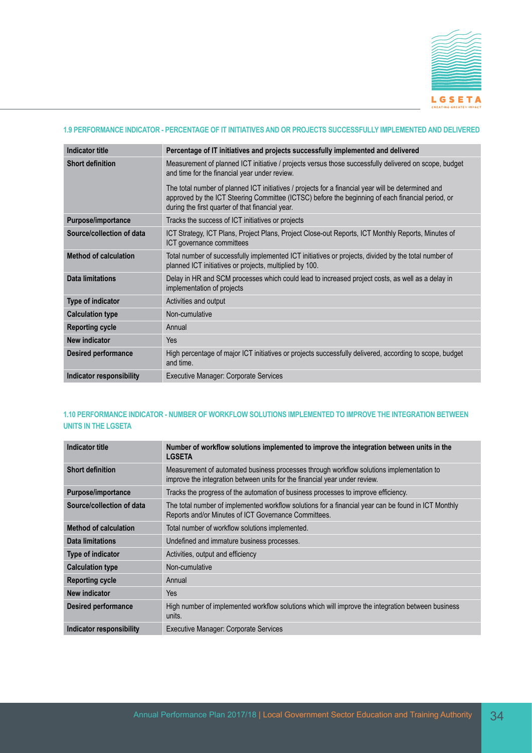### 1.9 PERFORMANCE INDICATOR - PERCENTAGE OF IT INITIATIVES AND OR PROJECTS SUCCESSFULLY IMPLEMENTED AND DELIVERED

| Indicator title | Percentage of IT initiatives and projects successfully implemented and delivered |
|---|---|
| Short definition | Measurement of planned ICT initiative / projects versus those successfully delivered on scope, budget and time for the financial year under review.<br><br>The total number of planned ICT initiatives / projects for a financial year will be determined and approved by the ICT Steering Committee (ICTSC) before the beginning of each financial period, or during the first quarter of that financial year. |
| Purpose/importance | Tracks the success of ICT initiatives or projects |
| Source/collection of data | ICT Strategy, ICT Plans, Project Plans, Project Close-out Reports, ICT Monthly Reports, Minutes of ICT governance committees |
| Method of calculation | Total number of successfully implemented ICT initiatives or projects, divided by the total number of planned ICT initiatives or projects, multiplied by 100. |
| Data limitations | Delay in HR and SCM processes which could lead to increased project costs, as well as a delay in implementation of projects |
| Type of indicator | Activities and output |
| Calculation type | Non-cumulative |
| Reporting cycle | Annual |
| New indicator | Yes |
| Desired performance | High percentage of major ICT initiatives or projects successfully delivered, according to scope, budget and time. |
| Indicator responsibility | Executive Manager: Corporate Services |

### 1.10 PERFORMANCE INDICATOR - NUMBER OF WORKFLOW SOLUTIONS IMPLEMENTED TO IMPROVE THE INTEGRATION BETWEEN UNITS IN THE LGSETA

| Indicator title | Number of workflow solutions implemented to improve the integration between units in the LGSETA |
|---|---|
| Short definition | Measurement of automated business processes through workflow solutions implementation to improve the integration between units for the financial year under review. |
| Purpose/importance | Tracks the progress of the automation of business processes to improve efficiency. |
| Source/collection of data | The total number of implemented workflow solutions for a financial year can be found in ICT Monthly Reports and/or Minutes of ICT Governance Committees. |
| Method of calculation | Total number of workflow solutions implemented. |
| Data limitations | Undefined and immature business processes. |
| Type of indicator | Activities, output and efficiency |
| Calculation type | Non-cumulative |
| Reporting cycle | Annual |
| New indicator | Yes |
| Desired performance | High number of implemented workflow solutions which will improve the integration between business units. |
| Indicator responsibility | Executive Manager: Corporate Services |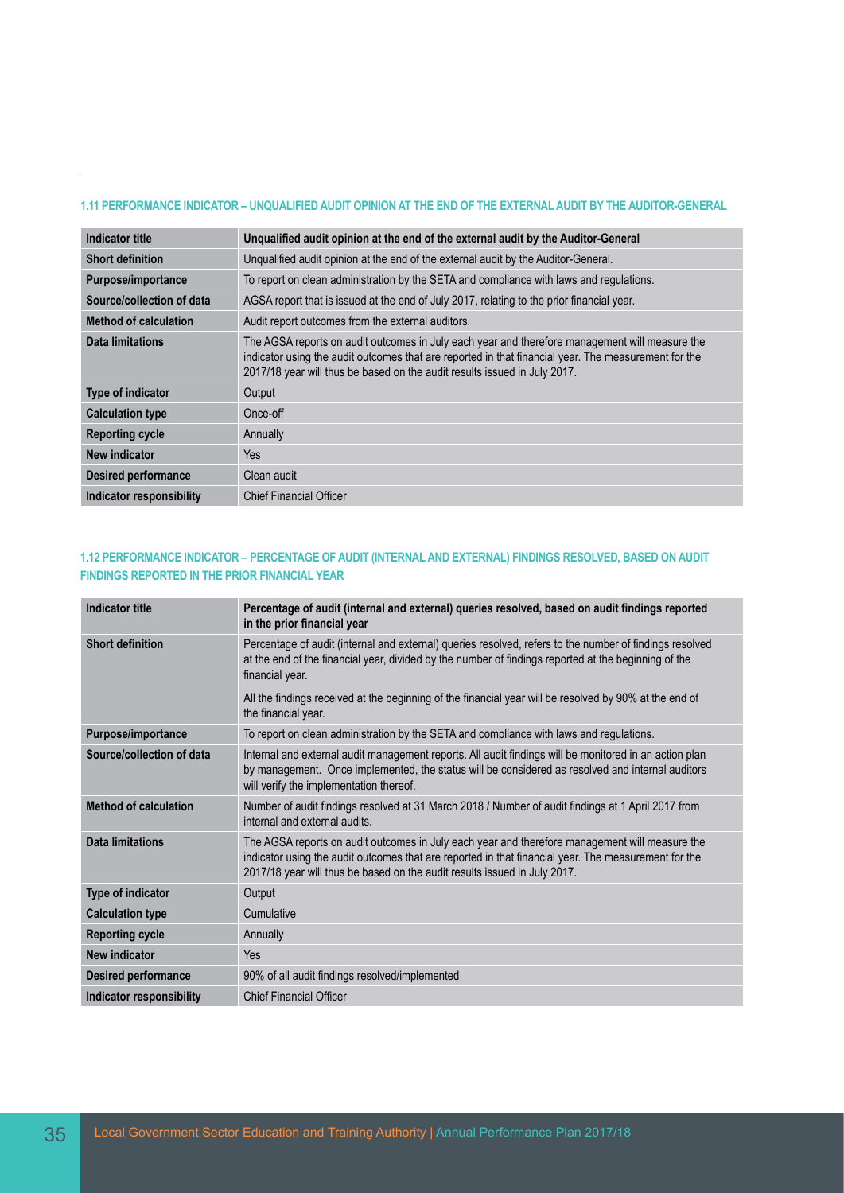### 1.11 PERFORMANCE INDICATOR – UNQUALIFIED AUDIT OPINION AT THE END OF THE EXTERNAL AUDIT BY THE AUDITOR-GENERAL

| Indicator title | Unqualified audit opinion at the end of the external audit by the Auditor-General |
|---|---|
| Short definition | Unqualified audit opinion at the end of the external audit by the Auditor-General. |
| Purpose/importance | To report on clean administration by the SETA and compliance with laws and regulations. |
| Source/collection of data | AGSA report that is issued at the end of July 2017, relating to the prior financial year. |
| Method of calculation | Audit report outcomes from the external auditors. |
| Data limitations | The AGSA reports on audit outcomes in July each year and therefore management will measure the indicator using the audit outcomes that are reported in that financial year. The measurement for the 2017/18 year will thus be based on the audit results issued in July 2017. |
| Type of indicator | Output |
| Calculation type | Once-off |
| Reporting cycle | Annually |
| New indicator | Yes |
| Desired performance | Clean audit |
| Indicator responsibility | Chief Financial Officer |

### 1.12 PERFORMANCE INDICATOR – PERCENTAGE OF AUDIT (INTERNAL AND EXTERNAL) FINDINGS RESOLVED, BASED ON AUDIT FINDINGS REPORTED IN THE PRIOR FINANCIAL YEAR

| Indicator title | Percentage of audit (internal and external) queries resolved, based on audit findings reported in the prior financial year |
|---|---|
| Short definition | Percentage of audit (internal and external) queries resolved, refers to the number of findings resolved at the end of the financial year, divided by the number of findings reported at the beginning of the financial year.<br><br>All the findings received at the beginning of the financial year will be resolved by 90% at the end of the financial year. |
| Purpose/importance | To report on clean administration by the SETA and compliance with laws and regulations. |
| Source/collection of data | Internal and external audit management reports. All audit findings will be monitored in an action plan by management. Once implemented, the status will be considered as resolved and internal auditors will verify the implementation thereof. |
| Method of calculation | Number of audit findings resolved at 31 March 2018 / Number of audit findings at 1 April 2017 from internal and external audits. |
| Data limitations | The AGSA reports on audit outcomes in July each year and therefore management will measure the indicator using the audit outcomes that are reported in that financial year. The measurement for the 2017/18 year will thus be based on the audit results issued in July 2017. |
| Type of indicator | Output |
| Calculation type | Cumulative |
| Reporting cycle | Annually |
| New indicator | Yes |
| Desired performance | 90% of all audit findings resolved/implemented |
| Indicator responsibility | Chief Financial Officer |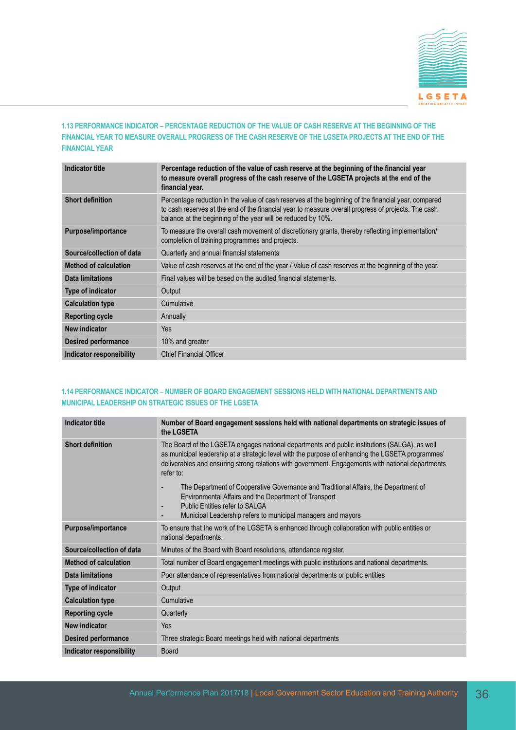### 1.13 PERFORMANCE INDICATOR – PERCENTAGE REDUCTION OF THE VALUE OF CASH RESERVE AT THE BEGINNING OF THE FINANCIAL YEAR TO MEASURE OVERALL PROGRESS OF THE CASH RESERVE OF THE LGSETA PROJECTS AT THE END OF THE FINANCIAL YEAR

| Indicator title | **Percentage reduction of the value of cash reserve at the beginning of the financial year to measure overall progress of the cash reserve of the LGSETA projects at the end of the financial year.** |
|---|---|
| **Short definition** | Percentage reduction in the value of cash reserves at the beginning of the financial year, compared to cash reserves at the end of the financial year to measure overall progress of projects. The cash balance at the beginning of the year will be reduced by 10%. |
| **Purpose/importance** | To measure the overall cash movement of discretionary grants, thereby reflecting implementation/ completion of training programmes and projects. |
| **Source/collection of data** | Quarterly and annual financial statements |
| **Method of calculation** | Value of cash reserves at the end of the year / Value of cash reserves at the beginning of the year. |
| **Data limitations** | Final values will be based on the audited financial statements. |
| **Type of indicator** | Output |
| **Calculation type** | Cumulative |
| **Reporting cycle** | Annually |
| **New indicator** | Yes |
| **Desired performance** | 10% and greater |
| **Indicator responsibility** | Chief Financial Officer |

### 1.14 PERFORMANCE INDICATOR – NUMBER OF BOARD ENGAGEMENT SESSIONS HELD WITH NATIONAL DEPARTMENTS AND MUNICIPAL LEADERSHIP ON STRATEGIC ISSUES OF THE LGSETA

| Indicator title | **Number of Board engagement sessions held with national departments on strategic issues of the LGSETA** |
|---|---|
| **Short definition** | The Board of the LGSETA engages national departments and public institutions (SALGA), as well as municipal leadership at a strategic level with the purpose of enhancing the LGSETA programmes' deliverables and ensuring strong relations with government. Engagements with national departments refer to: <br> - The Department of Cooperative Governance and Traditional Affairs, the Department of Environmental Affairs and the Department of Transport <br> - Public Entities refer to SALGA <br> - Municipal Leadership refers to municipal managers and mayors |
| **Purpose/importance** | To ensure that the work of the LGSETA is enhanced through collaboration with public entities or national departments. |
| **Source/collection of data** | Minutes of the Board with Board resolutions, attendance register. |
| **Method of calculation** | Total number of Board engagement meetings with public institutions and national departments. |
| **Data limitations** | Poor attendance of representatives from national departments or public entities |
| **Type of indicator** | Output |
| **Calculation type** | Cumulative |
| **Reporting cycle** | Quarterly |
| **New indicator** | Yes |
| **Desired performance** | Three strategic Board meetings held with national departments |
| **Indicator responsibility** | Board |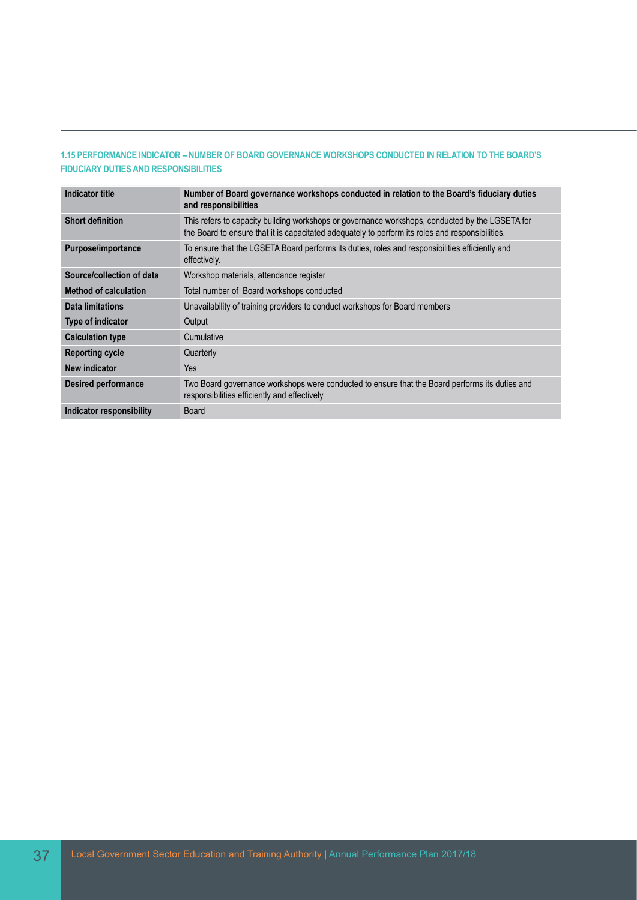### 1.15 PERFORMANCE INDICATOR – NUMBER OF BOARD GOVERNANCE WORKSHOPS CONDUCTED IN RELATION TO THE BOARD'S FIDUCIARY DUTIES AND RESPONSIBILITIES

| **Indicator title** | **Number of Board governance workshops conducted in relation to the Board's fiduciary duties and responsibilities** |
|---|---|
| **Short definition** | This refers to capacity building workshops or governance workshops, conducted by the LGSETA for the Board to ensure that it is capacitated adequately to perform its roles and responsibilities. |
| **Purpose/importance** | To ensure that the LGSETA Board performs its duties, roles and responsibilities efficiently and effectively. |
| **Source/collection of data** | Workshop materials, attendance register |
| **Method of calculation** | Total number of Board workshops conducted |
| **Data limitations** | Unavailability of training providers to conduct workshops for Board members |
| **Type of indicator** | Output |
| **Calculation type** | Cumulative |
| **Reporting cycle** | Quarterly |
| **New indicator** | Yes |
| **Desired performance** | Two Board governance workshops were conducted to ensure that the Board performs its duties and responsibilities efficiently and effectively |
| **Indicator responsibility** | Board |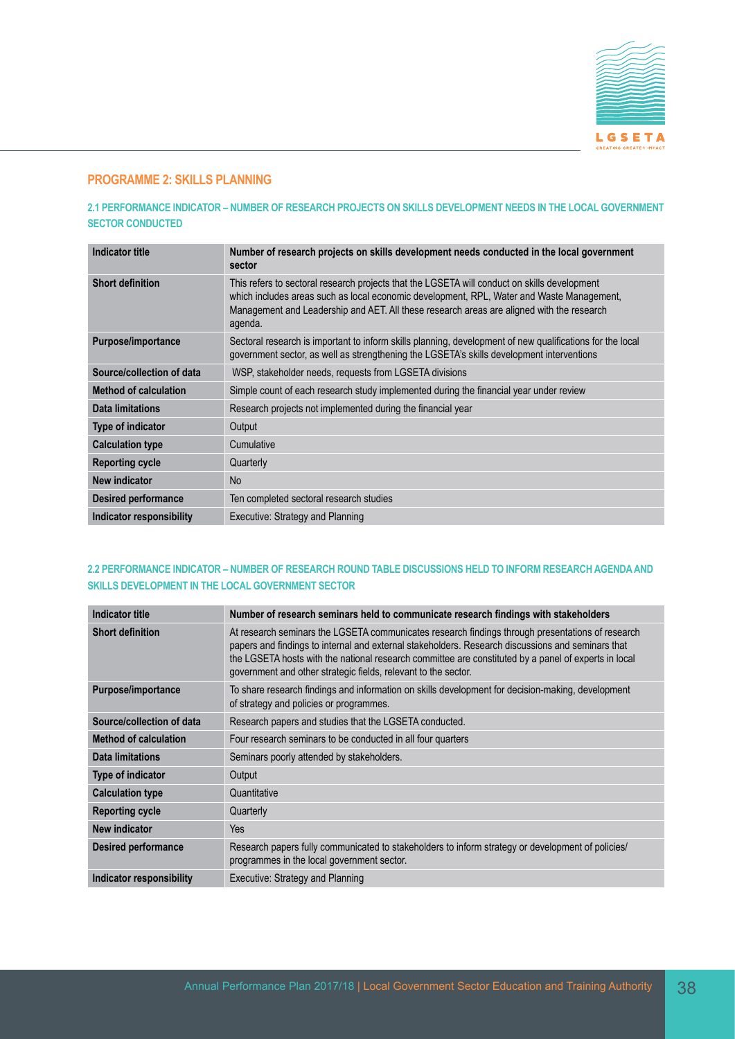## PROGRAMME 2: SKILLS PLANNING

### 2.1 PERFORMANCE INDICATOR – NUMBER OF RESEARCH PROJECTS ON SKILLS DEVELOPMENT NEEDS IN THE LOCAL GOVERNMENT SECTOR CONDUCTED

| Indicator title | Number of research projects on skills development needs conducted in the local government sector |
|---|---|
| **Short definition** | This refers to sectoral research projects that the LGSETA will conduct on skills development which includes areas such as local economic development, RPL, Water and Waste Management, Management and Leadership and AET. All these research areas are aligned with the research agenda. |
| **Purpose/importance** | Sectoral research is important to inform skills planning, development of new qualifications for the local government sector, as well as strengthening the LGSETA's skills development interventions |
| **Source/collection of data** | WSP, stakeholder needs, requests from LGSETA divisions |
| **Method of calculation** | Simple count of each research study implemented during the financial year under review |
| **Data limitations** | Research projects not implemented during the financial year |
| **Type of indicator** | Output |
| **Calculation type** | Cumulative |
| **Reporting cycle** | Quarterly |
| **New indicator** | No |
| **Desired performance** | Ten completed sectoral research studies |
| **Indicator responsibility** | Executive: Strategy and Planning |

### 2.2 PERFORMANCE INDICATOR – NUMBER OF RESEARCH ROUND TABLE DISCUSSIONS HELD TO INFORM RESEARCH AGENDA AND SKILLS DEVELOPMENT IN THE LOCAL GOVERNMENT SECTOR

| Indicator title | Number of research seminars held to communicate research findings with stakeholders |
|---|---|
| **Short definition** | At research seminars the LGSETA communicates research findings through presentations of research papers and findings to internal and external stakeholders. Research discussions and seminars that the LGSETA hosts with the national research committee are constituted by a panel of experts in local government and other strategic fields, relevant to the sector. |
| **Purpose/importance** | To share research findings and information on skills development for decision-making, development of strategy and policies or programmes. |
| **Source/collection of data** | Research papers and studies that the LGSETA conducted. |
| **Method of calculation** | Four research seminars to be conducted in all four quarters |
| **Data limitations** | Seminars poorly attended by stakeholders. |
| **Type of indicator** | Output |
| **Calculation type** | Quantitative |
| **Reporting cycle** | Quarterly |
| **New indicator** | Yes |
| **Desired performance** | Research papers fully communicated to stakeholders to inform strategy or development of policies/ programmes in the local government sector. |
| **Indicator responsibility** | Executive: Strategy and Planning |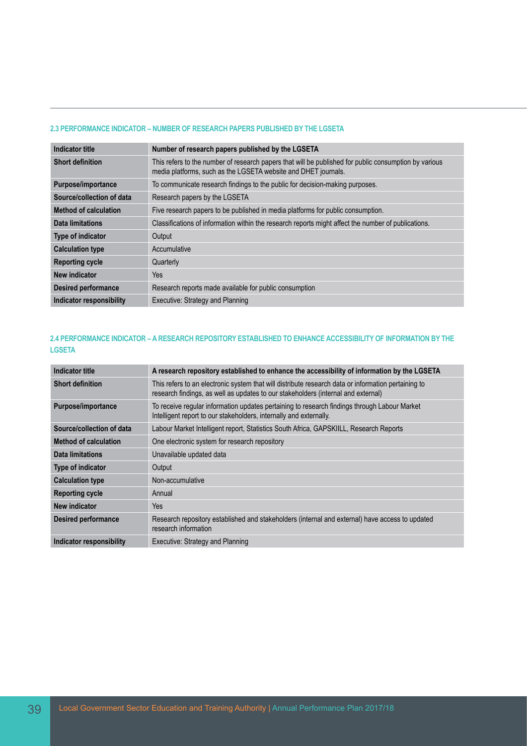#### 2.3 PERFORMANCE INDICATOR – NUMBER OF RESEARCH PAPERS PUBLISHED BY THE LGSETA

| Indicator title | Number of research papers published by the LGSETA |
|---|---|
| Short definition | This refers to the number of research papers that will be published for public consumption by various media platforms, such as the LGSETA website and DHET journals. |
| Purpose/importance | To communicate research findings to the public for decision-making purposes. |
| Source/collection of data | Research papers by the LGSETA |
| Method of calculation | Five research papers to be published in media platforms for public consumption. |
| Data limitations | Classifications of information within the research reports might affect the number of publications. |
| Type of indicator | Output |
| Calculation type | Accumulative |
| Reporting cycle | Quarterly |
| New indicator | Yes |
| Desired performance | Research reports made available for public consumption |
| Indicator responsibility | Executive: Strategy and Planning |

#### 2.4 PERFORMANCE INDICATOR – A RESEARCH REPOSITORY ESTABLISHED TO ENHANCE ACCESSIBILITY OF INFORMATION BY THE LGSETA

| Indicator title | A research repository established to enhance the accessibility of information by the LGSETA |
|---|---|
| Short definition | This refers to an electronic system that will distribute research data or information pertaining to research findings, as well as updates to our stakeholders (internal and external) |
| Purpose/importance | To receive regular information updates pertaining to research findings through Labour Market Intelligent report to our stakeholders, internally and externally. |
| Source/collection of data | Labour Market Intelligent report, Statistics South Africa, GAPSKIILL, Research Reports |
| Method of calculation | One electronic system for research repository |
| Data limitations | Unavailable updated data |
| Type of indicator | Output |
| Calculation type | Non-accumulative |
| Reporting cycle | Annual |
| New indicator | Yes |
| Desired performance | Research repository established and stakeholders (internal and external) have access to updated research information |
| Indicator responsibility | Executive: Strategy and Planning |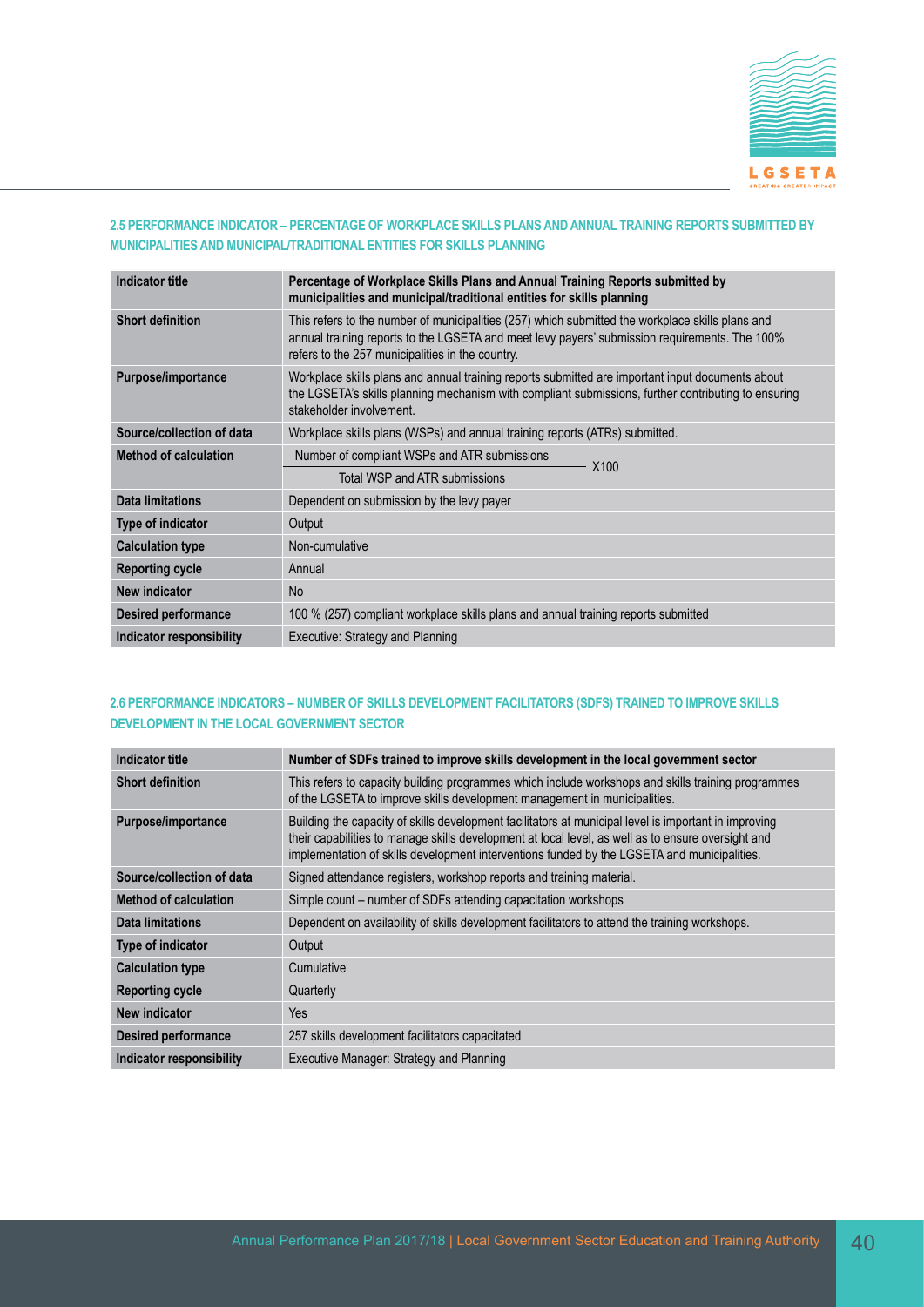### 2.5 PERFORMANCE INDICATOR – PERCENTAGE OF WORKPLACE SKILLS PLANS AND ANNUAL TRAINING REPORTS SUBMITTED BY MUNICIPALITIES AND MUNICIPAL/TRADITIONAL ENTITIES FOR SKILLS PLANNING

| Indicator title | Percentage of Workplace Skills Plans and Annual Training Reports submitted by municipalities and municipal/traditional entities for skills planning |
|---|---|
| Short definition | This refers to the number of municipalities (257) which submitted the workplace skills plans and annual training reports to the LGSETA and meet levy payers' submission requirements. The 100% refers to the 257 municipalities in the country. |
| Purpose/importance | Workplace skills plans and annual training reports submitted are important input documents about the LGSETA's skills planning mechanism with compliant submissions, further contributing to ensuring stakeholder involvement. |
| Source/collection of data | Workplace skills plans (WSPs) and annual training reports (ATRs) submitted. |
| Method of calculation | $\frac{\text{Number of compliant WSPs and ATR submissions}}{\text{Total WSP and ATR submissions}} \times 100$ |
| Data limitations | Dependent on submission by the levy payer |
| Type of indicator | Output |
| Calculation type | Non-cumulative |
| Reporting cycle | Annual |
| New indicator | No |
| Desired performance | 100 % (257) compliant workplace skills plans and annual training reports submitted |
| Indicator responsibility | Executive: Strategy and Planning |

### 2.6 PERFORMANCE INDICATORS – NUMBER OF SKILLS DEVELOPMENT FACILITATORS (SDFS) TRAINED TO IMPROVE SKILLS DEVELOPMENT IN THE LOCAL GOVERNMENT SECTOR

| Indicator title | Number of SDFs trained to improve skills development in the local government sector |
|---|---|
| Short definition | This refers to capacity building programmes which include workshops and skills training programmes of the LGSETA to improve skills development management in municipalities. |
| Purpose/importance | Building the capacity of skills development facilitators at municipal level is important in improving their capabilities to manage skills development at local level, as well as to ensure oversight and implementation of skills development interventions funded by the LGSETA and municipalities. |
| Source/collection of data | Signed attendance registers, workshop reports and training material. |
| Method of calculation | Simple count – number of SDFs attending capacitation workshops |
| Data limitations | Dependent on availability of skills development facilitators to attend the training workshops. |
| Type of indicator | Output |
| Calculation type | Cumulative |
| Reporting cycle | Quarterly |
| New indicator | Yes |
| Desired performance | 257 skills development facilitators capacitated |
| Indicator responsibility | Executive Manager: Strategy and Planning |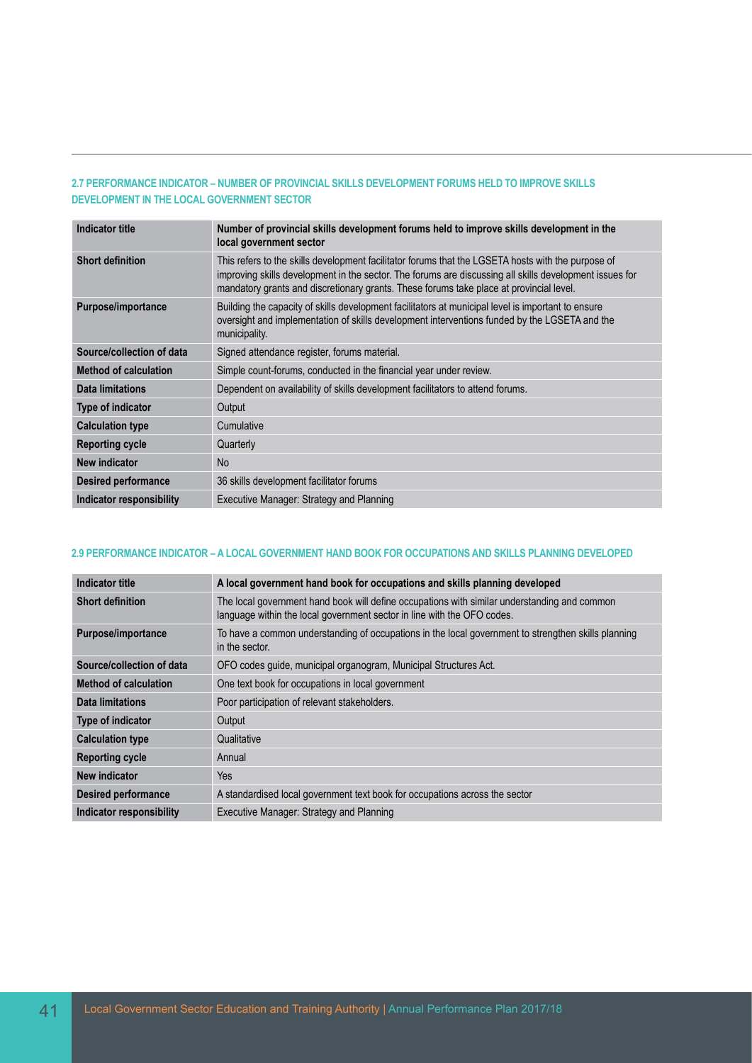### 2.7 PERFORMANCE INDICATOR – NUMBER OF PROVINCIAL SKILLS DEVELOPMENT FORUMS HELD TO IMPROVE SKILLS DEVELOPMENT IN THE LOCAL GOVERNMENT SECTOR

| Indicator title | Number of provincial skills development forums held to improve skills development in the local government sector |
|---|---|
| Short definition | This refers to the skills development facilitator forums that the LGSETA hosts with the purpose of improving skills development in the sector. The forums are discussing all skills development issues for mandatory grants and discretionary grants. These forums take place at provincial level. |
| Purpose/importance | Building the capacity of skills development facilitators at municipal level is important to ensure oversight and implementation of skills development interventions funded by the LGSETA and the municipality. |
| Source/collection of data | Signed attendance register, forums material. |
| Method of calculation | Simple count-forums, conducted in the financial year under review. |
| Data limitations | Dependent on availability of skills development facilitators to attend forums. |
| Type of indicator | Output |
| Calculation type | Cumulative |
| Reporting cycle | Quarterly |
| New indicator | No |
| Desired performance | 36 skills development facilitator forums |
| Indicator responsibility | Executive Manager: Strategy and Planning |

### 2.9 PERFORMANCE INDICATOR – A LOCAL GOVERNMENT HAND BOOK FOR OCCUPATIONS AND SKILLS PLANNING DEVELOPED

| Indicator title | A local government hand book for occupations and skills planning developed |
|---|---|
| Short definition | The local government hand book will define occupations with similar understanding and common language within the local government sector in line with the OFO codes. |
| Purpose/importance | To have a common understanding of occupations in the local government to strengthen skills planning in the sector. |
| Source/collection of data | OFO codes guide, municipal organogram, Municipal Structures Act. |
| Method of calculation | One text book for occupations in local government |
| Data limitations | Poor participation of relevant stakeholders. |
| Type of indicator | Output |
| Calculation type | Qualitative |
| Reporting cycle | Annual |
| New indicator | Yes |
| Desired performance | A standardised local government text book for occupations across the sector |
| Indicator responsibility | Executive Manager: Strategy and Planning |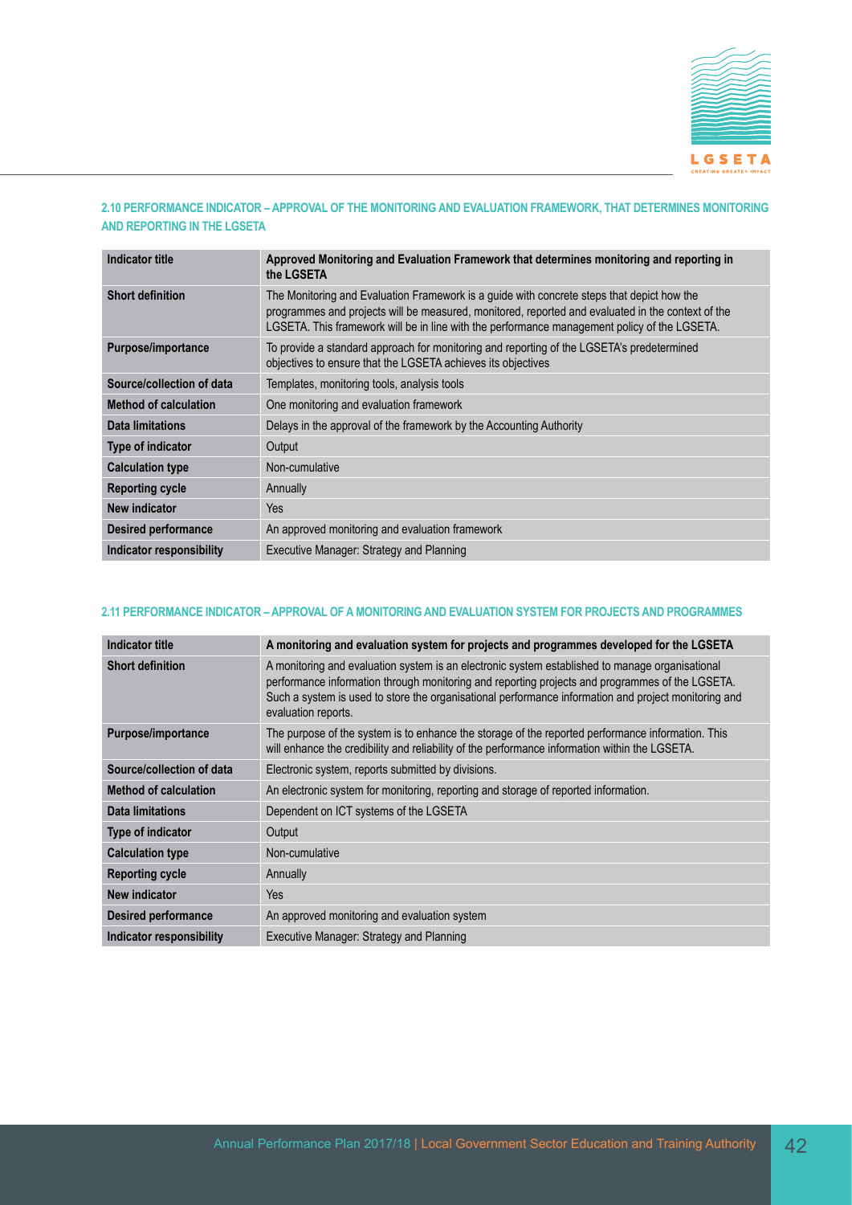### 2.10 PERFORMANCE INDICATOR – APPROVAL OF THE MONITORING AND EVALUATION FRAMEWORK, THAT DETERMINES MONITORING AND REPORTING IN THE LGSETA

| Indicator title | Approved Monitoring and Evaluation Framework that determines monitoring and reporting in the LGSETA |
|---|---|
| Short definition | The Monitoring and Evaluation Framework is a guide with concrete steps that depict how the programmes and projects will be measured, monitored, reported and evaluated in the context of the LGSETA. This framework will be in line with the performance management policy of the LGSETA. |
| Purpose/importance | To provide a standard approach for monitoring and reporting of the LGSETA's predetermined objectives to ensure that the LGSETA achieves its objectives |
| Source/collection of data | Templates, monitoring tools, analysis tools |
| Method of calculation | One monitoring and evaluation framework |
| Data limitations | Delays in the approval of the framework by the Accounting Authority |
| Type of indicator | Output |
| Calculation type | Non-cumulative |
| Reporting cycle | Annually |
| New indicator | Yes |
| Desired performance | An approved monitoring and evaluation framework |
| Indicator responsibility | Executive Manager: Strategy and Planning |

### 2.11 PERFORMANCE INDICATOR – APPROVAL OF A MONITORING AND EVALUATION SYSTEM FOR PROJECTS AND PROGRAMMES

| Indicator title | A monitoring and evaluation system for projects and programmes developed for the LGSETA |
|---|---|
| Short definition | A monitoring and evaluation system is an electronic system established to manage organisational performance information through monitoring and reporting projects and programmes of the LGSETA. Such a system is used to store the organisational performance information and project monitoring and evaluation reports. |
| Purpose/importance | The purpose of the system is to enhance the storage of the reported performance information. This will enhance the credibility and reliability of the performance information within the LGSETA. |
| Source/collection of data | Electronic system, reports submitted by divisions. |
| Method of calculation | An electronic system for monitoring, reporting and storage of reported information. |
| Data limitations | Dependent on ICT systems of the LGSETA |
| Type of indicator | Output |
| Calculation type | Non-cumulative |
| Reporting cycle | Annually |
| New indicator | Yes |
| Desired performance | An approved monitoring and evaluation system |
| Indicator responsibility | Executive Manager: Strategy and Planning |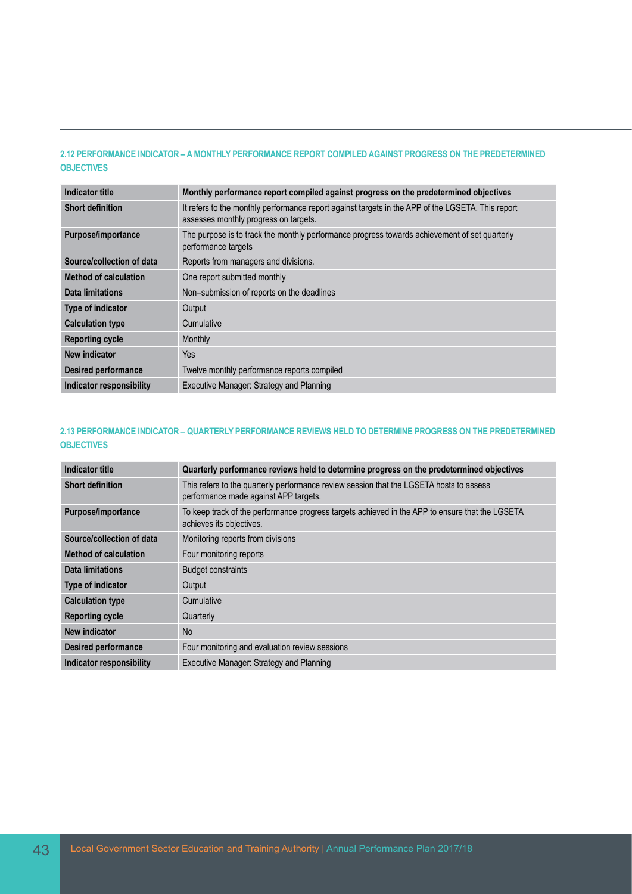### 2.12 PERFORMANCE INDICATOR – A MONTHLY PERFORMANCE REPORT COMPILED AGAINST PROGRESS ON THE PREDETERMINED OBJECTIVES

| Indicator title | Monthly performance report compiled against progress on the predetermined objectives |
|---|---|
| Short definition | It refers to the monthly performance report against targets in the APP of the LGSETA. This report assesses monthly progress on targets. |
| Purpose/importance | The purpose is to track the monthly performance progress towards achievement of set quarterly performance targets |
| Source/collection of data | Reports from managers and divisions. |
| Method of calculation | One report submitted monthly |
| Data limitations | Non–submission of reports on the deadlines |
| Type of indicator | Output |
| Calculation type | Cumulative |
| Reporting cycle | Monthly |
| New indicator | Yes |
| Desired performance | Twelve monthly performance reports compiled |
| Indicator responsibility | Executive Manager: Strategy and Planning |

### 2.13 PERFORMANCE INDICATOR – QUARTERLY PERFORMANCE REVIEWS HELD TO DETERMINE PROGRESS ON THE PREDETERMINED OBJECTIVES

| Indicator title | Quarterly performance reviews held to determine progress on the predetermined objectives |
|---|---|
| Short definition | This refers to the quarterly performance review session that the LGSETA hosts to assess performance made against APP targets. |
| Purpose/importance | To keep track of the performance progress targets achieved in the APP to ensure that the LGSETA achieves its objectives. |
| Source/collection of data | Monitoring reports from divisions |
| Method of calculation | Four monitoring reports |
| Data limitations | Budget constraints |
| Type of indicator | Output |
| Calculation type | Cumulative |
| Reporting cycle | Quarterly |
| New indicator | No |
| Desired performance | Four monitoring and evaluation review sessions |
| Indicator responsibility | Executive Manager: Strategy and Planning |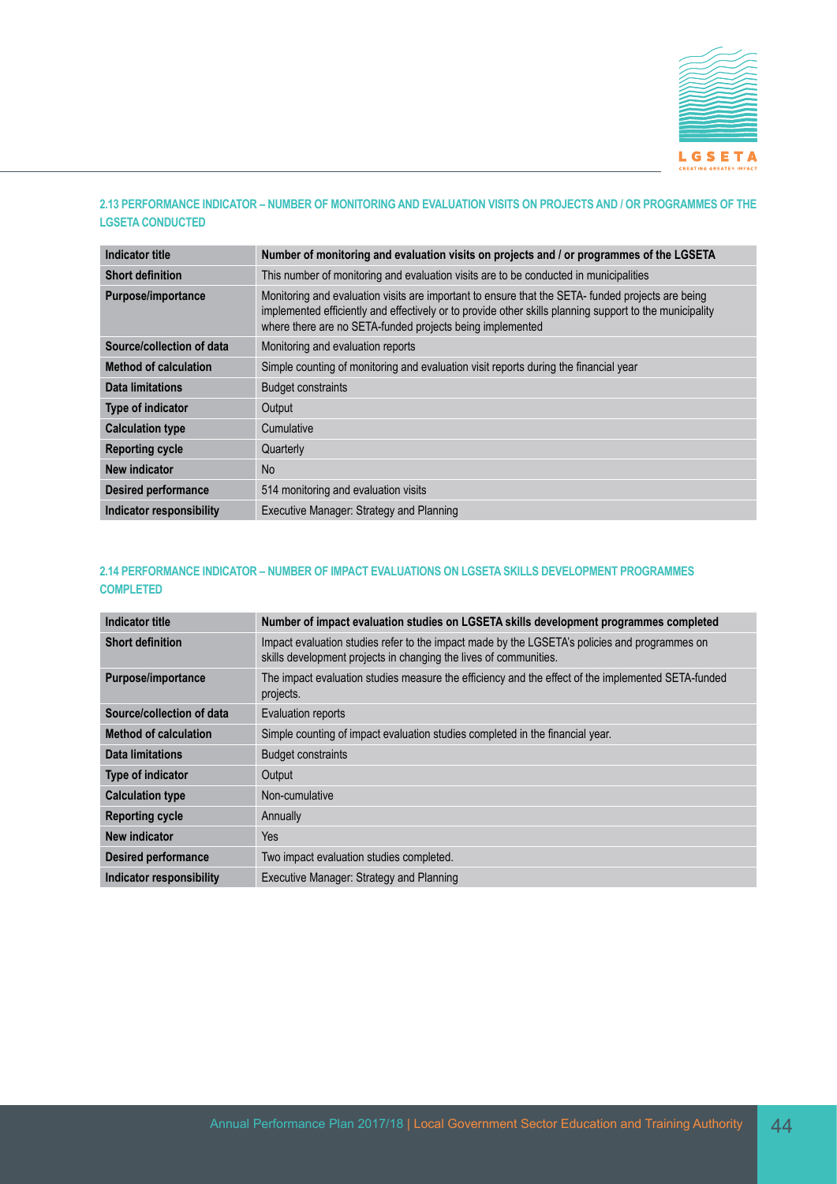### 2.13 PERFORMANCE INDICATOR – NUMBER OF MONITORING AND EVALUATION VISITS ON PROJECTS AND / OR PROGRAMMES OF THE LGSETA CONDUCTED

| Indicator title | Number of monitoring and evaluation visits on projects and / or programmes of the LGSETA |
|---|---|
| Short definition | This number of monitoring and evaluation visits are to be conducted in municipalities |
| Purpose/importance | Monitoring and evaluation visits are important to ensure that the SETA- funded projects are being implemented efficiently and effectively or to provide other skills planning support to the municipality where there are no SETA-funded projects being implemented |
| Source/collection of data | Monitoring and evaluation reports |
| Method of calculation | Simple counting of monitoring and evaluation visit reports during the financial year |
| Data limitations | Budget constraints |
| Type of indicator | Output |
| Calculation type | Cumulative |
| Reporting cycle | Quarterly |
| New indicator | No |
| Desired performance | 514 monitoring and evaluation visits |
| Indicator responsibility | Executive Manager: Strategy and Planning |

### 2.14 PERFORMANCE INDICATOR – NUMBER OF IMPACT EVALUATIONS ON LGSETA SKILLS DEVELOPMENT PROGRAMMES COMPLETED

| Indicator title | Number of impact evaluation studies on LGSETA skills development programmes completed |
|---|---|
| Short definition | Impact evaluation studies refer to the impact made by the LGSETA's policies and programmes on skills development projects in changing the lives of communities. |
| Purpose/importance | The impact evaluation studies measure the efficiency and the effect of the implemented SETA-funded projects. |
| Source/collection of data | Evaluation reports |
| Method of calculation | Simple counting of impact evaluation studies completed in the financial year. |
| Data limitations | Budget constraints |
| Type of indicator | Output |
| Calculation type | Non-cumulative |
| Reporting cycle | Annually |
| New indicator | Yes |
| Desired performance | Two impact evaluation studies completed. |
| Indicator responsibility | Executive Manager: Strategy and Planning |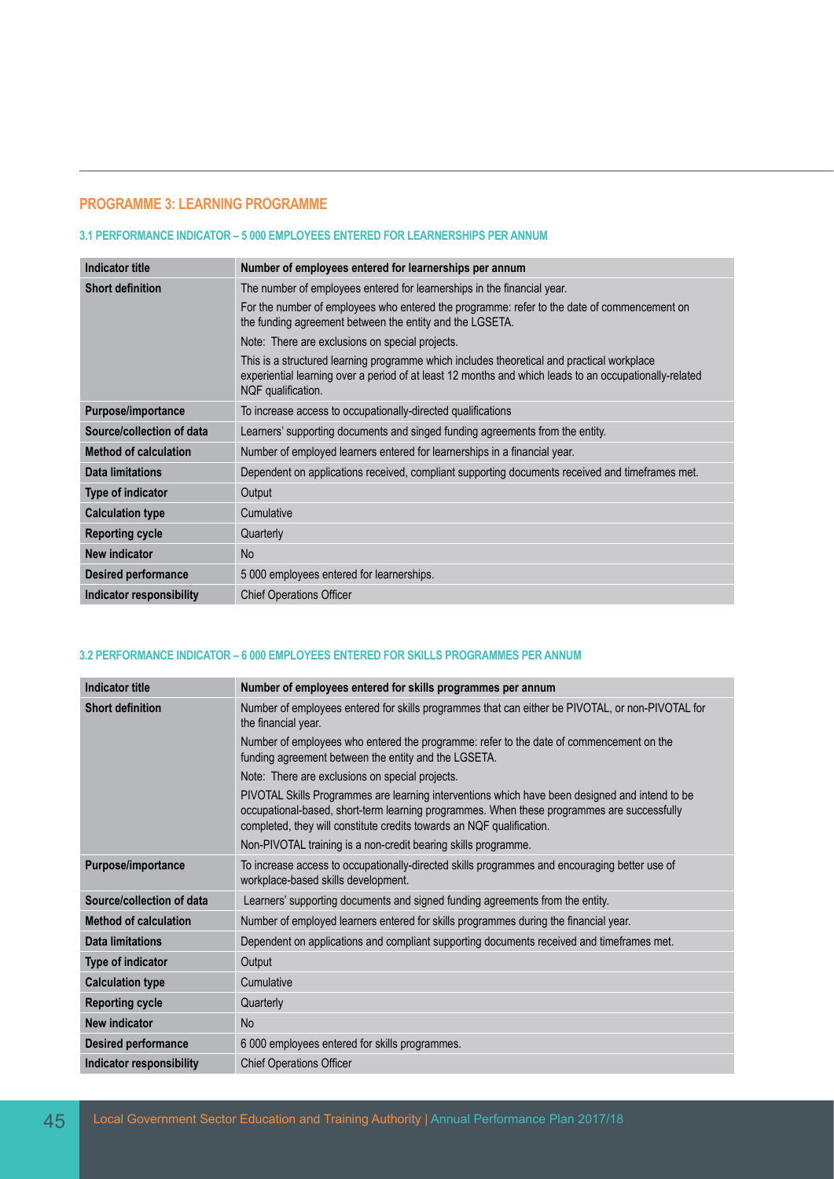## PROGRAMME 3: LEARNING PROGRAMME

### 3.1 PERFORMANCE INDICATOR – 5 000 EMPLOYEES ENTERED FOR LEARNERSHIPS PER ANNUM

| Indicator title | Number of employees entered for learnerships per annum |
|---|---|
| Short definition | The number of employees entered for learnerships in the financial year.<br>For the number of employees who entered the programme: refer to the date of commencement on the funding agreement between the entity and the LGSETA.<br>Note: There are exclusions on special projects.<br>This is a structured learning programme which includes theoretical and practical workplace experiential learning over a period of at least 12 months and which leads to an occupationally-related NQF qualification. |
| Purpose/importance | To increase access to occupationally-directed qualifications |
| Source/collection of data | Learners' supporting documents and singed funding agreements from the entity. |
| Method of calculation | Number of employed learners entered for learnerships in a financial year. |
| Data limitations | Dependent on applications received, compliant supporting documents received and timeframes met. |
| Type of indicator | Output |
| Calculation type | Cumulative |
| Reporting cycle | Quarterly |
| New indicator | No |
| Desired performance | 5 000 employees entered for learnerships. |
| Indicator responsibility | Chief Operations Officer |

### 3.2 PERFORMANCE INDICATOR – 6 000 EMPLOYEES ENTERED FOR SKILLS PROGRAMMES PER ANNUM

| Indicator title | Number of employees entered for skills programmes per annum |
|---|---|
| Short definition | Number of employees entered for skills programmes that can either be PIVOTAL, or non-PIVOTAL for the financial year.<br>Number of employees who entered the programme: refer to the date of commencement on the funding agreement between the entity and the LGSETA.<br>Note: There are exclusions on special projects.<br>PIVOTAL Skills Programmes are learning interventions which have been designed and intend to be occupational-based, short-term learning programmes. When these programmes are successfully completed, they will constitute credits towards an NQF qualification.<br>Non-PIVOTAL training is a non-credit bearing skills programme. |
| Purpose/importance | To increase access to occupationally-directed skills programmes and encouraging better use of workplace-based skills development. |
| Source/collection of data | Learners' supporting documents and signed funding agreements from the entity. |
| Method of calculation | Number of employed learners entered for skills programmes during the financial year. |
| Data limitations | Dependent on applications and compliant supporting documents received and timeframes met. |
| Type of indicator | Output |
| Calculation type | Cumulative |
| Reporting cycle | Quarterly |
| New indicator | No |
| Desired performance | 6 000 employees entered for skills programmes. |
| Indicator responsibility | Chief Operations Officer |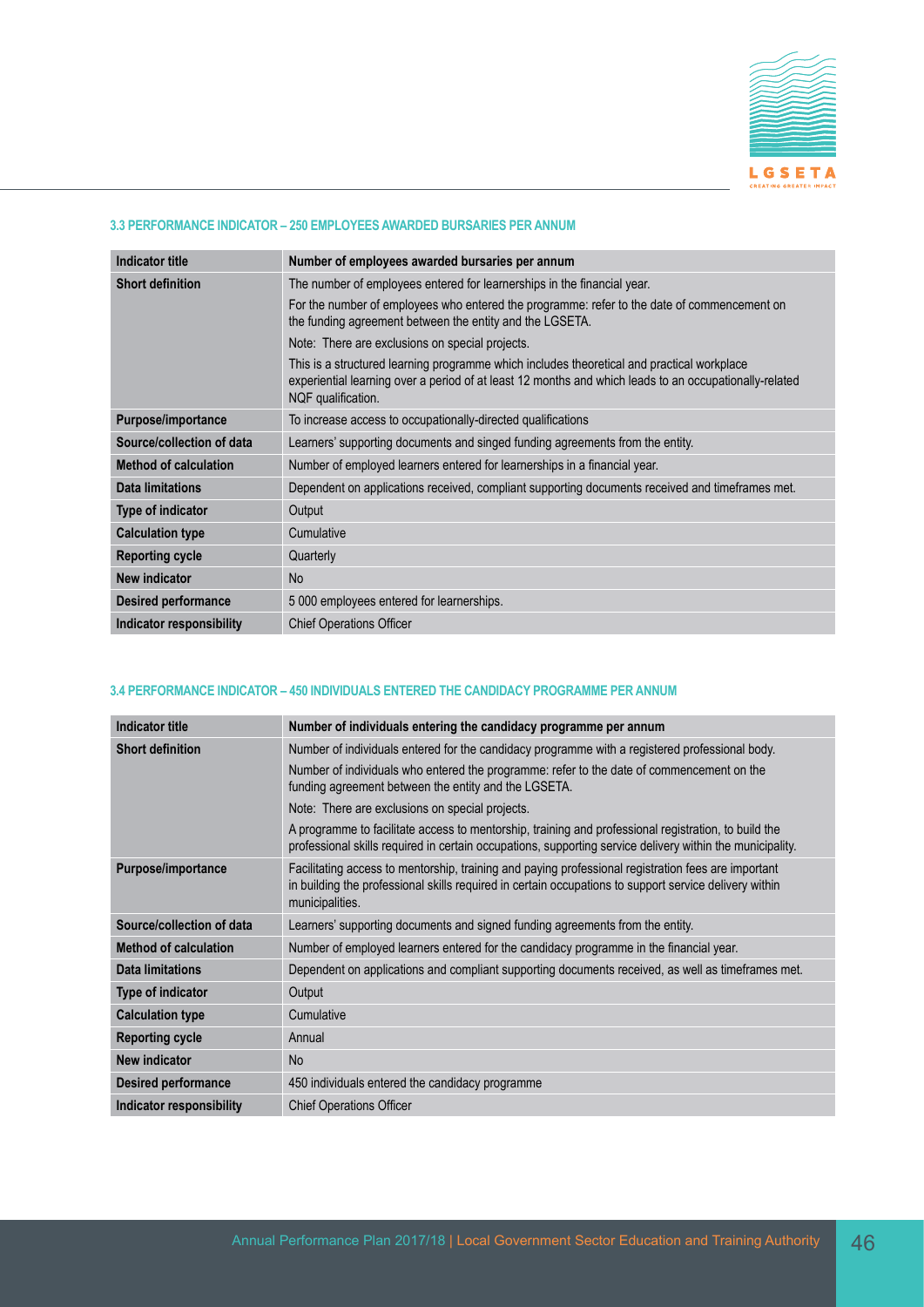### 3.3 PERFORMANCE INDICATOR – 250 EMPLOYEES AWARDED BURSARIES PER ANNUM

| Indicator title | Number of employees awarded bursaries per annum |
|---|---|
| Short definition | The number of employees entered for learnerships in the financial year.<br>For the number of employees who entered the programme: refer to the date of commencement on the funding agreement between the entity and the LGSETA.<br>Note: There are exclusions on special projects.<br>This is a structured learning programme which includes theoretical and practical workplace experiential learning over a period of at least 12 months and which leads to an occupationally-related NQF qualification. |
| Purpose/importance | To increase access to occupationally-directed qualifications |
| Source/collection of data | Learners' supporting documents and singed funding agreements from the entity. |
| Method of calculation | Number of employed learners entered for learnerships in a financial year. |
| Data limitations | Dependent on applications received, compliant supporting documents received and timeframes met. |
| Type of indicator | Output |
| Calculation type | Cumulative |
| Reporting cycle | Quarterly |
| New indicator | No |
| Desired performance | 5 000 employees entered for learnerships. |
| Indicator responsibility | Chief Operations Officer |

### 3.4 PERFORMANCE INDICATOR – 450 INDIVIDUALS ENTERED THE CANDIDACY PROGRAMME PER ANNUM

| Indicator title | Number of individuals entering the candidacy programme per annum |
|---|---|
| Short definition | Number of individuals entered for the candidacy programme with a registered professional body.<br>Number of individuals who entered the programme: refer to the date of commencement on the funding agreement between the entity and the LGSETA.<br>Note: There are exclusions on special projects.<br>A programme to facilitate access to mentorship, training and professional registration, to build the professional skills required in certain occupations, supporting service delivery within the municipality. |
| Purpose/importance | Facilitating access to mentorship, training and paying professional registration fees are important in building the professional skills required in certain occupations to support service delivery within municipalities. |
| Source/collection of data | Learners' supporting documents and signed funding agreements from the entity. |
| Method of calculation | Number of employed learners entered for the candidacy programme in the financial year. |
| Data limitations | Dependent on applications and compliant supporting documents received, as well as timeframes met. |
| Type of indicator | Output |
| Calculation type | Cumulative |
| Reporting cycle | Annual |
| New indicator | No |
| Desired performance | 450 individuals entered the candidacy programme |
| Indicator responsibility | Chief Operations Officer |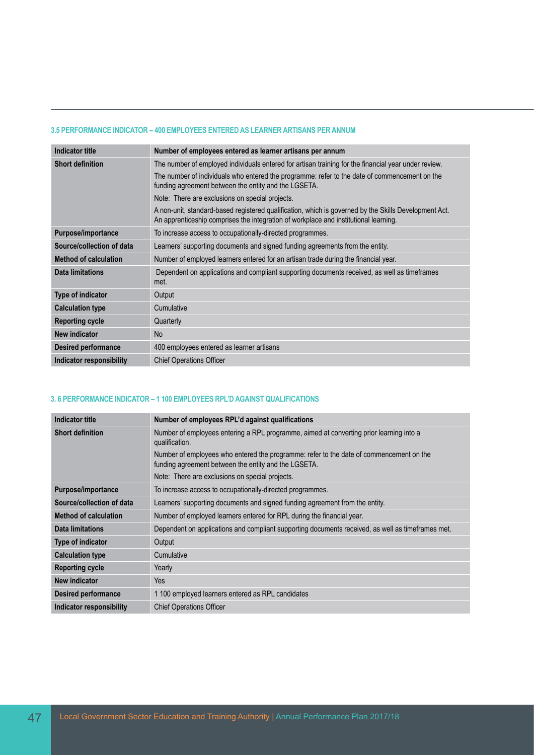### 3.5 PERFORMANCE INDICATOR – 400 EMPLOYEES ENTERED AS LEARNER ARTISANS PER ANNUM

| Indicator title | Number of employees entered as learner artisans per annum |
|---|---|
| Short definition | The number of employed individuals entered for artisan training for the financial year under review.<br>The number of individuals who entered the programme: refer to the date of commencement on the funding agreement between the entity and the LGSETA.<br>Note: There are exclusions on special projects.<br>A non-unit, standard-based registered qualification, which is governed by the Skills Development Act. An apprenticeship comprises the integration of workplace and institutional learning. |
| Purpose/importance | To increase access to occupationally-directed programmes. |
| Source/collection of data | Learners' supporting documents and signed funding agreements from the entity. |
| Method of calculation | Number of employed learners entered for an artisan trade during the financial year. |
| Data limitations | Dependent on applications and compliant supporting documents received, as well as timeframes met. |
| Type of indicator | Output |
| Calculation type | Cumulative |
| Reporting cycle | Quarterly |
| New indicator | No |
| Desired performance | 400 employees entered as learner artisans |
| Indicator responsibility | Chief Operations Officer |

### 3. 6 PERFORMANCE INDICATOR – 1 100 EMPLOYEES RPL'D AGAINST QUALIFICATIONS

| Indicator title | Number of employees RPL'd against qualifications |
|---|---|
| Short definition | Number of employees entering a RPL programme, aimed at converting prior learning into a qualification.<br>Number of employees who entered the programme: refer to the date of commencement on the funding agreement between the entity and the LGSETA.<br>Note: There are exclusions on special projects. |
| Purpose/importance | To increase access to occupationally-directed programmes. |
| Source/collection of data | Learners' supporting documents and signed funding agreement from the entity. |
| Method of calculation | Number of employed learners entered for RPL during the financial year. |
| Data limitations | Dependent on applications and compliant supporting documents received, as well as timeframes met. |
| Type of indicator | Output |
| Calculation type | Cumulative |
| Reporting cycle | Yearly |
| New indicator | Yes |
| Desired performance | 1 100 employed learners entered as RPL candidates |
| Indicator responsibility | Chief Operations Officer |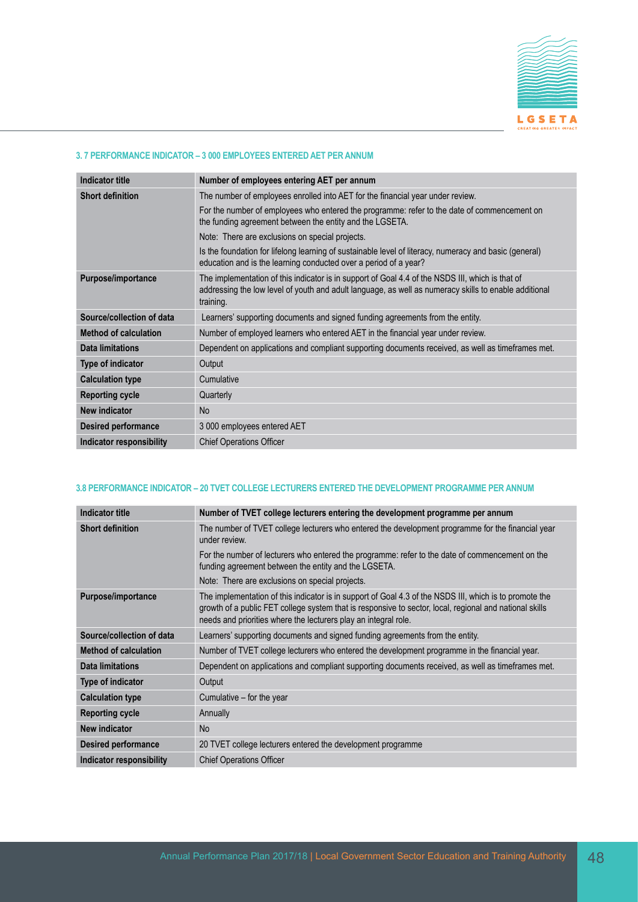### 3. 7 PERFORMANCE INDICATOR – 3 000 EMPLOYEES ENTERED AET PER ANNUM

| Indicator title | Number of employees entering AET per annum |
|---|---|
| Short definition | The number of employees enrolled into AET for the financial year under review.<br>For the number of employees who entered the programme: refer to the date of commencement on the funding agreement between the entity and the LGSETA.<br>Note: There are exclusions on special projects.<br>Is the foundation for lifelong learning of sustainable level of literacy, numeracy and basic (general) education and is the learning conducted over a period of a year? |
| Purpose/importance | The implementation of this indicator is in support of Goal 4.4 of the NSDS III, which is that of addressing the low level of youth and adult language, as well as numeracy skills to enable additional training. |
| Source/collection of data | Learners' supporting documents and signed funding agreements from the entity. |
| Method of calculation | Number of employed learners who entered AET in the financial year under review. |
| Data limitations | Dependent on applications and compliant supporting documents received, as well as timeframes met. |
| Type of indicator | Output |
| Calculation type | Cumulative |
| Reporting cycle | Quarterly |
| New indicator | No |
| Desired performance | 3 000 employees entered AET |
| Indicator responsibility | Chief Operations Officer |

### 3.8 PERFORMANCE INDICATOR – 20 TVET COLLEGE LECTURERS ENTERED THE DEVELOPMENT PROGRAMME PER ANNUM

| Indicator title | Number of TVET college lecturers entering the development programme per annum |
|---|---|
| Short definition | The number of TVET college lecturers who entered the development programme for the financial year under review.<br>For the number of lecturers who entered the programme: refer to the date of commencement on the funding agreement between the entity and the LGSETA.<br>Note: There are exclusions on special projects. |
| Purpose/importance | The implementation of this indicator is in support of Goal 4.3 of the NSDS III, which is to promote the growth of a public FET college system that is responsive to sector, local, regional and national skills needs and priorities where the lecturers play an integral role. |
| Source/collection of data | Learners' supporting documents and signed funding agreements from the entity. |
| Method of calculation | Number of TVET college lecturers who entered the development programme in the financial year. |
| Data limitations | Dependent on applications and compliant supporting documents received, as well as timeframes met. |
| Type of indicator | Output |
| Calculation type | Cumulative – for the year |
| Reporting cycle | Annually |
| New indicator | No |
| Desired performance | 20 TVET college lecturers entered the development programme |
| Indicator responsibility | Chief Operations Officer |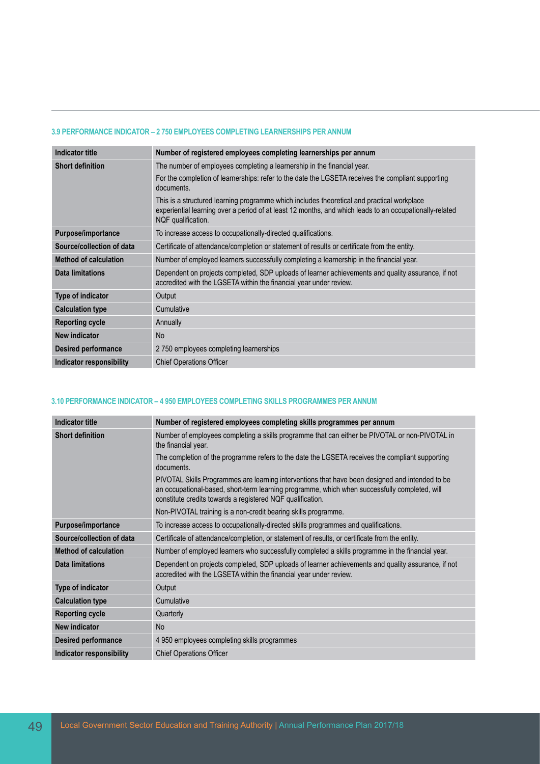### 3.9 PERFORMANCE INDICATOR – 2 750 EMPLOYEES COMPLETING LEARNERSHIPS PER ANNUM

| Indicator title | Number of registered employees completing learnerships per annum |
|---|---|
| Short definition | The number of employees completing a learnership in the financial year.<br>For the completion of learnerships: refer to the date the LGSETA receives the compliant supporting documents.<br>This is a structured learning programme which includes theoretical and practical workplace experiential learning over a period of at least 12 months, and which leads to an occupationally-related NQF qualification. |
| Purpose/importance | To increase access to occupationally-directed qualifications. |
| Source/collection of data | Certificate of attendance/completion or statement of results or certificate from the entity. |
| Method of calculation | Number of employed learners successfully completing a learnership in the financial year. |
| Data limitations | Dependent on projects completed, SDP uploads of learner achievements and quality assurance, if not accredited with the LGSETA within the financial year under review. |
| Type of indicator | Output |
| Calculation type | Cumulative |
| Reporting cycle | Annually |
| New indicator | No |
| Desired performance | 2 750 employees completing learnerships |
| Indicator responsibility | Chief Operations Officer |

### 3.10 PERFORMANCE INDICATOR – 4 950 EMPLOYEES COMPLETING SKILLS PROGRAMMES PER ANNUM

| Indicator title | Number of registered employees completing skills programmes per annum |
|---|---|
| Short definition | Number of employees completing a skills programme that can either be PIVOTAL or non-PIVOTAL in the financial year.<br>The completion of the programme refers to the date the LGSETA receives the compliant supporting documents.<br>PIVOTAL Skills Programmes are learning interventions that have been designed and intended to be an occupational-based, short-term learning programme, which when successfully completed, will constitute credits towards a registered NQF qualification.<br>Non-PIVOTAL training is a non-credit bearing skills programme. |
| Purpose/importance | To increase access to occupationally-directed skills programmes and qualifications. |
| Source/collection of data | Certificate of attendance/completion, or statement of results, or certificate from the entity. |
| Method of calculation | Number of employed learners who successfully completed a skills programme in the financial year. |
| Data limitations | Dependent on projects completed, SDP uploads of learner achievements and quality assurance, if not accredited with the LGSETA within the financial year under review. |
| Type of indicator | Output |
| Calculation type | Cumulative |
| Reporting cycle | Quarterly |
| New indicator | No |
| Desired performance | 4 950 employees completing skills programmes |
| Indicator responsibility | Chief Operations Officer |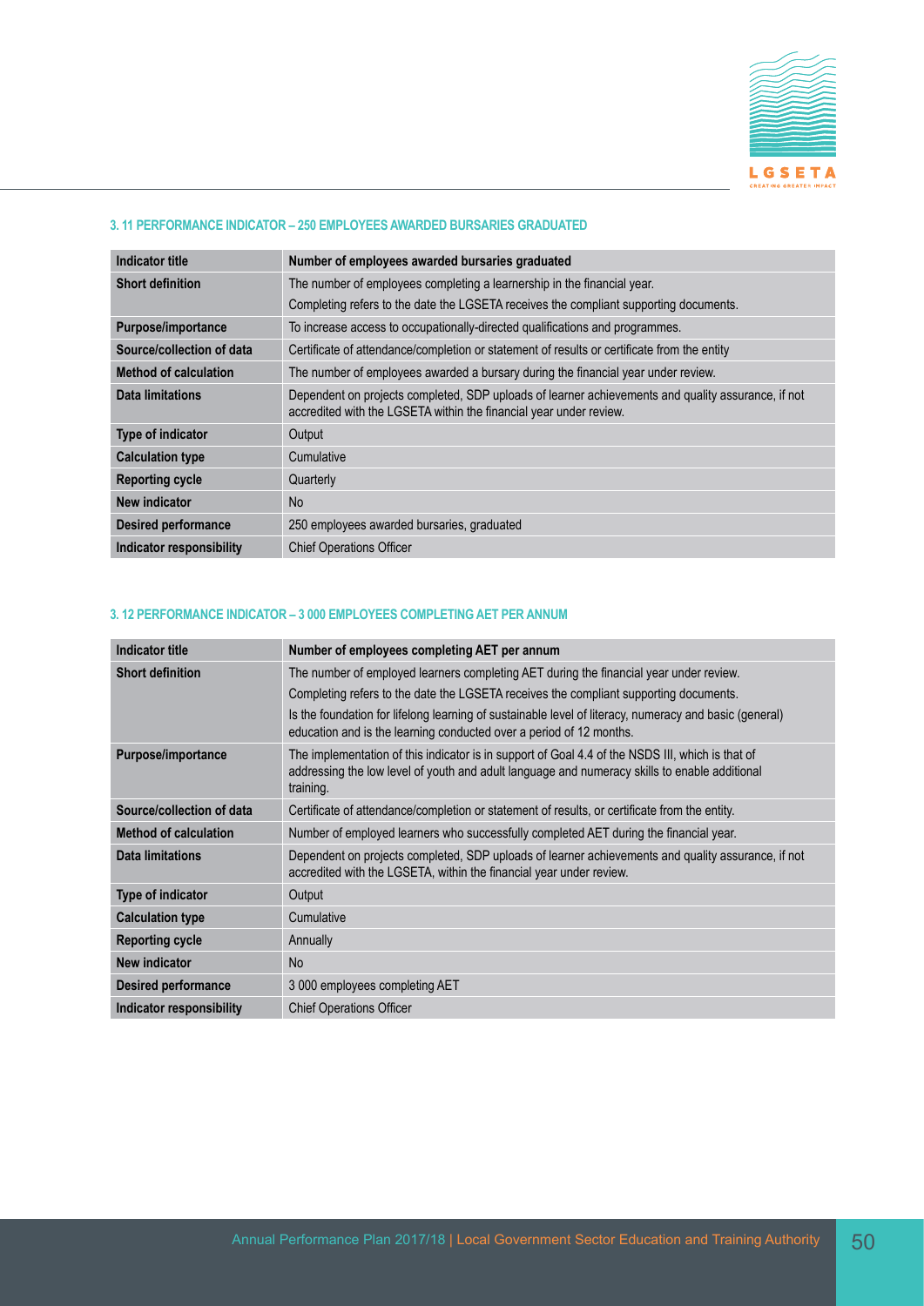### 3. 11 PERFORMANCE INDICATOR – 250 EMPLOYEES AWARDED BURSARIES GRADUATED

| Indicator title | Number of employees awarded bursaries graduated |
|---|---|
| Short definition | The number of employees completing a learnership in the financial year.<br>Completing refers to the date the LGSETA receives the compliant supporting documents. |
| Purpose/importance | To increase access to occupationally-directed qualifications and programmes. |
| Source/collection of data | Certificate of attendance/completion or statement of results or certificate from the entity |
| Method of calculation | The number of employees awarded a bursary during the financial year under review. |
| Data limitations | Dependent on projects completed, SDP uploads of learner achievements and quality assurance, if not accredited with the LGSETA within the financial year under review. |
| Type of indicator | Output |
| Calculation type | Cumulative |
| Reporting cycle | Quarterly |
| New indicator | No |
| Desired performance | 250 employees awarded bursaries, graduated |
| Indicator responsibility | Chief Operations Officer |

### 3. 12 PERFORMANCE INDICATOR – 3 000 EMPLOYEES COMPLETING AET PER ANNUM

| Indicator title | Number of employees completing AET per annum |
|---|---|
| Short definition | The number of employed learners completing AET during the financial year under review.<br>Completing refers to the date the LGSETA receives the compliant supporting documents.<br>Is the foundation for lifelong learning of sustainable level of literacy, numeracy and basic (general) education and is the learning conducted over a period of 12 months. |
| Purpose/importance | The implementation of this indicator is in support of Goal 4.4 of the NSDS III, which is that of addressing the low level of youth and adult language and numeracy skills to enable additional training. |
| Source/collection of data | Certificate of attendance/completion or statement of results, or certificate from the entity. |
| Method of calculation | Number of employed learners who successfully completed AET during the financial year. |
| Data limitations | Dependent on projects completed, SDP uploads of learner achievements and quality assurance, if not accredited with the LGSETA, within the financial year under review. |
| Type of indicator | Output |
| Calculation type | Cumulative |
| Reporting cycle | Annually |
| New indicator | No |
| Desired performance | 3 000 employees completing AET |
| Indicator responsibility | Chief Operations Officer |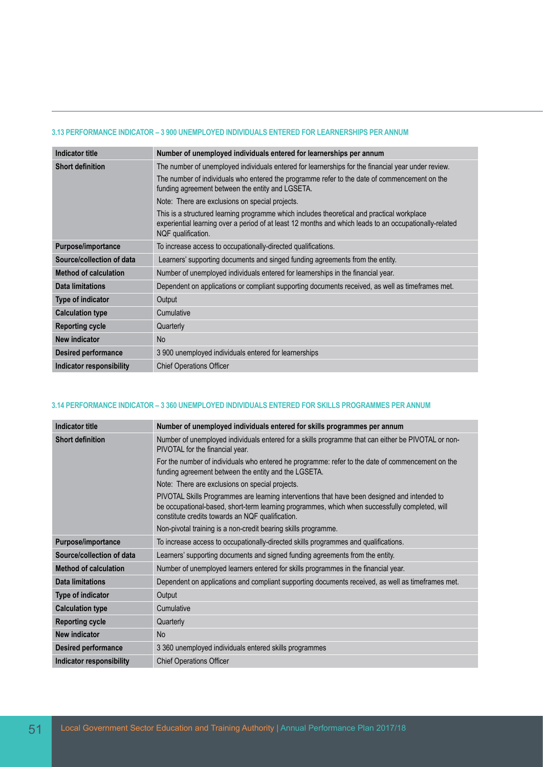### 3.13 PERFORMANCE INDICATOR – 3 900 UNEMPLOYED INDIVIDUALS ENTERED FOR LEARNERSHIPS PER ANNUM

| Indicator title | Number of unemployed individuals entered for learnerships per annum |
|---|---|
| Short definition | The number of unemployed individuals entered for learnerships for the financial year under review.<br>The number of individuals who entered the programme refer to the date of commencement on the funding agreement between the entity and LGSETA.<br>Note: There are exclusions on special projects.<br>This is a structured learning programme which includes theoretical and practical workplace experiential learning over a period of at least 12 months and which leads to an occupationally-related NQF qualification. |
| Purpose/importance | To increase access to occupationally-directed qualifications. |
| Source/collection of data | Learners' supporting documents and singed funding agreements from the entity. |
| Method of calculation | Number of unemployed individuals entered for learnerships in the financial year. |
| Data limitations | Dependent on applications or compliant supporting documents received, as well as timeframes met. |
| Type of indicator | Output |
| Calculation type | Cumulative |
| Reporting cycle | Quarterly |
| New indicator | No |
| Desired performance | 3 900 unemployed individuals entered for learnerships |
| Indicator responsibility | Chief Operations Officer |

### 3.14 PERFORMANCE INDICATOR – 3 360 UNEMPLOYED INDIVIDUALS ENTERED FOR SKILLS PROGRAMMES PER ANNUM

| Indicator title | Number of unemployed individuals entered for skills programmes per annum |
|---|---|
| Short definition | Number of unemployed individuals entered for a skills programme that can either be PIVOTAL or non-PIVOTAL for the financial year.<br>For the number of individuals who entered he programme: refer to the date of commencement on the funding agreement between the entity and the LGSETA.<br>Note: There are exclusions on special projects.<br>PIVOTAL Skills Programmes are learning interventions that have been designed and intended to be occupational-based, short-term learning programmes, which when successfully completed, will constitute credits towards an NQF qualification.<br>Non-pivotal training is a non-credit bearing skills programme. |
| Purpose/importance | To increase access to occupationally-directed skills programmes and qualifications. |
| Source/collection of data | Learners' supporting documents and signed funding agreements from the entity. |
| Method of calculation | Number of unemployed learners entered for skills programmes in the financial year. |
| Data limitations | Dependent on applications and compliant supporting documents received, as well as timeframes met. |
| Type of indicator | Output |
| Calculation type | Cumulative |
| Reporting cycle | Quarterly |
| New indicator | No |
| Desired performance | 3 360 unemployed individuals entered skills programmes |
| Indicator responsibility | Chief Operations Officer |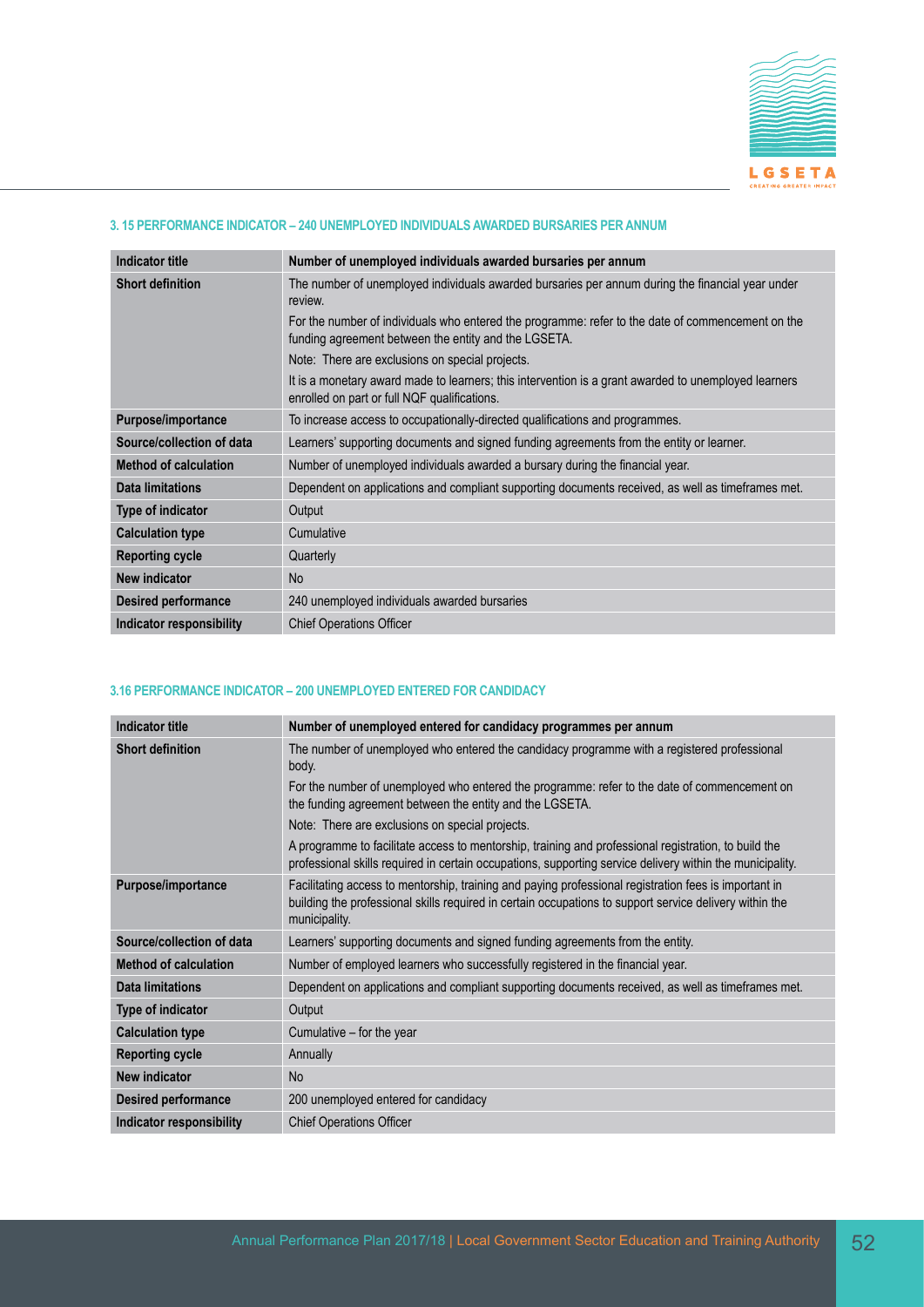### 3. 15 PERFORMANCE INDICATOR – 240 UNEMPLOYED INDIVIDUALS AWARDED BURSARIES PER ANNUM

| Indicator title | Number of unemployed individuals awarded bursaries per annum |
|---|---|
| Short definition | The number of unemployed individuals awarded bursaries per annum during the financial year under review.<br>For the number of individuals who entered the programme: refer to the date of commencement on the funding agreement between the entity and the LGSETA.<br>Note: There are exclusions on special projects.<br>It is a monetary award made to learners; this intervention is a grant awarded to unemployed learners enrolled on part or full NQF qualifications. |
| Purpose/importance | To increase access to occupationally-directed qualifications and programmes. |
| Source/collection of data | Learners' supporting documents and signed funding agreements from the entity or learner. |
| Method of calculation | Number of unemployed individuals awarded a bursary during the financial year. |
| Data limitations | Dependent on applications and compliant supporting documents received, as well as timeframes met. |
| Type of indicator | Output |
| Calculation type | Cumulative |
| Reporting cycle | Quarterly |
| New indicator | No |
| Desired performance | 240 unemployed individuals awarded bursaries |
| Indicator responsibility | Chief Operations Officer |

### 3.16 PERFORMANCE INDICATOR – 200 UNEMPLOYED ENTERED FOR CANDIDACY

| Indicator title | Number of unemployed entered for candidacy programmes per annum |
|---|---|
| Short definition | The number of unemployed who entered the candidacy programme with a registered professional body.<br>For the number of unemployed who entered the programme: refer to the date of commencement on the funding agreement between the entity and the LGSETA.<br>Note: There are exclusions on special projects.<br>A programme to facilitate access to mentorship, training and professional registration, to build the professional skills required in certain occupations, supporting service delivery within the municipality. |
| Purpose/importance | Facilitating access to mentorship, training and paying professional registration fees is important in building the professional skills required in certain occupations to support service delivery within the municipality. |
| Source/collection of data | Learners' supporting documents and signed funding agreements from the entity. |
| Method of calculation | Number of employed learners who successfully registered in the financial year. |
| Data limitations | Dependent on applications and compliant supporting documents received, as well as timeframes met. |
| Type of indicator | Output |
| Calculation type | Cumulative – for the year |
| Reporting cycle | Annually |
| New indicator | No |
| Desired performance | 200 unemployed entered for candidacy |
| Indicator responsibility | Chief Operations Officer |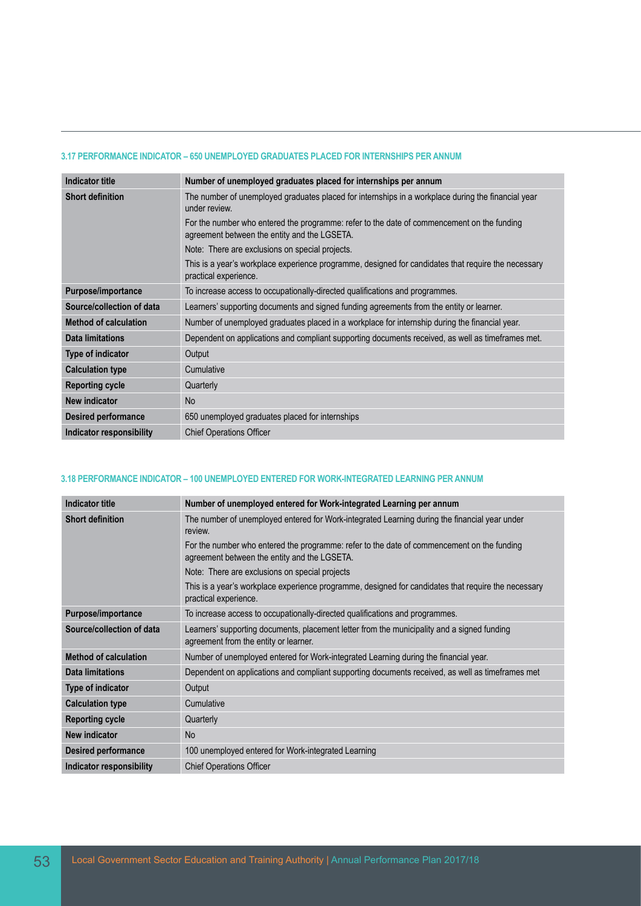### 3.17 PERFORMANCE INDICATOR – 650 UNEMPLOYED GRADUATES PLACED FOR INTERNSHIPS PER ANNUM

| Indicator title | Number of unemployed graduates placed for internships per annum |
|---|---|
| Short definition | The number of unemployed graduates placed for internships in a workplace during the financial year under review.<br>For the number who entered the programme: refer to the date of commencement on the funding agreement between the entity and the LGSETA.<br>Note: There are exclusions on special projects.<br>This is a year's workplace experience programme, designed for candidates that require the necessary practical experience. |
| Purpose/importance | To increase access to occupationally-directed qualifications and programmes. |
| Source/collection of data | Learners' supporting documents and signed funding agreements from the entity or learner. |
| Method of calculation | Number of unemployed graduates placed in a workplace for internship during the financial year. |
| Data limitations | Dependent on applications and compliant supporting documents received, as well as timeframes met. |
| Type of indicator | Output |
| Calculation type | Cumulative |
| Reporting cycle | Quarterly |
| New indicator | No |
| Desired performance | 650 unemployed graduates placed for internships |
| Indicator responsibility | Chief Operations Officer |

### 3.18 PERFORMANCE INDICATOR – 100 UNEMPLOYED ENTERED FOR WORK-INTEGRATED LEARNING PER ANNUM

| Indicator title | Number of unemployed entered for Work-integrated Learning per annum |
|---|---|
| Short definition | The number of unemployed entered for Work-integrated Learning during the financial year under review.<br>For the number who entered the programme: refer to the date of commencement on the funding agreement between the entity and the LGSETA.<br>Note: There are exclusions on special projects<br>This is a year's workplace experience programme, designed for candidates that require the necessary practical experience. |
| Purpose/importance | To increase access to occupationally-directed qualifications and programmes. |
| Source/collection of data | Learners' supporting documents, placement letter from the municipality and a signed funding agreement from the entity or learner. |
| Method of calculation | Number of unemployed entered for Work-integrated Learning during the financial year. |
| Data limitations | Dependent on applications and compliant supporting documents received, as well as timeframes met |
| Type of indicator | Output |
| Calculation type | Cumulative |
| Reporting cycle | Quarterly |
| New indicator | No |
| Desired performance | 100 unemployed entered for Work-integrated Learning |
| Indicator responsibility | Chief Operations Officer |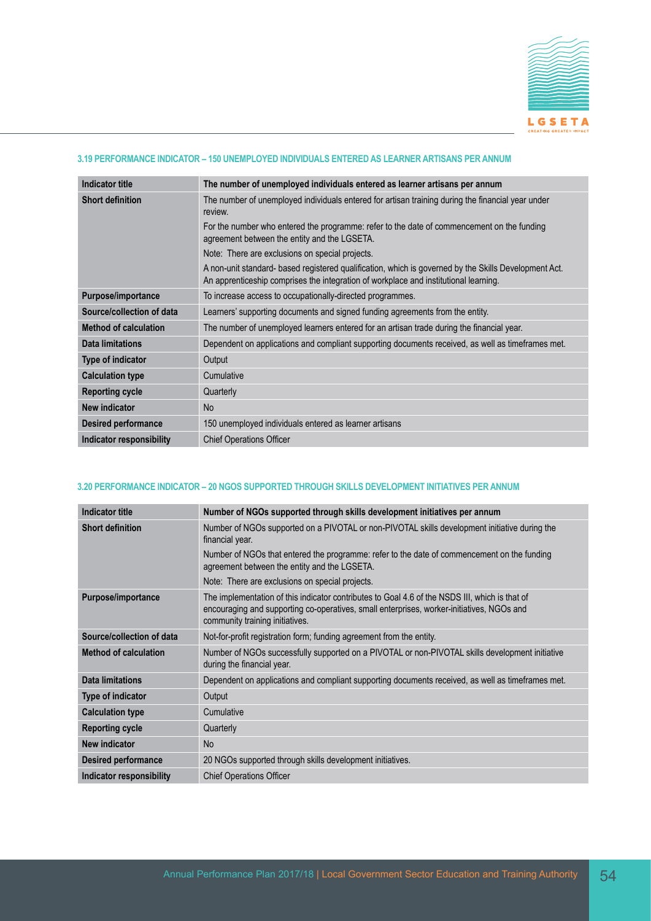### 3.19 PERFORMANCE INDICATOR – 150 UNEMPLOYED INDIVIDUALS ENTERED AS LEARNER ARTISANS PER ANNUM

| Indicator title | The number of unemployed individuals entered as learner artisans per annum |
|---|---|
| Short definition | The number of unemployed individuals entered for artisan training during the financial year under review.<br>For the number who entered the programme: refer to the date of commencement on the funding agreement between the entity and the LGSETA.<br>Note: There are exclusions on special projects.<br>A non-unit standard- based registered qualification, which is governed by the Skills Development Act. An apprenticeship comprises the integration of workplace and institutional learning. |
| Purpose/importance | To increase access to occupationally-directed programmes. |
| Source/collection of data | Learners' supporting documents and signed funding agreements from the entity. |
| Method of calculation | The number of unemployed learners entered for an artisan trade during the financial year. |
| Data limitations | Dependent on applications and compliant supporting documents received, as well as timeframes met. |
| Type of indicator | Output |
| Calculation type | Cumulative |
| Reporting cycle | Quarterly |
| New indicator | No |
| Desired performance | 150 unemployed individuals entered as learner artisans |
| Indicator responsibility | Chief Operations Officer |

### 3.20 PERFORMANCE INDICATOR – 20 NGOS SUPPORTED THROUGH SKILLS DEVELOPMENT INITIATIVES PER ANNUM

| Indicator title | Number of NGOs supported through skills development initiatives per annum |
|---|---|
| Short definition | Number of NGOs supported on a PIVOTAL or non-PIVOTAL skills development initiative during the financial year.<br>Number of NGOs that entered the programme: refer to the date of commencement on the funding agreement between the entity and the LGSETA.<br>Note: There are exclusions on special projects. |
| Purpose/importance | The implementation of this indicator contributes to Goal 4.6 of the NSDS III, which is that of encouraging and supporting co-operatives, small enterprises, worker-initiatives, NGOs and community training initiatives. |
| Source/collection of data | Not-for-profit registration form; funding agreement from the entity. |
| Method of calculation | Number of NGOs successfully supported on a PIVOTAL or non-PIVOTAL skills development initiative during the financial year. |
| Data limitations | Dependent on applications and compliant supporting documents received, as well as timeframes met. |
| Type of indicator | Output |
| Calculation type | Cumulative |
| Reporting cycle | Quarterly |
| New indicator | No |
| Desired performance | 20 NGOs supported through skills development initiatives. |
| Indicator responsibility | Chief Operations Officer |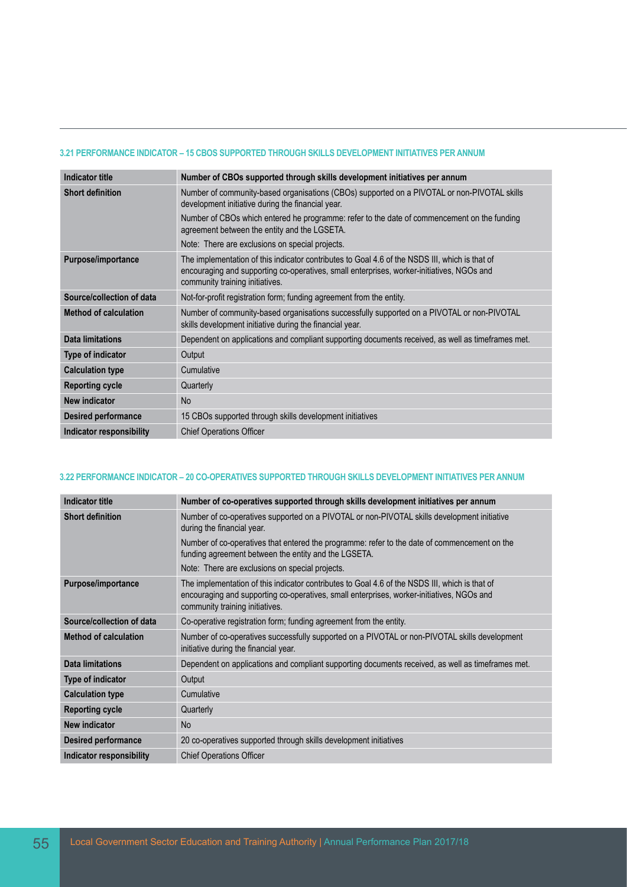### 3.21 PERFORMANCE INDICATOR – 15 CBOS SUPPORTED THROUGH SKILLS DEVELOPMENT INITIATIVES PER ANNUM

| Indicator title | Number of CBOs supported through skills development initiatives per annum |
|---|---|
| Short definition | Number of community-based organisations (CBOs) supported on a PIVOTAL or non-PIVOTAL skills development initiative during the financial year.<br>Number of CBOs which entered he programme: refer to the date of commencement on the funding agreement between the entity and the LGSETA.<br>Note: There are exclusions on special projects. |
| Purpose/importance | The implementation of this indicator contributes to Goal 4.6 of the NSDS III, which is that of encouraging and supporting co-operatives, small enterprises, worker-initiatives, NGOs and community training initiatives. |
| Source/collection of data | Not-for-profit registration form; funding agreement from the entity. |
| Method of calculation | Number of community-based organisations successfully supported on a PIVOTAL or non-PIVOTAL skills development initiative during the financial year. |
| Data limitations | Dependent on applications and compliant supporting documents received, as well as timeframes met. |
| Type of indicator | Output |
| Calculation type | Cumulative |
| Reporting cycle | Quarterly |
| New indicator | No |
| Desired performance | 15 CBOs supported through skills development initiatives |
| Indicator responsibility | Chief Operations Officer |

### 3.22 PERFORMANCE INDICATOR – 20 CO-OPERATIVES SUPPORTED THROUGH SKILLS DEVELOPMENT INITIATIVES PER ANNUM

| Indicator title | Number of co-operatives supported through skills development initiatives per annum |
|---|---|
| Short definition | Number of co-operatives supported on a PIVOTAL or non-PIVOTAL skills development initiative during the financial year.<br>Number of co-operatives that entered the programme: refer to the date of commencement on the funding agreement between the entity and the LGSETA.<br>Note: There are exclusions on special projects. |
| Purpose/importance | The implementation of this indicator contributes to Goal 4.6 of the NSDS III, which is that of encouraging and supporting co-operatives, small enterprises, worker-initiatives, NGOs and community training initiatives. |
| Source/collection of data | Co-operative registration form; funding agreement from the entity. |
| Method of calculation | Number of co-operatives successfully supported on a PIVOTAL or non-PIVOTAL skills development initiative during the financial year. |
| Data limitations | Dependent on applications and compliant supporting documents received, as well as timeframes met. |
| Type of indicator | Output |
| Calculation type | Cumulative |
| Reporting cycle | Quarterly |
| New indicator | No |
| Desired performance | 20 co-operatives supported through skills development initiatives |
| Indicator responsibility | Chief Operations Officer |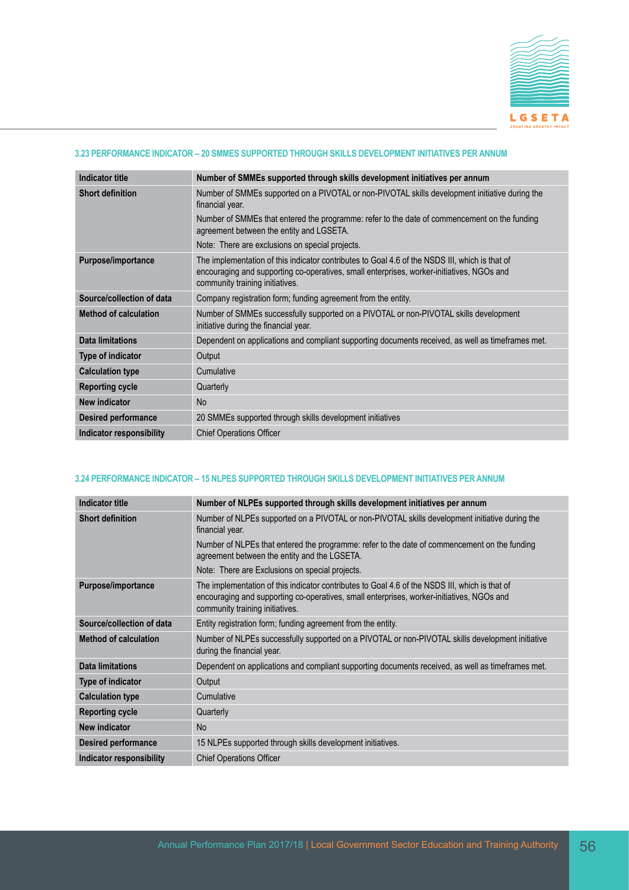### 3.23 PERFORMANCE INDICATOR – 20 SMMES SUPPORTED THROUGH SKILLS DEVELOPMENT INITIATIVES PER ANNUM

| Indicator title | Number of SMMEs supported through skills development initiatives per annum |
|---|---|
| Short definition | Number of SMMEs supported on a PIVOTAL or non-PIVOTAL skills development initiative during the financial year.<br>Number of SMMEs that entered the programme: refer to the date of commencement on the funding agreement between the entity and LGSETA.<br>Note: There are exclusions on special projects. |
| Purpose/importance | The implementation of this indicator contributes to Goal 4.6 of the NSDS III, which is that of encouraging and supporting co-operatives, small enterprises, worker-initiatives, NGOs and community training initiatives. |
| Source/collection of data | Company registration form; funding agreement from the entity. |
| Method of calculation | Number of SMMEs successfully supported on a PIVOTAL or non-PIVOTAL skills development initiative during the financial year. |
| Data limitations | Dependent on applications and compliant supporting documents received, as well as timeframes met. |
| Type of indicator | Output |
| Calculation type | Cumulative |
| Reporting cycle | Quarterly |
| New indicator | No |
| Desired performance | 20 SMMEs supported through skills development initiatives |
| Indicator responsibility | Chief Operations Officer |

### 3.24 PERFORMANCE INDICATOR – 15 NLPES SUPPORTED THROUGH SKILLS DEVELOPMENT INITIATIVES PER ANNUM

| Indicator title | Number of NLPEs supported through skills development initiatives per annum |
|---|---|
| Short definition | Number of NLPEs supported on a PIVOTAL or non-PIVOTAL skills development initiative during the financial year.<br>Number of NLPEs that entered the programme: refer to the date of commencement on the funding agreement between the entity and the LGSETA.<br>Note: There are Exclusions on special projects. |
| Purpose/importance | The implementation of this indicator contributes to Goal 4.6 of the NSDS III, which is that of encouraging and supporting co-operatives, small enterprises, worker-initiatives, NGOs and community training initiatives. |
| Source/collection of data | Entity registration form; funding agreement from the entity. |
| Method of calculation | Number of NLPEs successfully supported on a PIVOTAL or non-PIVOTAL skills development initiative during the financial year. |
| Data limitations | Dependent on applications and compliant supporting documents received, as well as timeframes met. |
| Type of indicator | Output |
| Calculation type | Cumulative |
| Reporting cycle | Quarterly |
| New indicator | No |
| Desired performance | 15 NLPEs supported through skills development initiatives. |
| Indicator responsibility | Chief Operations Officer |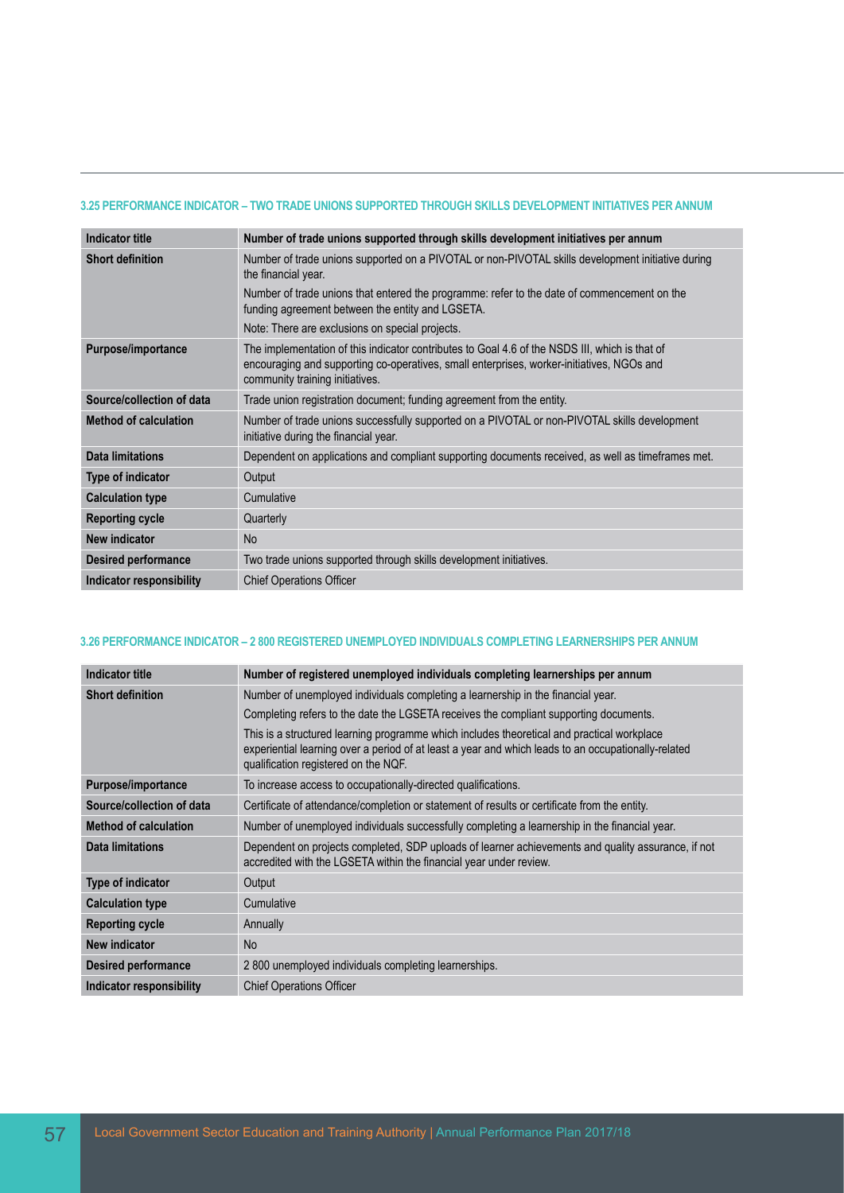### 3.25 PERFORMANCE INDICATOR – TWO TRADE UNIONS SUPPORTED THROUGH SKILLS DEVELOPMENT INITIATIVES PER ANNUM

| Indicator title | Number of trade unions supported through skills development initiatives per annum |
|---|---|
| Short definition | Number of trade unions supported on a PIVOTAL or non-PIVOTAL skills development initiative during the financial year.<br>Number of trade unions that entered the programme: refer to the date of commencement on the funding agreement between the entity and LGSETA.<br>Note: There are exclusions on special projects. |
| Purpose/importance | The implementation of this indicator contributes to Goal 4.6 of the NSDS III, which is that of encouraging and supporting co-operatives, small enterprises, worker-initiatives, NGOs and community training initiatives. |
| Source/collection of data | Trade union registration document; funding agreement from the entity. |
| Method of calculation | Number of trade unions successfully supported on a PIVOTAL or non-PIVOTAL skills development initiative during the financial year. |
| Data limitations | Dependent on applications and compliant supporting documents received, as well as timeframes met. |
| Type of indicator | Output |
| Calculation type | Cumulative |
| Reporting cycle | Quarterly |
| New indicator | No |
| Desired performance | Two trade unions supported through skills development initiatives. |
| Indicator responsibility | Chief Operations Officer |

### 3.26 PERFORMANCE INDICATOR – 2 800 REGISTERED UNEMPLOYED INDIVIDUALS COMPLETING LEARNERSHIPS PER ANNUM

| Indicator title | Number of registered unemployed individuals completing learnerships per annum |
|---|---|
| Short definition | Number of unemployed individuals completing a learnership in the financial year.<br>Completing refers to the date the LGSETA receives the compliant supporting documents.<br>This is a structured learning programme which includes theoretical and practical workplace experiential learning over a period of at least a year and which leads to an occupationally-related qualification registered on the NQF. |
| Purpose/importance | To increase access to occupationally-directed qualifications. |
| Source/collection of data | Certificate of attendance/completion or statement of results or certificate from the entity. |
| Method of calculation | Number of unemployed individuals successfully completing a learnership in the financial year. |
| Data limitations | Dependent on projects completed, SDP uploads of learner achievements and quality assurance, if not accredited with the LGSETA within the financial year under review. |
| Type of indicator | Output |
| Calculation type | Cumulative |
| Reporting cycle | Annually |
| New indicator | No |
| Desired performance | 2 800 unemployed individuals completing learnerships. |
| Indicator responsibility | Chief Operations Officer |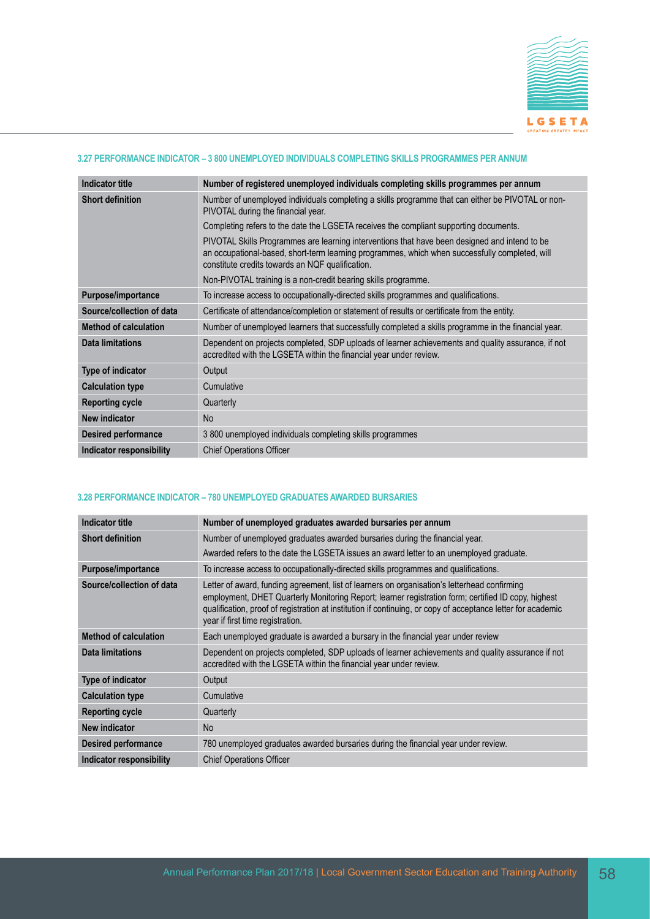### 3.27 PERFORMANCE INDICATOR – 3 800 UNEMPLOYED INDIVIDUALS COMPLETING SKILLS PROGRAMMES PER ANNUM

| Indicator title | Number of registered unemployed individuals completing skills programmes per annum |
|---|---|
| Short definition | Number of unemployed individuals completing a skills programme that can either be PIVOTAL or non-PIVOTAL during the financial year.<br>Completing refers to the date the LGSETA receives the compliant supporting documents.<br>PIVOTAL Skills Programmes are learning interventions that have been designed and intend to be an occupational-based, short-term learning programmes, which when successfully completed, will constitute credits towards an NQF qualification.<br>Non-PIVOTAL training is a non-credit bearing skills programme. |
| Purpose/importance | To increase access to occupationally-directed skills programmes and qualifications. |
| Source/collection of data | Certificate of attendance/completion or statement of results or certificate from the entity. |
| Method of calculation | Number of unemployed learners that successfully completed a skills programme in the financial year. |
| Data limitations | Dependent on projects completed, SDP uploads of learner achievements and quality assurance, if not accredited with the LGSETA within the financial year under review. |
| Type of indicator | Output |
| Calculation type | Cumulative |
| Reporting cycle | Quarterly |
| New indicator | No |
| Desired performance | 3 800 unemployed individuals completing skills programmes |
| Indicator responsibility | Chief Operations Officer |

### 3.28 PERFORMANCE INDICATOR – 780 UNEMPLOYED GRADUATES AWARDED BURSARIES

| Indicator title | Number of unemployed graduates awarded bursaries per annum |
|---|---|
| Short definition | Number of unemployed graduates awarded bursaries during the financial year.<br>Awarded refers to the date the LGSETA issues an award letter to an unemployed graduate. |
| Purpose/importance | To increase access to occupationally-directed skills programmes and qualifications. |
| Source/collection of data | Letter of award, funding agreement, list of learners on organisation's letterhead confirming employment, DHET Quarterly Monitoring Report; learner registration form; certified ID copy, highest qualification, proof of registration at institution if continuing, or copy of acceptance letter for academic year if first time registration. |
| Method of calculation | Each unemployed graduate is awarded a bursary in the financial year under review |
| Data limitations | Dependent on projects completed, SDP uploads of learner achievements and quality assurance if not accredited with the LGSETA within the financial year under review. |
| Type of indicator | Output |
| Calculation type | Cumulative |
| Reporting cycle | Quarterly |
| New indicator | No |
| Desired performance | 780 unemployed graduates awarded bursaries during the financial year under review. |
| Indicator responsibility | Chief Operations Officer |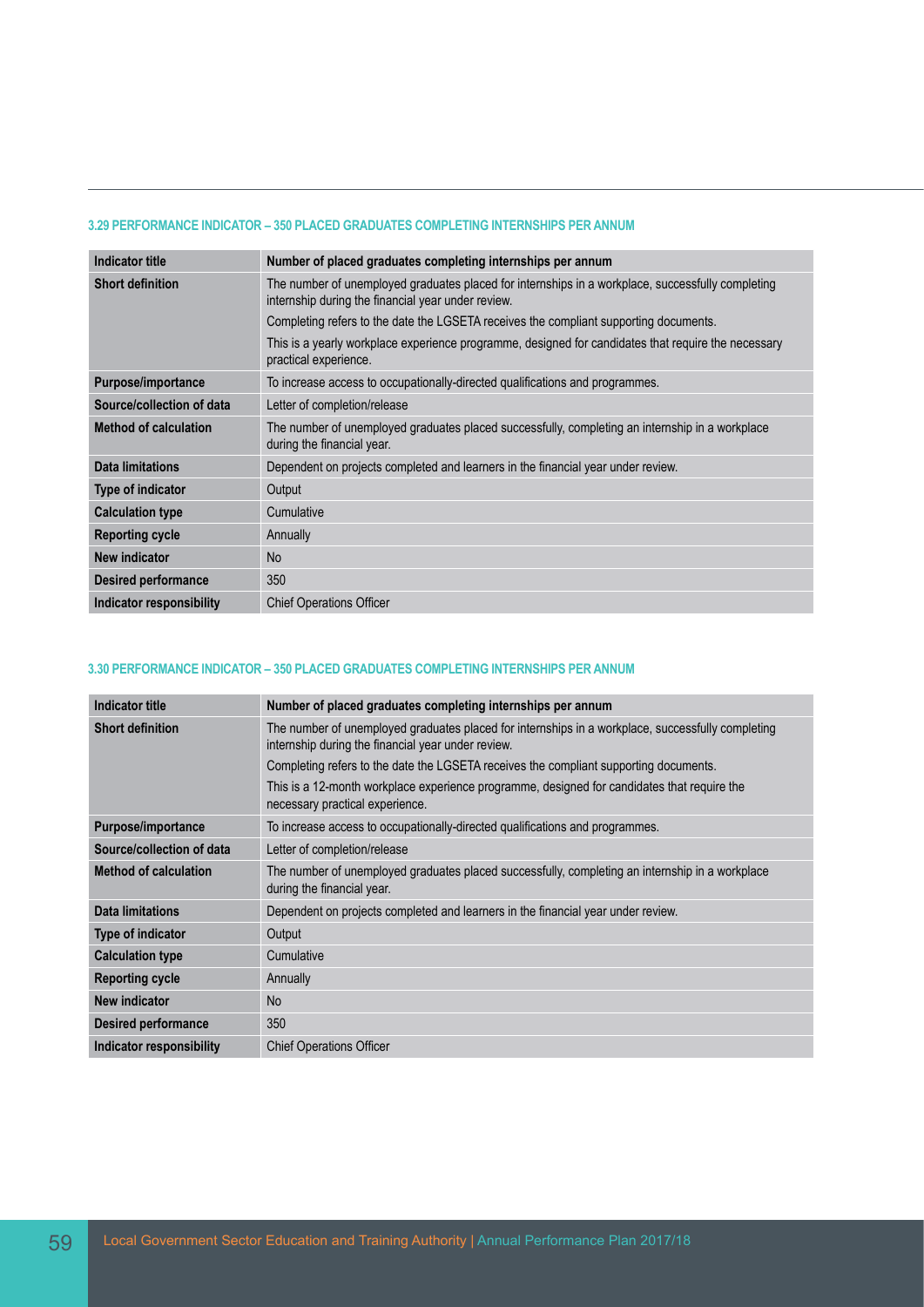### 3.29 PERFORMANCE INDICATOR – 350 PLACED GRADUATES COMPLETING INTERNSHIPS PER ANNUM

| Indicator title | Number of placed graduates completing internships per annum |
|---|---|
| Short definition | The number of unemployed graduates placed for internships in a workplace, successfully completing internship during the financial year under review. <br> Completing refers to the date the LGSETA receives the compliant supporting documents. <br> This is a yearly workplace experience programme, designed for candidates that require the necessary practical experience. |
| Purpose/importance | To increase access to occupationally-directed qualifications and programmes. |
| Source/collection of data | Letter of completion/release |
| Method of calculation | The number of unemployed graduates placed successfully, completing an internship in a workplace during the financial year. |
| Data limitations | Dependent on projects completed and learners in the financial year under review. |
| Type of indicator | Output |
| Calculation type | Cumulative |
| Reporting cycle | Annually |
| New indicator | No |
| Desired performance | 350 |
| Indicator responsibility | Chief Operations Officer |

### 3.30 PERFORMANCE INDICATOR – 350 PLACED GRADUATES COMPLETING INTERNSHIPS PER ANNUM

| Indicator title | Number of placed graduates completing internships per annum |
|---|---|
| Short definition | The number of unemployed graduates placed for internships in a workplace, successfully completing internship during the financial year under review. <br> Completing refers to the date the LGSETA receives the compliant supporting documents. <br> This is a 12-month workplace experience programme, designed for candidates that require the necessary practical experience. |
| Purpose/importance | To increase access to occupationally-directed qualifications and programmes. |
| Source/collection of data | Letter of completion/release |
| Method of calculation | The number of unemployed graduates placed successfully, completing an internship in a workplace during the financial year. |
| Data limitations | Dependent on projects completed and learners in the financial year under review. |
| Type of indicator | Output |
| Calculation type | Cumulative |
| Reporting cycle | Annually |
| New indicator | No |
| Desired performance | 350 |
| Indicator responsibility | Chief Operations Officer |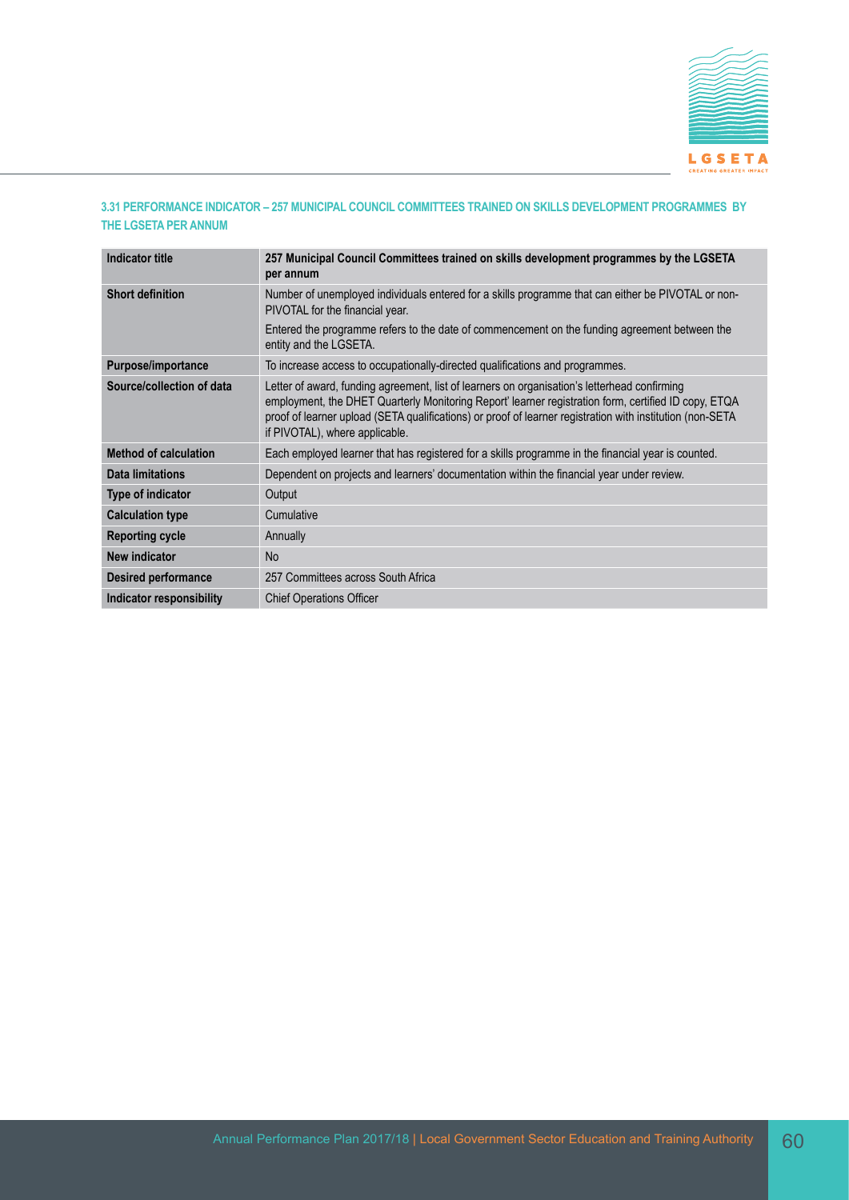### 3.31 PERFORMANCE INDICATOR – 257 MUNICIPAL COUNCIL COMMITTEES TRAINED ON SKILLS DEVELOPMENT PROGRAMMES BY THE LGSETA PER ANNUM

| Indicator title | 257 Municipal Council Committees trained on skills development programmes by the LGSETA per annum |
|---|---|
| Short definition | Number of unemployed individuals entered for a skills programme that can either be PIVOTAL or non-PIVOTAL for the financial year.<br>Entered the programme refers to the date of commencement on the funding agreement between the entity and the LGSETA. |
| Purpose/importance | To increase access to occupationally-directed qualifications and programmes. |
| Source/collection of data | Letter of award, funding agreement, list of learners on organisation's letterhead confirming employment, the DHET Quarterly Monitoring Report' learner registration form, certified ID copy, ETQA proof of learner upload (SETA qualifications) or proof of learner registration with institution (non-SETA if PIVOTAL), where applicable. |
| Method of calculation | Each employed learner that has registered for a skills programme in the financial year is counted. |
| Data limitations | Dependent on projects and learners' documentation within the financial year under review. |
| Type of indicator | Output |
| Calculation type | Cumulative |
| Reporting cycle | Annually |
| New indicator | No |
| Desired performance | 257 Committees across South Africa |
| Indicator responsibility | Chief Operations Officer |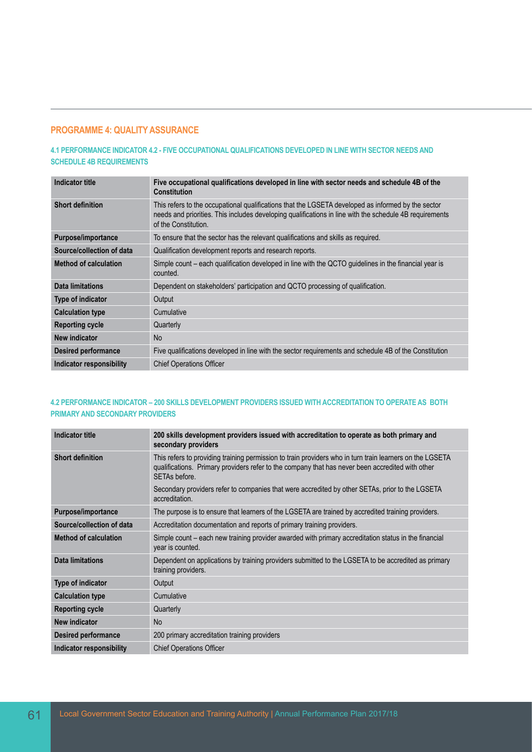## PROGRAMME 4: QUALITY ASSURANCE

### 4.1 PERFORMANCE INDICATOR 4.2 - FIVE OCCUPATIONAL QUALIFICATIONS DEVELOPED IN LINE WITH SECTOR NEEDS AND SCHEDULE 4B REQUIREMENTS

| Indicator title | Five occupational qualifications developed in line with sector needs and schedule 4B of the Constitution |
|---|---|
| Short definition | This refers to the occupational qualifications that the LGSETA developed as informed by the sector needs and priorities. This includes developing qualifications in line with the schedule 4B requirements of the Constitution. |
| Purpose/importance | To ensure that the sector has the relevant qualifications and skills as required. |
| Source/collection of data | Qualification development reports and research reports. |
| Method of calculation | Simple count – each qualification developed in line with the QCTO guidelines in the financial year is counted. |
| Data limitations | Dependent on stakeholders' participation and QCTO processing of qualification. |
| Type of indicator | Output |
| Calculation type | Cumulative |
| Reporting cycle | Quarterly |
| New indicator | No |
| Desired performance | Five qualifications developed in line with the sector requirements and schedule 4B of the Constitution |
| Indicator responsibility | Chief Operations Officer |

### 4.2 PERFORMANCE INDICATOR – 200 SKILLS DEVELOPMENT PROVIDERS ISSUED WITH ACCREDITATION TO OPERATE AS BOTH PRIMARY AND SECONDARY PROVIDERS

| Indicator title | 200 skills development providers issued with accreditation to operate as both primary and secondary providers |
|---|---|
| Short definition | This refers to providing training permission to train providers who in turn train learners on the LGSETA qualifications. Primary providers refer to the company that has never been accredited with other SETAs before.<br>Secondary providers refer to companies that were accredited by other SETAs, prior to the LGSETA accreditation. |
| Purpose/importance | The purpose is to ensure that learners of the LGSETA are trained by accredited training providers. |
| Source/collection of data | Accreditation documentation and reports of primary training providers. |
| Method of calculation | Simple count – each new training provider awarded with primary accreditation status in the financial year is counted. |
| Data limitations | Dependent on applications by training providers submitted to the LGSETA to be accredited as primary training providers. |
| Type of indicator | Output |
| Calculation type | Cumulative |
| Reporting cycle | Quarterly |
| New indicator | No |
| Desired performance | 200 primary accreditation training providers |
| Indicator responsibility | Chief Operations Officer |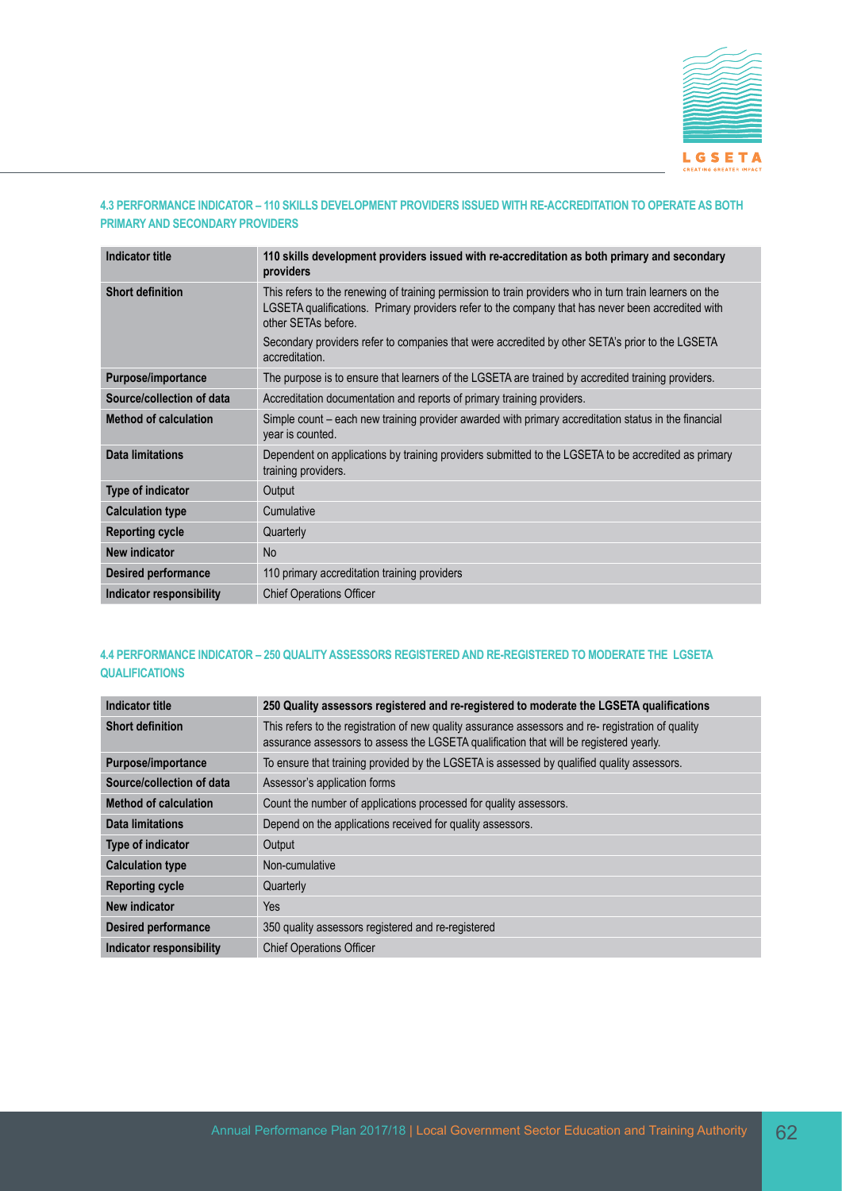#### 4.3 PERFORMANCE INDICATOR – 110 SKILLS DEVELOPMENT PROVIDERS ISSUED WITH RE-ACCREDITATION TO OPERATE AS BOTH PRIMARY AND SECONDARY PROVIDERS

| Indicator title | 110 skills development providers issued with re-accreditation as both primary and secondary providers |
|---|---|
| Short definition | This refers to the renewing of training permission to train providers who in turn train learners on the LGSETA qualifications. Primary providers refer to the company that has never been accredited with other SETAs before.<br><br>Secondary providers refer to companies that were accredited by other SETA's prior to the LGSETA accreditation. |
| Purpose/importance | The purpose is to ensure that learners of the LGSETA are trained by accredited training providers. |
| Source/collection of data | Accreditation documentation and reports of primary training providers. |
| Method of calculation | Simple count – each new training provider awarded with primary accreditation status in the financial year is counted. |
| Data limitations | Dependent on applications by training providers submitted to the LGSETA to be accredited as primary training providers. |
| Type of indicator | Output |
| Calculation type | Cumulative |
| Reporting cycle | Quarterly |
| New indicator | No |
| Desired performance | 110 primary accreditation training providers |
| Indicator responsibility | Chief Operations Officer |

#### 4.4 PERFORMANCE INDICATOR – 250 QUALITY ASSESSORS REGISTERED AND RE-REGISTERED TO MODERATE THE LGSETA QUALIFICATIONS

| Indicator title | 250 Quality assessors registered and re-registered to moderate the LGSETA qualifications |
|---|---|
| Short definition | This refers to the registration of new quality assurance assessors and re- registration of quality assurance assessors to assess the LGSETA qualification that will be registered yearly. |
| Purpose/importance | To ensure that training provided by the LGSETA is assessed by qualified quality assessors. |
| Source/collection of data | Assessor's application forms |
| Method of calculation | Count the number of applications processed for quality assessors. |
| Data limitations | Depend on the applications received for quality assessors. |
| Type of indicator | Output |
| Calculation type | Non-cumulative |
| Reporting cycle | Quarterly |
| New indicator | Yes |
| Desired performance | 350 quality assessors registered and re-registered |
| Indicator responsibility | Chief Operations Officer |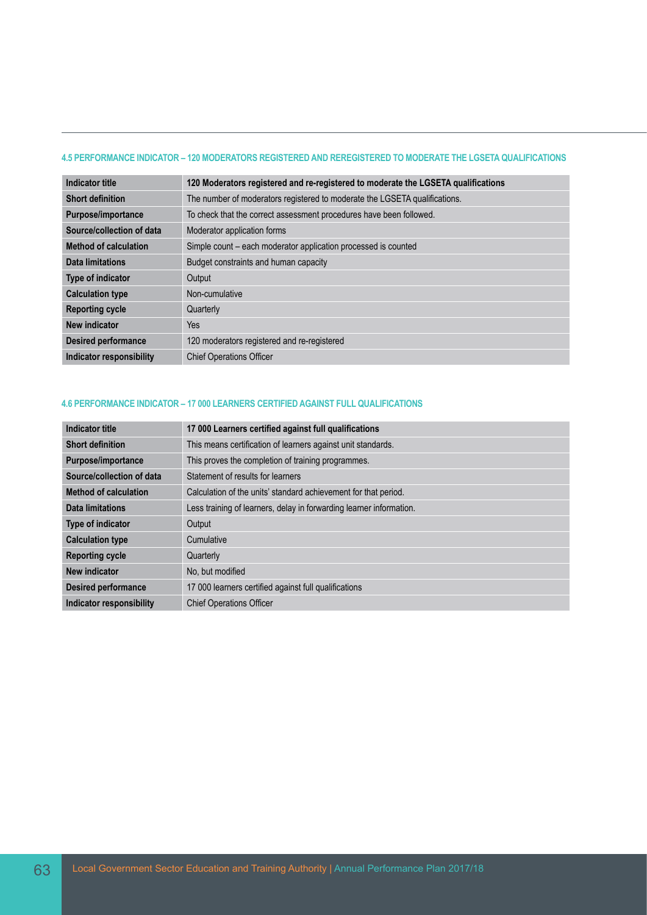#### 4.5 PERFORMANCE INDICATOR – 120 MODERATORS REGISTERED AND REREGISTERED TO MODERATE THE LGSETA QUALIFICATIONS

| Indicator title | 120 Moderators registered and re-registered to moderate the LGSETA qualifications |
|---|---|
| Short definition | The number of moderators registered to moderate the LGSETA qualifications. |
| Purpose/importance | To check that the correct assessment procedures have been followed. |
| Source/collection of data | Moderator application forms |
| Method of calculation | Simple count – each moderator application processed is counted |
| Data limitations | Budget constraints and human capacity |
| Type of indicator | Output |
| Calculation type | Non-cumulative |
| Reporting cycle | Quarterly |
| New indicator | Yes |
| Desired performance | 120 moderators registered and re-registered |
| Indicator responsibility | Chief Operations Officer |

#### 4.6 PERFORMANCE INDICATOR – 17 000 LEARNERS CERTIFIED AGAINST FULL QUALIFICATIONS

| Indicator title | 17 000 Learners certified against full qualifications |
|---|---|
| Short definition | This means certification of learners against unit standards. |
| Purpose/importance | This proves the completion of training programmes. |
| Source/collection of data | Statement of results for learners |
| Method of calculation | Calculation of the units' standard achievement for that period. |
| Data limitations | Less training of learners, delay in forwarding learner information. |
| Type of indicator | Output |
| Calculation type | Cumulative |
| Reporting cycle | Quarterly |
| New indicator | No, but modified |
| Desired performance | 17 000 learners certified against full qualifications |
| Indicator responsibility | Chief Operations Officer |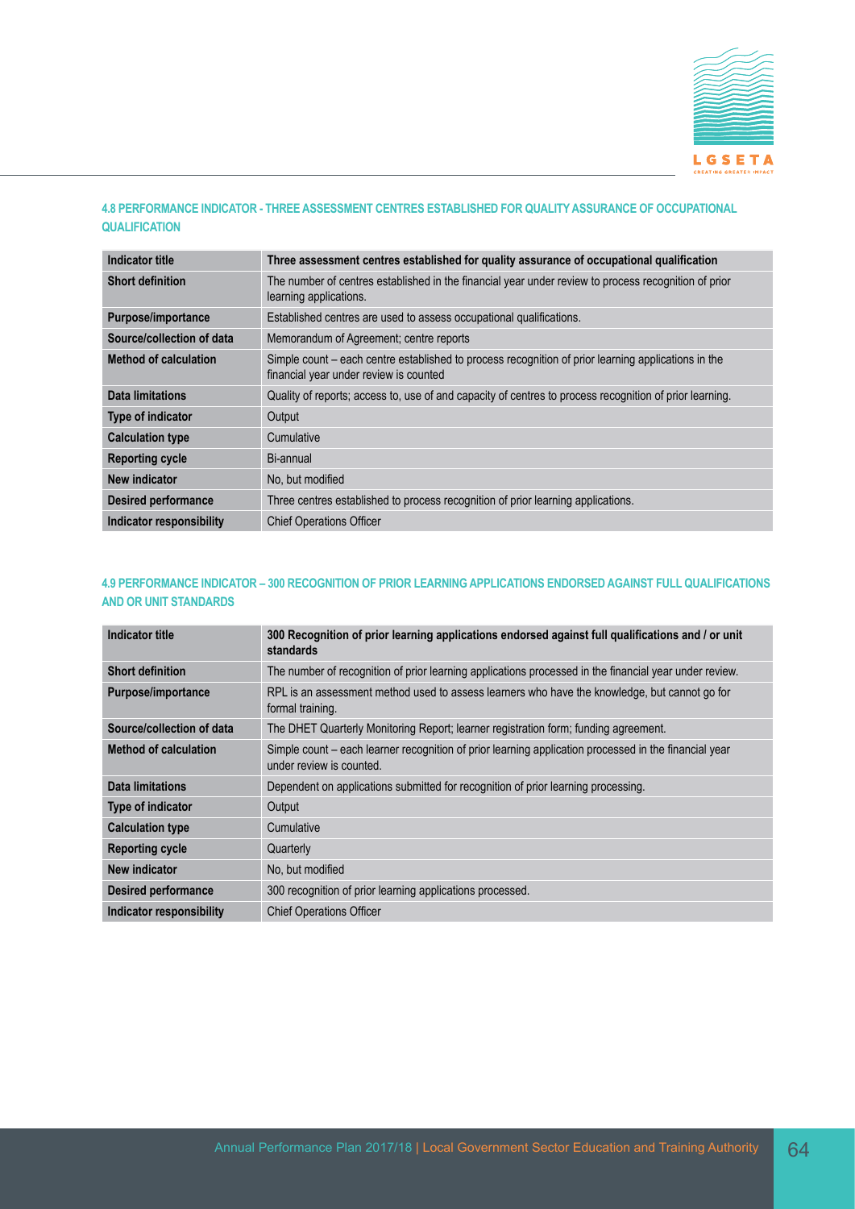#### 4.8 PERFORMANCE INDICATOR - THREE ASSESSMENT CENTRES ESTABLISHED FOR QUALITY ASSURANCE OF OCCUPATIONAL QUALIFICATION

| Indicator title | Three assessment centres established for quality assurance of occupational qualification |
|---|---|
| Short definition | The number of centres established in the financial year under review to process recognition of prior learning applications. |
| Purpose/importance | Established centres are used to assess occupational qualifications. |
| Source/collection of data | Memorandum of Agreement; centre reports |
| Method of calculation | Simple count – each centre established to process recognition of prior learning applications in the financial year under review is counted |
| Data limitations | Quality of reports; access to, use of and capacity of centres to process recognition of prior learning. |
| Type of indicator | Output |
| Calculation type | Cumulative |
| Reporting cycle | Bi-annual |
| New indicator | No, but modified |
| Desired performance | Three centres established to process recognition of prior learning applications. |
| Indicator responsibility | Chief Operations Officer |

#### 4.9 PERFORMANCE INDICATOR – 300 RECOGNITION OF PRIOR LEARNING APPLICATIONS ENDORSED AGAINST FULL QUALIFICATIONS AND OR UNIT STANDARDS

| Indicator title | 300 Recognition of prior learning applications endorsed against full qualifications and / or unit standards |
|---|---|
| Short definition | The number of recognition of prior learning applications processed in the financial year under review. |
| Purpose/importance | RPL is an assessment method used to assess learners who have the knowledge, but cannot go for formal training. |
| Source/collection of data | The DHET Quarterly Monitoring Report; learner registration form; funding agreement. |
| Method of calculation | Simple count – each learner recognition of prior learning application processed in the financial year under review is counted. |
| Data limitations | Dependent on applications submitted for recognition of prior learning processing. |
| Type of indicator | Output |
| Calculation type | Cumulative |
| Reporting cycle | Quarterly |
| New indicator | No, but modified |
| Desired performance | 300 recognition of prior learning applications processed. |
| Indicator responsibility | Chief Operations Officer |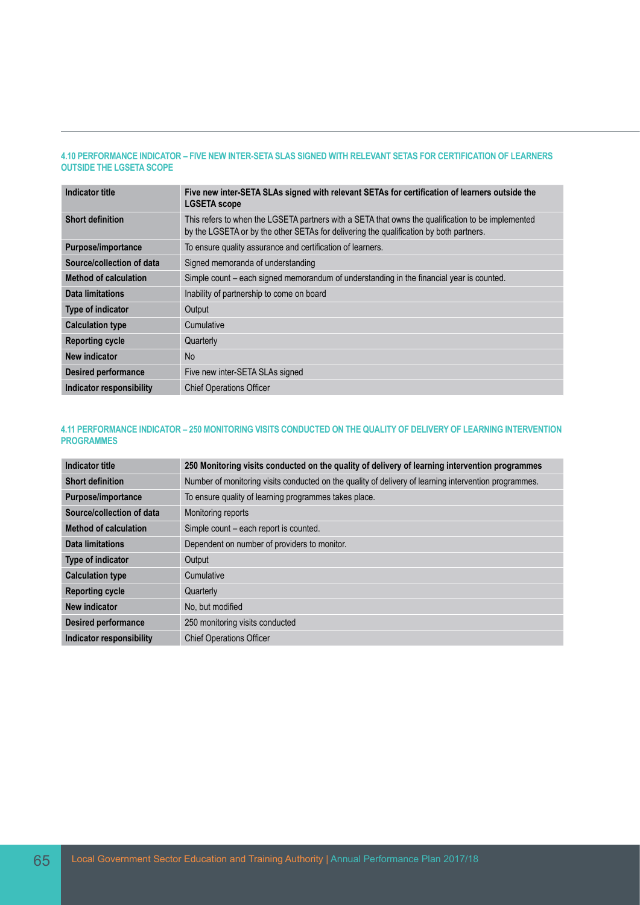#### 4.10 PERFORMANCE INDICATOR – FIVE NEW INTER-SETA SLAS SIGNED WITH RELEVANT SETAS FOR CERTIFICATION OF LEARNERS OUTSIDE THE LGSETA SCOPE

| Indicator title | Five new inter-SETA SLAs signed with relevant SETAs for certification of learners outside the LGSETA scope |
|---|---|
| Short definition | This refers to when the LGSETA partners with a SETA that owns the qualification to be implemented by the LGSETA or by the other SETAs for delivering the qualification by both partners. |
| Purpose/importance | To ensure quality assurance and certification of learners. |
| Source/collection of data | Signed memoranda of understanding |
| Method of calculation | Simple count – each signed memorandum of understanding in the financial year is counted. |
| Data limitations | Inability of partnership to come on board |
| Type of indicator | Output |
| Calculation type | Cumulative |
| Reporting cycle | Quarterly |
| New indicator | No |
| Desired performance | Five new inter-SETA SLAs signed |
| Indicator responsibility | Chief Operations Officer |

#### 4.11 PERFORMANCE INDICATOR – 250 MONITORING VISITS CONDUCTED ON THE QUALITY OF DELIVERY OF LEARNING INTERVENTION PROGRAMMES

| Indicator title | 250 Monitoring visits conducted on the quality of delivery of learning intervention programmes |
|---|---|
| Short definition | Number of monitoring visits conducted on the quality of delivery of learning intervention programmes. |
| Purpose/importance | To ensure quality of learning programmes takes place. |
| Source/collection of data | Monitoring reports |
| Method of calculation | Simple count – each report is counted. |
| Data limitations | Dependent on number of providers to monitor. |
| Type of indicator | Output |
| Calculation type | Cumulative |
| Reporting cycle | Quarterly |
| New indicator | No, but modified |
| Desired performance | 250 monitoring visits conducted |
| Indicator responsibility | Chief Operations Officer |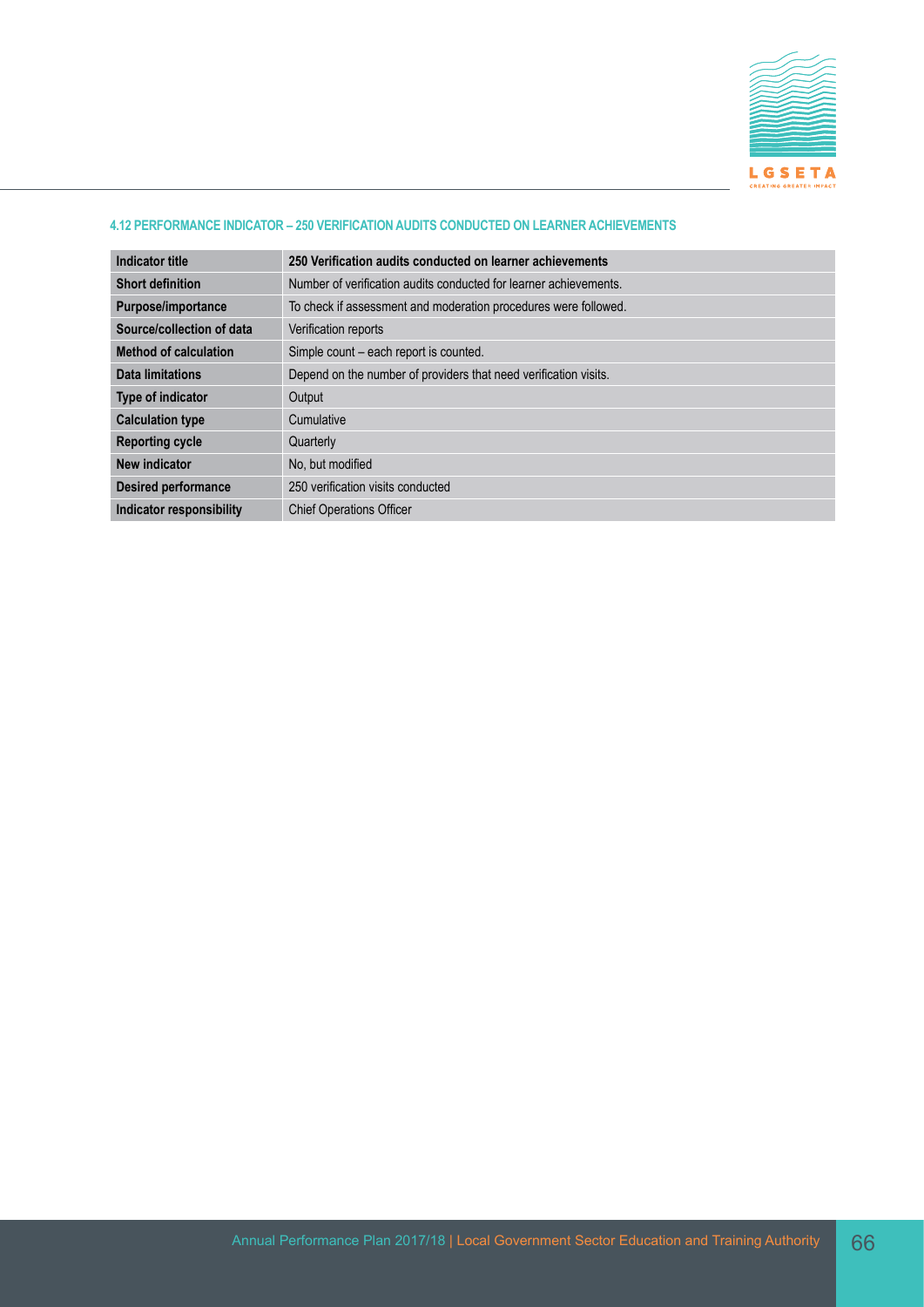#### 4.12 PERFORMANCE INDICATOR – 250 VERIFICATION AUDITS CONDUCTED ON LEARNER ACHIEVEMENTS

| **Indicator title** | **250 Verification audits conducted on learner achievements** |
|---|---|
| **Short definition** | Number of verification audits conducted for learner achievements. |
| **Purpose/importance** | To check if assessment and moderation procedures were followed. |
| **Source/collection of data** | Verification reports |
| **Method of calculation** | Simple count – each report is counted. |
| **Data limitations** | Depend on the number of providers that need verification visits. |
| **Type of indicator** | Output |
| **Calculation type** | Cumulative |
| **Reporting cycle** | Quarterly |
| **New indicator** | No, but modified |
| **Desired performance** | 250 verification visits conducted |
| **Indicator responsibility** | Chief Operations Officer |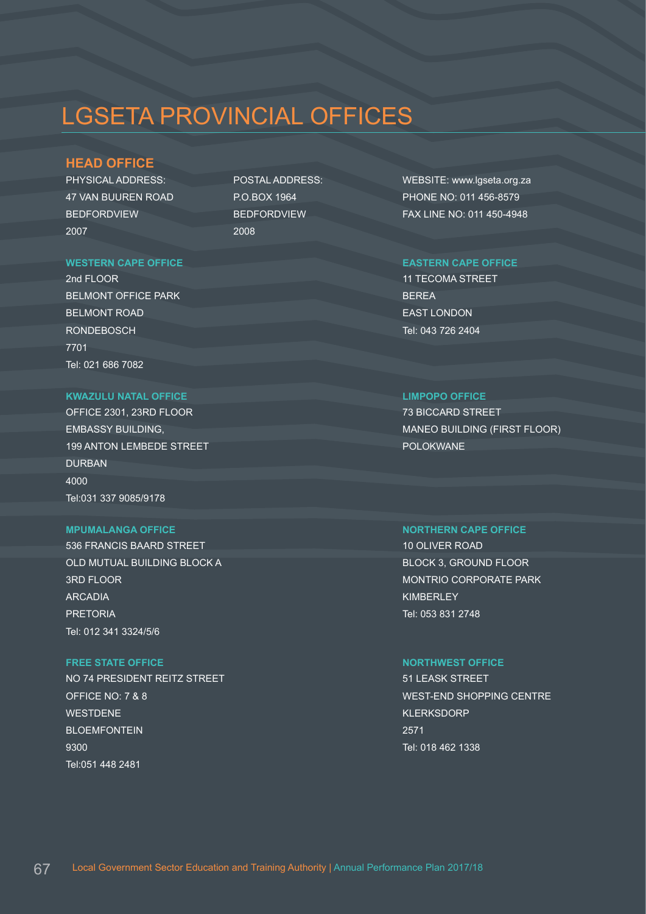# LGSETA PROVINCIAL OFFICES

## HEAD OFFICE

PHYSICAL ADDRESS:
47 VAN BUUREN ROAD
BEDFORDVIEW
2007

POSTAL ADDRESS:
P.O.BOX 1964
BEDFORDVIEW
2008

WEBSITE: www.lgseta.org.za
PHONE NO: 011 456-8579
FAX LINE NO: 011 450-4948

### WESTERN CAPE OFFICE

2nd FLOOR
BELMONT OFFICE PARK
BELMONT ROAD
RONDEBOSCH
7701
Tel: 021 686 7082

### EASTERN CAPE OFFICE

11 TECOMA STREET
BEREA
EAST LONDON
Tel: 043 726 2404

### KWAZULU NATAL OFFICE

OFFICE 2301, 23RD FLOOR
EMBASSY BUILDING,
199 ANTON LEMBEDE STREET
DURBAN
4000
Tel:031 337 9085/9178

### LIMPOPO OFFICE

73 BICCARD STREET
MANEO BUILDING (FIRST FLOOR)
POLOKWANE

### MPUMALANGA OFFICE

536 FRANCIS BAARD STREET
OLD MUTUAL BUILDING BLOCK A
3RD FLOOR
ARCADIA
PRETORIA
Tel: 012 341 3324/5/6

### NORTHERN CAPE OFFICE

10 OLIVER ROAD
BLOCK 3, GROUND FLOOR
MONTRIO CORPORATE PARK
KIMBERLEY
Tel: 053 831 2748

### FREE STATE OFFICE

NO 74 PRESIDENT REITZ STREET
OFFICE NO: 7 & 8
WESTDENE
BLOEMFONTEIN
9300
Tel:051 448 2481

### NORTHWEST OFFICE

51 LEASK STREET
WEST-END SHOPPING CENTRE
KLERKSDORP
2571
Tel: 018 462 1338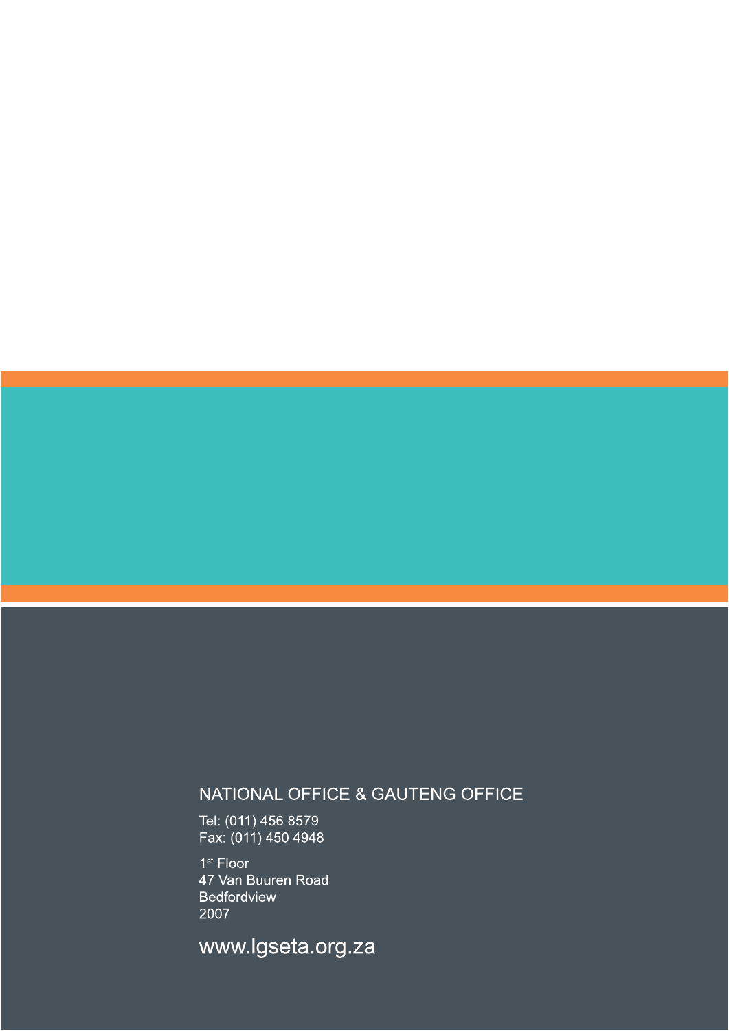NATIONAL OFFICE & GAUTENG OFFICE

Tel: (011) 456 8579
Fax: (011) 450 4948

1st Floor
47 Van Buuren Road
Bedfordview
2007

www.lgseta.org.za